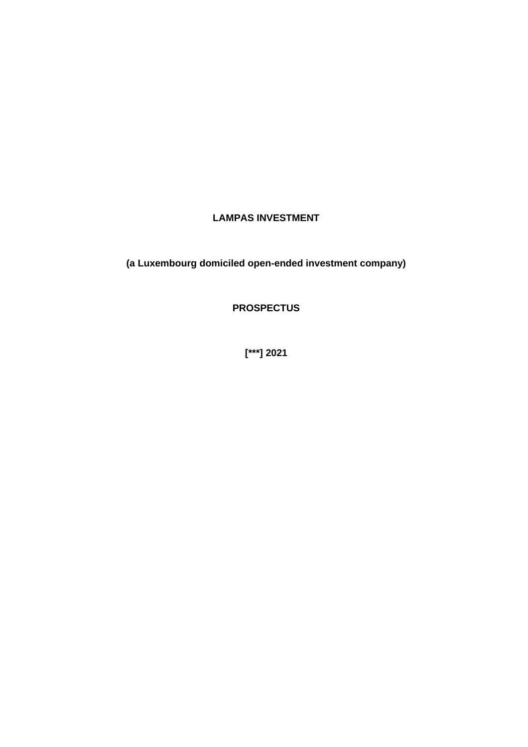# LAMPAS INVESTMENT

**(a Luxembourg domiciled open-ended investment company)**

**PROSPECTUS**

**[***] 2021**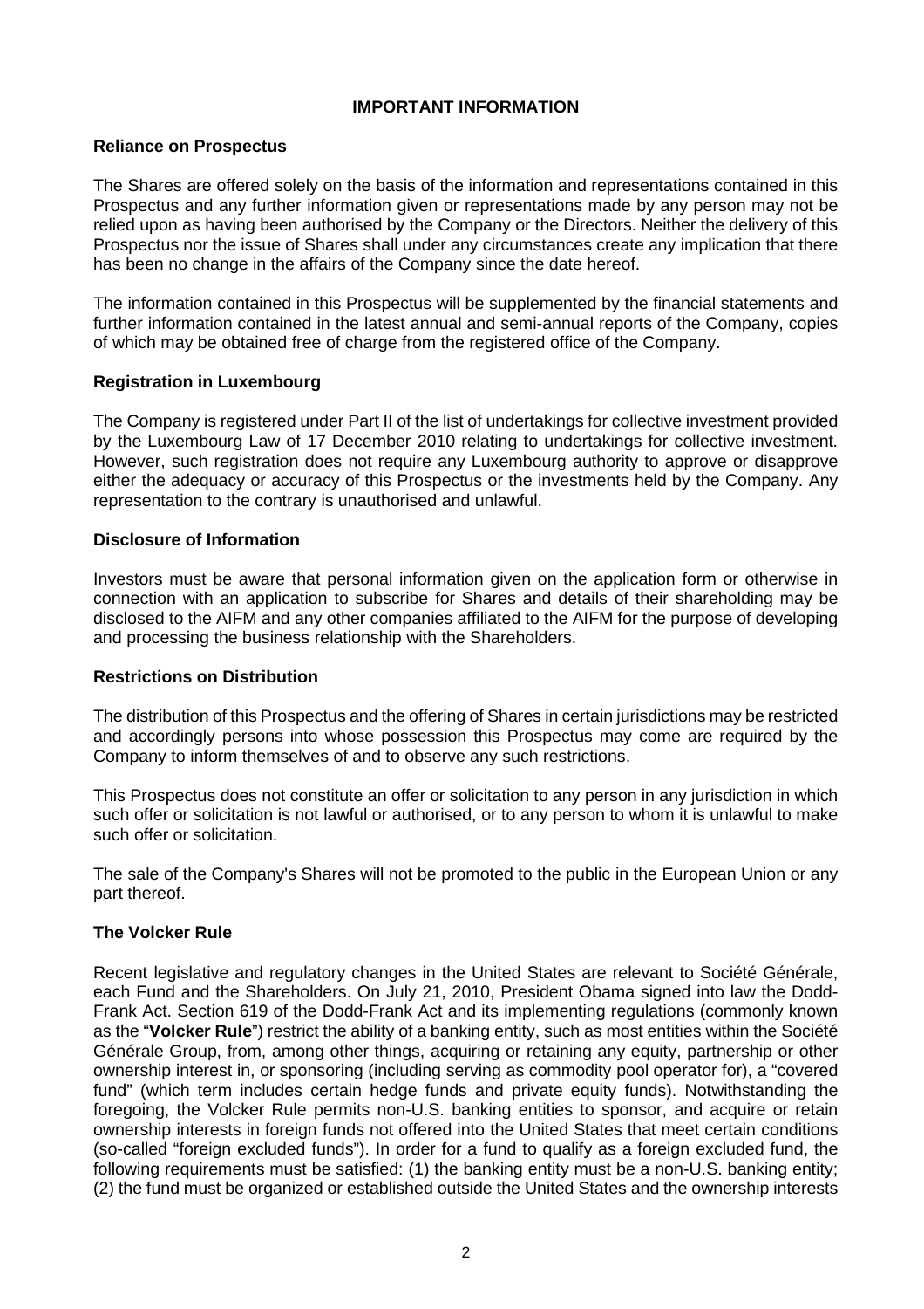# IMPORTANT INFORMATION

### Reliance on Prospectus

The Shares are offered solely on the basis of the information and representations contained in this Prospectus and any further information given or representations made by any person may not be relied upon as having been authorised by the Company or the Directors. Neither the delivery of this Prospectus nor the issue of Shares shall under any circumstances create any implication that there has been no change in the affairs of the Company since the date hereof.

The information contained in this Prospectus will be supplemented by the financial statements and further information contained in the latest annual and semi-annual reports of the Company, copies of which may be obtained free of charge from the registered office of the Company.

### Registration in Luxembourg

The Company is registered under Part II of the list of undertakings for collective investment provided by the Luxembourg Law of 17 December 2010 relating to undertakings for collective investment. However, such registration does not require any Luxembourg authority to approve or disapprove either the adequacy or accuracy of this Prospectus or the investments held by the Company. Any representation to the contrary is unauthorised and unlawful.

### Disclosure of Information

Investors must be aware that personal information given on the application form or otherwise in connection with an application to subscribe for Shares and details of their shareholding may be disclosed to the AIFM and any other companies affiliated to the AIFM for the purpose of developing and processing the business relationship with the Shareholders.

### Restrictions on Distribution

The distribution of this Prospectus and the offering of Shares in certain jurisdictions may be restricted and accordingly persons into whose possession this Prospectus may come are required by the Company to inform themselves of and to observe any such restrictions.

This Prospectus does not constitute an offer or solicitation to any person in any jurisdiction in which such offer or solicitation is not lawful or authorised, or to any person to whom it is unlawful to make such offer or solicitation.

The sale of the Company's Shares will not be promoted to the public in the European Union or any part thereof.

### The Volcker Rule

Recent legislative and regulatory changes in the United States are relevant to Société Générale, each Fund and the Shareholders. On July 21, 2010, President Obama signed into law the Dodd-Frank Act. Section 619 of the Dodd-Frank Act and its implementing regulations (commonly known as the "**Volcker Rule**") restrict the ability of a banking entity, such as most entities within the Société Générale Group, from, among other things, acquiring or retaining any equity, partnership or other ownership interest in, or sponsoring (including serving as commodity pool operator for), a "covered fund" (which term includes certain hedge funds and private equity funds). Notwithstanding the foregoing, the Volcker Rule permits non-U.S. banking entities to sponsor, and acquire or retain ownership interests in foreign funds not offered into the United States that meet certain conditions (so-called "foreign excluded funds"). In order for a fund to qualify as a foreign excluded fund, the following requirements must be satisfied: (1) the banking entity must be a non-U.S. banking entity; (2) the fund must be organized or established outside the United States and the ownership interests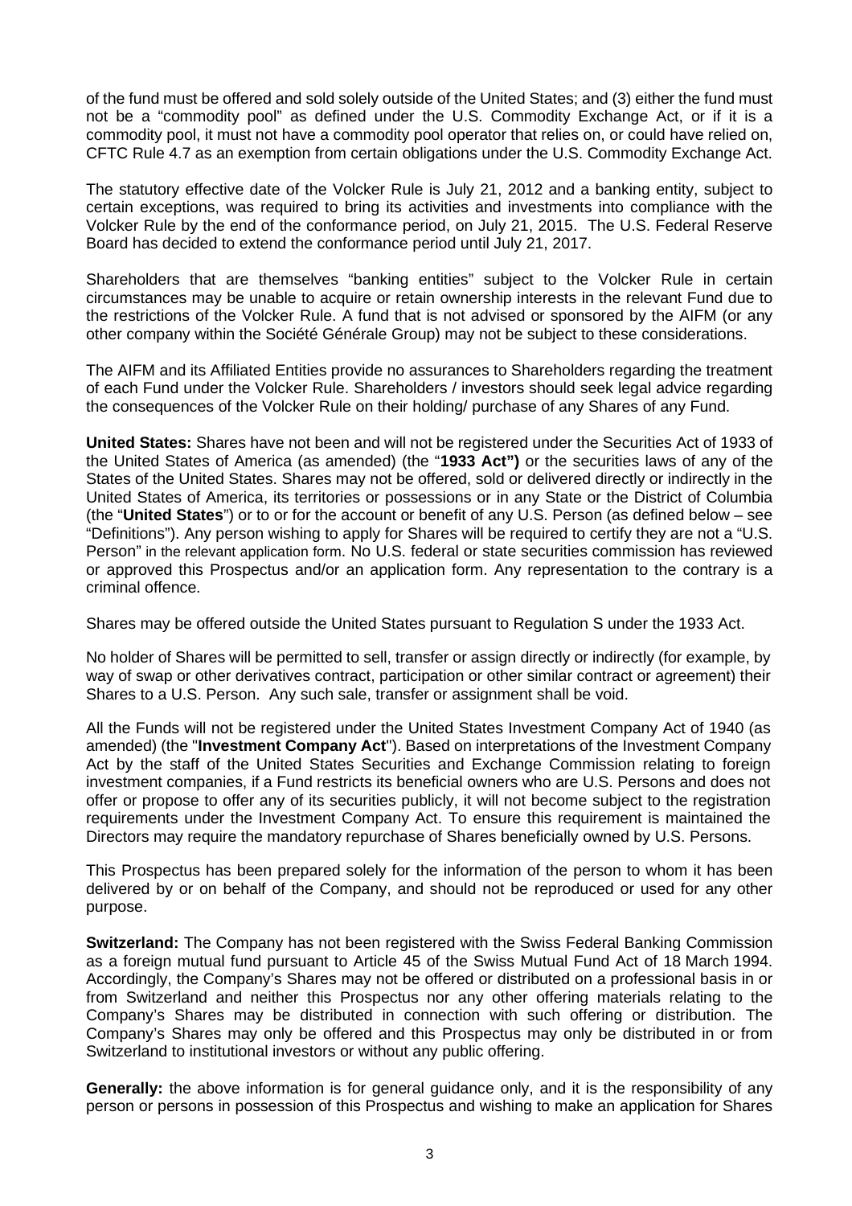of the fund must be offered and sold solely outside of the United States; and (3) either the fund must not be a "commodity pool" as defined under the U.S. Commodity Exchange Act, or if it is a commodity pool, it must not have a commodity pool operator that relies on, or could have relied on, CFTC Rule 4.7 as an exemption from certain obligations under the U.S. Commodity Exchange Act.

The statutory effective date of the Volcker Rule is July 21, 2012 and a banking entity, subject to certain exceptions, was required to bring its activities and investments into compliance with the Volcker Rule by the end of the conformance period, on July 21, 2015. The U.S. Federal Reserve Board has decided to extend the conformance period until July 21, 2017.

Shareholders that are themselves "banking entities" subject to the Volcker Rule in certain circumstances may be unable to acquire or retain ownership interests in the relevant Fund due to the restrictions of the Volcker Rule. A fund that is not advised or sponsored by the AIFM (or any other company within the Société Générale Group) may not be subject to these considerations.

The AIFM and its Affiliated Entities provide no assurances to Shareholders regarding the treatment of each Fund under the Volcker Rule. Shareholders / investors should seek legal advice regarding the consequences of the Volcker Rule on their holding/ purchase of any Shares of any Fund.

**United States:** Shares have not been and will not be registered under the Securities Act of 1933 of the United States of America (as amended) (the "**1933 Act")** or the securities laws of any of the States of the United States. Shares may not be offered, sold or delivered directly or indirectly in the United States of America, its territories or possessions or in any State or the District of Columbia (the "**United States**") or to or for the account or benefit of any U.S. Person (as defined below – see "Definitions"). Any person wishing to apply for Shares will be required to certify they are not a "U.S. Person" in the relevant application form. No U.S. federal or state securities commission has reviewed or approved this Prospectus and/or an application form. Any representation to the contrary is a criminal offence.

Shares may be offered outside the United States pursuant to Regulation S under the 1933 Act.

No holder of Shares will be permitted to sell, transfer or assign directly or indirectly (for example, by way of swap or other derivatives contract, participation or other similar contract or agreement) their Shares to a U.S. Person. Any such sale, transfer or assignment shall be void.

All the Funds will not be registered under the United States Investment Company Act of 1940 (as amended) (the "**Investment Company Act**"). Based on interpretations of the Investment Company Act by the staff of the United States Securities and Exchange Commission relating to foreign investment companies, if a Fund restricts its beneficial owners who are U.S. Persons and does not offer or propose to offer any of its securities publicly, it will not become subject to the registration requirements under the Investment Company Act. To ensure this requirement is maintained the Directors may require the mandatory repurchase of Shares beneficially owned by U.S. Persons.

This Prospectus has been prepared solely for the information of the person to whom it has been delivered by or on behalf of the Company, and should not be reproduced or used for any other purpose.

**Switzerland:** The Company has not been registered with the Swiss Federal Banking Commission as a foreign mutual fund pursuant to Article 45 of the Swiss Mutual Fund Act of 18 March 1994. Accordingly, the Company's Shares may not be offered or distributed on a professional basis in or from Switzerland and neither this Prospectus nor any other offering materials relating to the Company's Shares may be distributed in connection with such offering or distribution. The Company's Shares may only be offered and this Prospectus may only be distributed in or from Switzerland to institutional investors or without any public offering.

**Generally:** the above information is for general guidance only, and it is the responsibility of any person or persons in possession of this Prospectus and wishing to make an application for Shares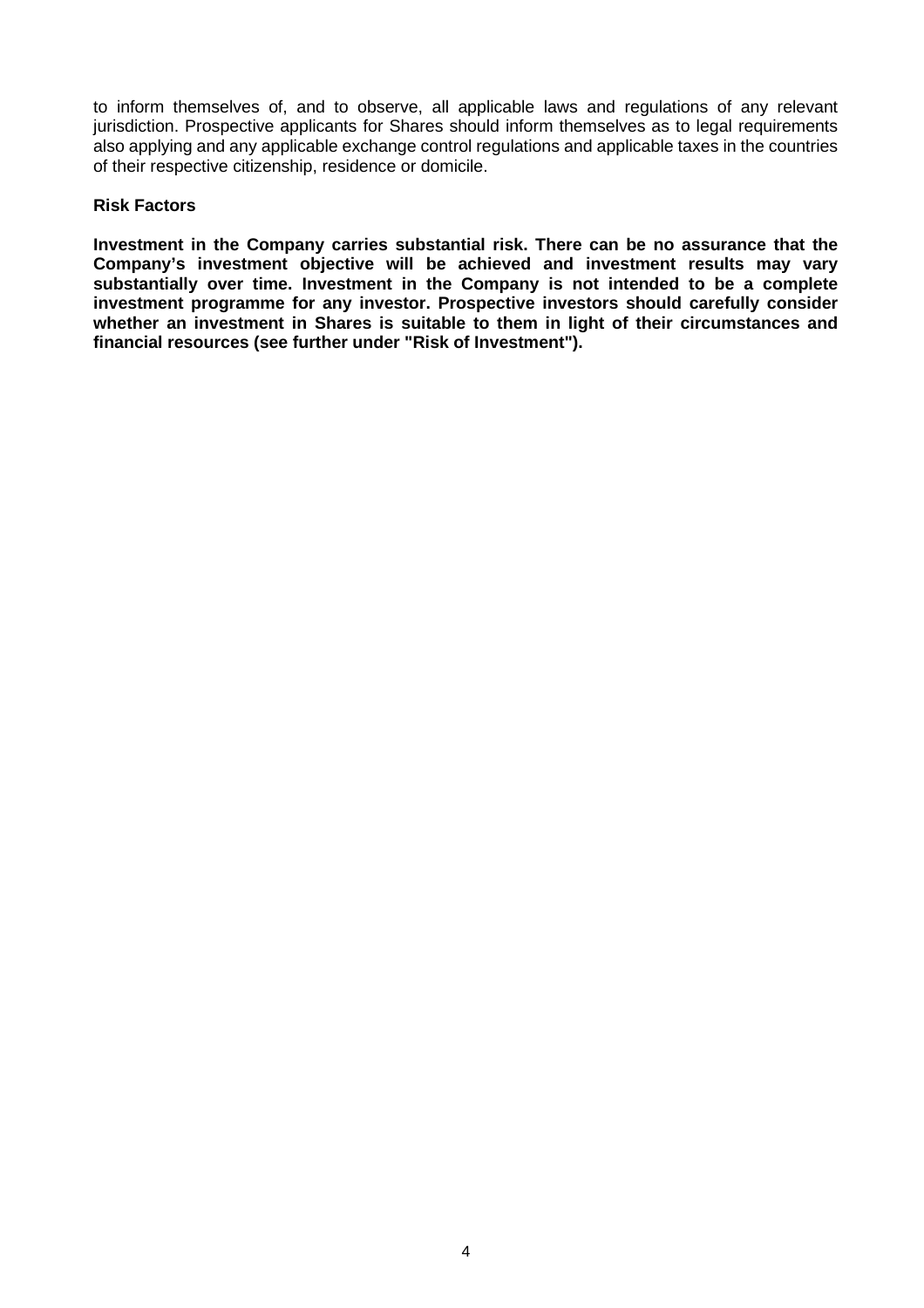to inform themselves of, and to observe, all applicable laws and regulations of any relevant jurisdiction. Prospective applicants for Shares should inform themselves as to legal requirements also applying and any applicable exchange control regulations and applicable taxes in the countries of their respective citizenship, residence or domicile.

**Risk Factors**

**Investment in the Company carries substantial risk. There can be no assurance that the Company's investment objective will be achieved and investment results may vary substantially over time. Investment in the Company is not intended to be a complete investment programme for any investor. Prospective investors should carefully consider whether an investment in Shares is suitable to them in light of their circumstances and financial resources (see further under "Risk of Investment").**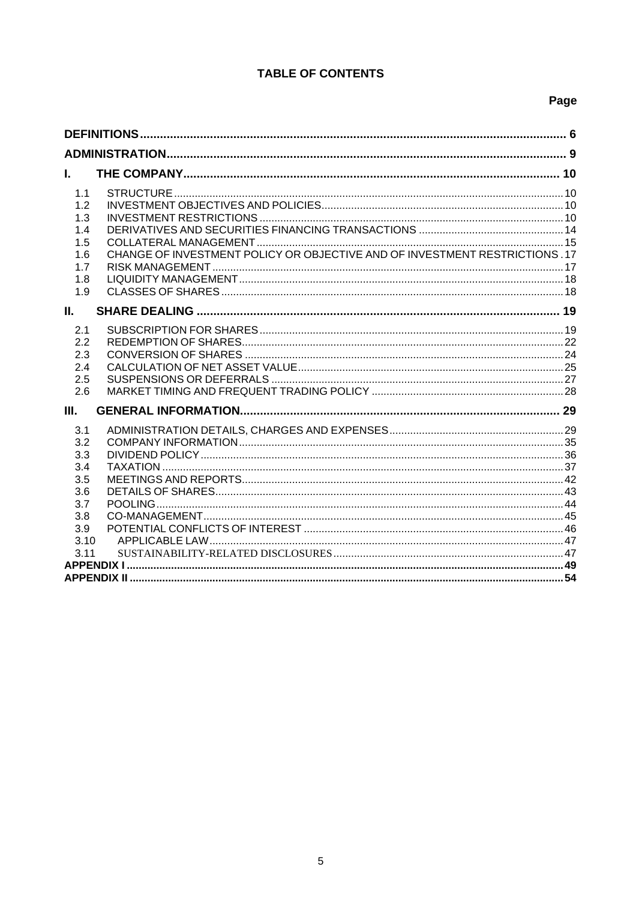# TABLE OF CONTENTS

| | | Page |
|---|---|---|
| **DEFINITIONS** | | **6** |
| **ADMINISTRATION** | | **9** |
| **I.** | **THE COMPANY** | **10** |
| 1.1 | STRUCTURE | 10 |
| 1.2 | INVESTMENT OBJECTIVES AND POLICIES | 10 |
| 1.3 | INVESTMENT RESTRICTIONS | 10 |
| 1.4 | DERIVATIVES AND SECURITIES FINANCING TRANSACTIONS | 14 |
| 1.5 | COLLATERAL MANAGEMENT | 15 |
| 1.6 | CHANGE OF INVESTMENT POLICY OR OBJECTIVE AND OF INVESTMENT RESTRICTIONS | 17 |
| 1.7 | RISK MANAGEMENT | 17 |
| 1.8 | LIQUIDITY MANAGEMENT | 18 |
| 1.9 | CLASSES OF SHARES | 18 |
| **II.** | **SHARE DEALING** | **19** |
| 2.1 | SUBSCRIPTION FOR SHARES | 19 |
| 2.2 | REDEMPTION OF SHARES | 22 |
| 2.3 | CONVERSION OF SHARES | 24 |
| 2.4 | CALCULATION OF NET ASSET VALUE | 25 |
| 2.5 | SUSPENSIONS OR DEFERRALS | 27 |
| 2.6 | MARKET TIMING AND FREQUENT TRADING POLICY | 28 |
| **III.** | **GENERAL INFORMATION** | **29** |
| 3.1 | ADMINISTRATION DETAILS, CHARGES AND EXPENSES | 29 |
| 3.2 | COMPANY INFORMATION | 35 |
| 3.3 | DIVIDEND POLICY | 36 |
| 3.4 | TAXATION | 37 |
| 3.5 | MEETINGS AND REPORTS | 42 |
| 3.6 | DETAILS OF SHARES | 43 |
| 3.7 | POOLING | 44 |
| 3.8 | CO-MANAGEMENT | 45 |
| 3.9 | POTENTIAL CONFLICTS OF INTEREST | 46 |
| 3.10 | APPLICABLE LAW | 47 |
| 3.11 | SUSTAINABILITY-RELATED DISCLOSURES | 47 |
| **APPENDIX I** | | **49** |
| **APPENDIX II** | | **54** |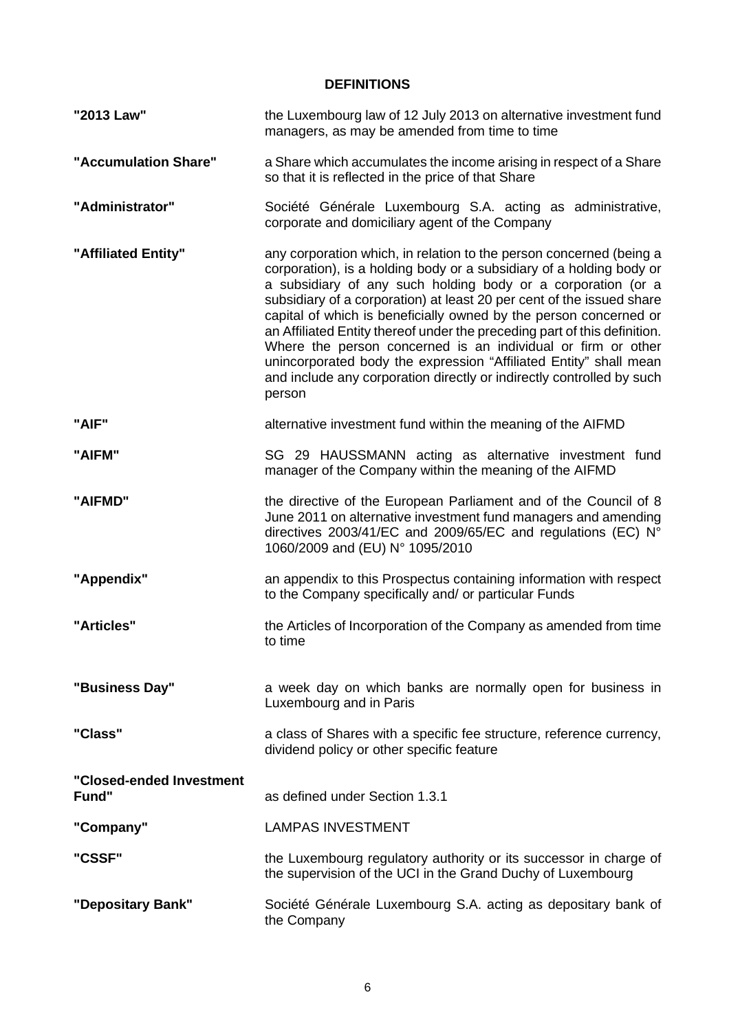## DEFINITIONS

| | |
|---|---|
| **"2013 Law"** | the Luxembourg law of 12 July 2013 on alternative investment fund managers, as may be amended from time to time |
| **"Accumulation Share"** | a Share which accumulates the income arising in respect of a Share so that it is reflected in the price of that Share |
| **"Administrator"** | Société Générale Luxembourg S.A. acting as administrative, corporate and domiciliary agent of the Company |
| **"Affiliated Entity"** | any corporation which, in relation to the person concerned (being a corporation), is a holding body or a subsidiary of a holding body or a subsidiary of any such holding body or a corporation (or a subsidiary of a corporation) at least 20 per cent of the issued share capital of which is beneficially owned by the person concerned or an Affiliated Entity thereof under the preceding part of this definition. Where the person concerned is an individual or firm or other unincorporated body the expression "Affiliated Entity" shall mean and include any corporation directly or indirectly controlled by such person |
| **"AIF"** | alternative investment fund within the meaning of the AIFMD |
| **"AIFM"** | SG 29 HAUSSMANN acting as alternative investment fund manager of the Company within the meaning of the AIFMD |
| **"AIFMD"** | the directive of the European Parliament and of the Council of 8 June 2011 on alternative investment fund managers and amending directives 2003/41/EC and 2009/65/EC and regulations (EC) N° 1060/2009 and (EU) N° 1095/2010 |
| **"Appendix"** | an appendix to this Prospectus containing information with respect to the Company specifically and/ or particular Funds |
| **"Articles"** | the Articles of Incorporation of the Company as amended from time to time |
| **"Business Day"** | a week day on which banks are normally open for business in Luxembourg and in Paris |
| **"Class"** | a class of Shares with a specific fee structure, reference currency, dividend policy or other specific feature |
| **"Closed-ended Investment Fund"** | as defined under Section 1.3.1 |
| **"Company"** | LAMPAS INVESTMENT |
| **"CSSF"** | the Luxembourg regulatory authority or its successor in charge of the supervision of the UCI in the Grand Duchy of Luxembourg |
| **"Depositary Bank"** | Société Générale Luxembourg S.A. acting as depositary bank of the Company |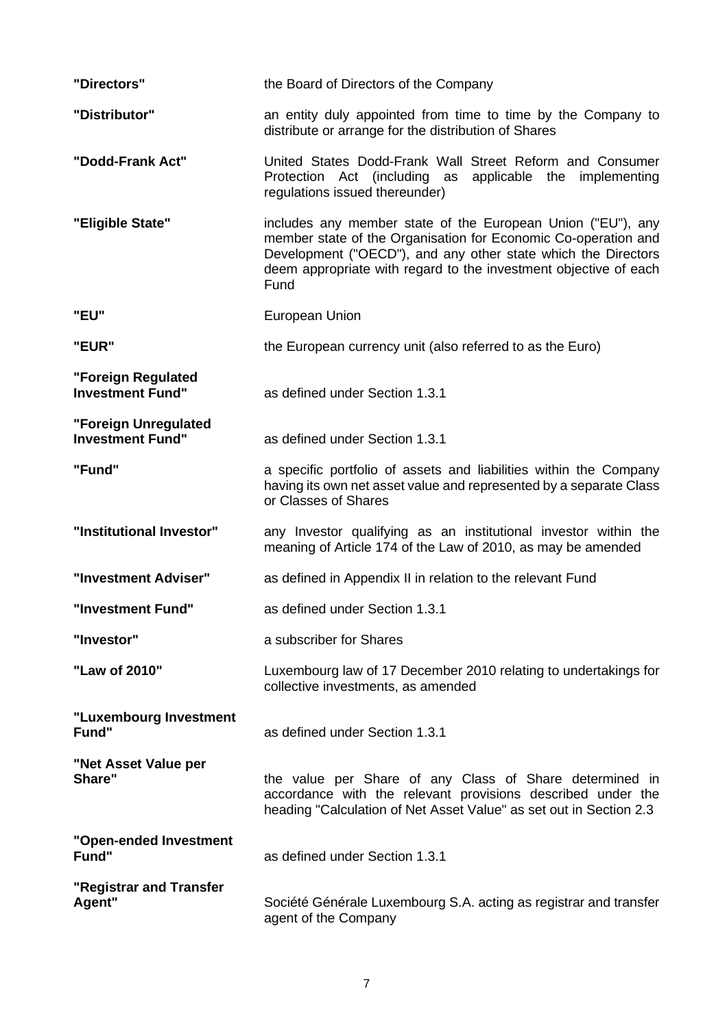| | |
|---|---|
| **"Directors"** | the Board of Directors of the Company |
| **"Distributor"** | an entity duly appointed from time to time by the Company to distribute or arrange for the distribution of Shares |
| **"Dodd-Frank Act"** | United States Dodd-Frank Wall Street Reform and Consumer Protection Act (including as applicable the implementing regulations issued thereunder) |
| **"Eligible State"** | includes any member state of the European Union ("EU"), any member state of the Organisation for Economic Co-operation and Development ("OECD"), and any other state which the Directors deem appropriate with regard to the investment objective of each Fund |
| **"EU"** | European Union |
| **"EUR"** | the European currency unit (also referred to as the Euro) |
| **"Foreign Regulated Investment Fund"** | as defined under Section 1.3.1 |
| **"Foreign Unregulated Investment Fund"** | as defined under Section 1.3.1 |
| **"Fund"** | a specific portfolio of assets and liabilities within the Company having its own net asset value and represented by a separate Class or Classes of Shares |
| **"Institutional Investor"** | any Investor qualifying as an institutional investor within the meaning of Article 174 of the Law of 2010, as may be amended |
| **"Investment Adviser"** | as defined in Appendix II in relation to the relevant Fund |
| **"Investment Fund"** | as defined under Section 1.3.1 |
| **"Investor"** | a subscriber for Shares |
| **"Law of 2010"** | Luxembourg law of 17 December 2010 relating to undertakings for collective investments, as amended |
| **"Luxembourg Investment Fund"** | as defined under Section 1.3.1 |
| **"Net Asset Value per Share"** | the value per Share of any Class of Share determined in accordance with the relevant provisions described under the heading "Calculation of Net Asset Value" as set out in Section 2.3 |
| **"Open-ended Investment Fund"** | as defined under Section 1.3.1 |
| **"Registrar and Transfer Agent"** | Société Générale Luxembourg S.A. acting as registrar and transfer agent of the Company |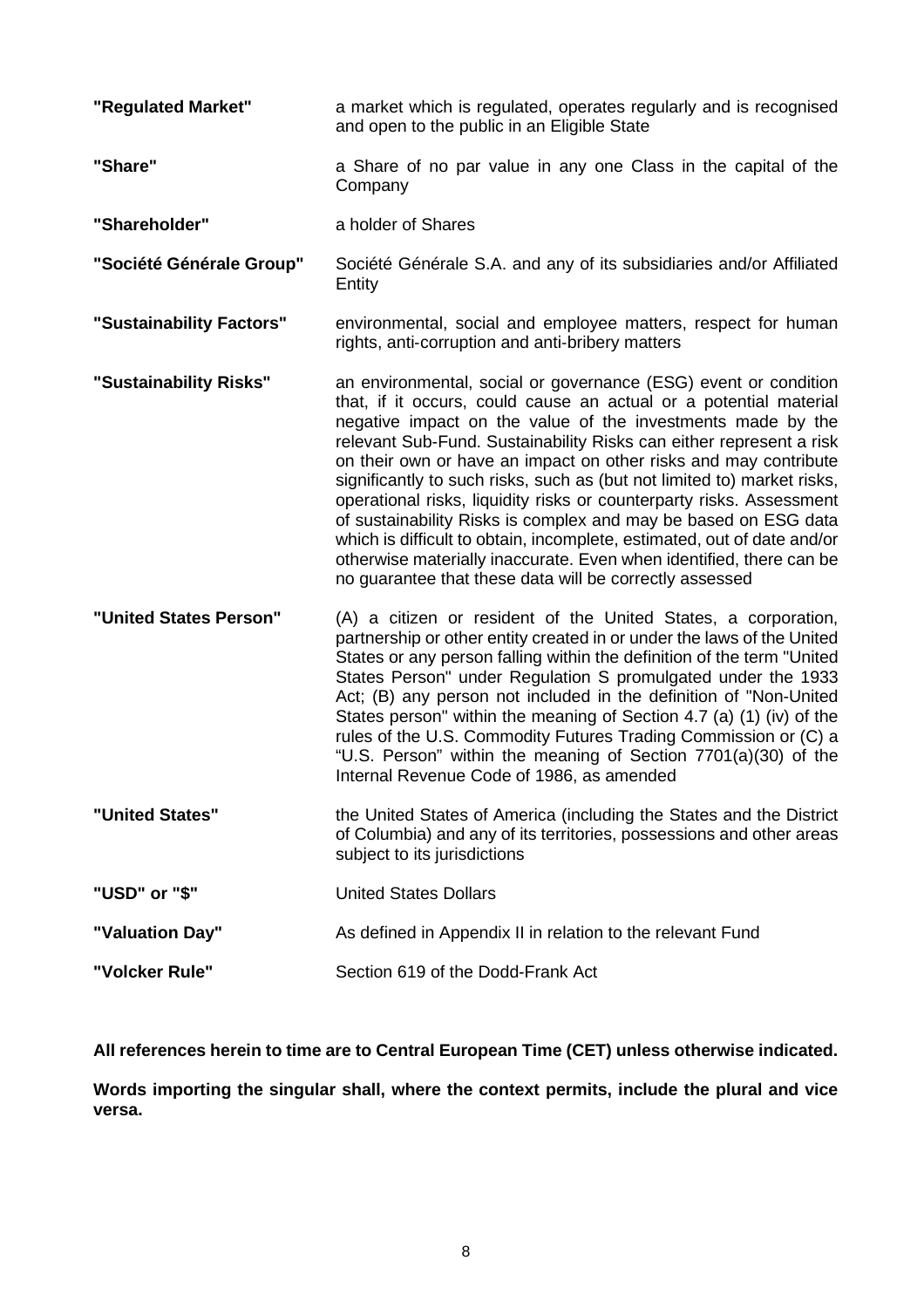| | |
|---|---|
| **"Regulated Market"** | a market which is regulated, operates regularly and is recognised and open to the public in an Eligible State |
| **"Share"** | a Share of no par value in any one Class in the capital of the Company |
| **"Shareholder"** | a holder of Shares |
| **"Société Générale Group"** | Société Générale S.A. and any of its subsidiaries and/or Affiliated Entity |
| **"Sustainability Factors"** | environmental, social and employee matters, respect for human rights, anti-corruption and anti-bribery matters |
| **"Sustainability Risks"** | an environmental, social or governance (ESG) event or condition that, if it occurs, could cause an actual or a potential material negative impact on the value of the investments made by the relevant Sub-Fund. Sustainability Risks can either represent a risk on their own or have an impact on other risks and may contribute significantly to such risks, such as (but not limited to) market risks, operational risks, liquidity risks or counterparty risks. Assessment of sustainability Risks is complex and may be based on ESG data which is difficult to obtain, incomplete, estimated, out of date and/or otherwise materially inaccurate. Even when identified, there can be no guarantee that these data will be correctly assessed |
| **"United States Person"** | (A) a citizen or resident of the United States, a corporation, partnership or other entity created in or under the laws of the United States or any person falling within the definition of the term "United States Person" under Regulation S promulgated under the 1933 Act; (B) any person not included in the definition of "Non-United States person" within the meaning of Section 4.7 (a) (1) (iv) of the rules of the U.S. Commodity Futures Trading Commission or (C) a "U.S. Person" within the meaning of Section 7701(a)(30) of the Internal Revenue Code of 1986, as amended |
| **"United States"** | the United States of America (including the States and the District of Columbia) and any of its territories, possessions and other areas subject to its jurisdictions |
| **"USD" or "$"** | United States Dollars |
| **"Valuation Day"** | As defined in Appendix II in relation to the relevant Fund |
| **"Volcker Rule"** | Section 619 of the Dodd-Frank Act |

**All references herein to time are to Central European Time (CET) unless otherwise indicated.**

**Words importing the singular shall, where the context permits, include the plural and vice versa.**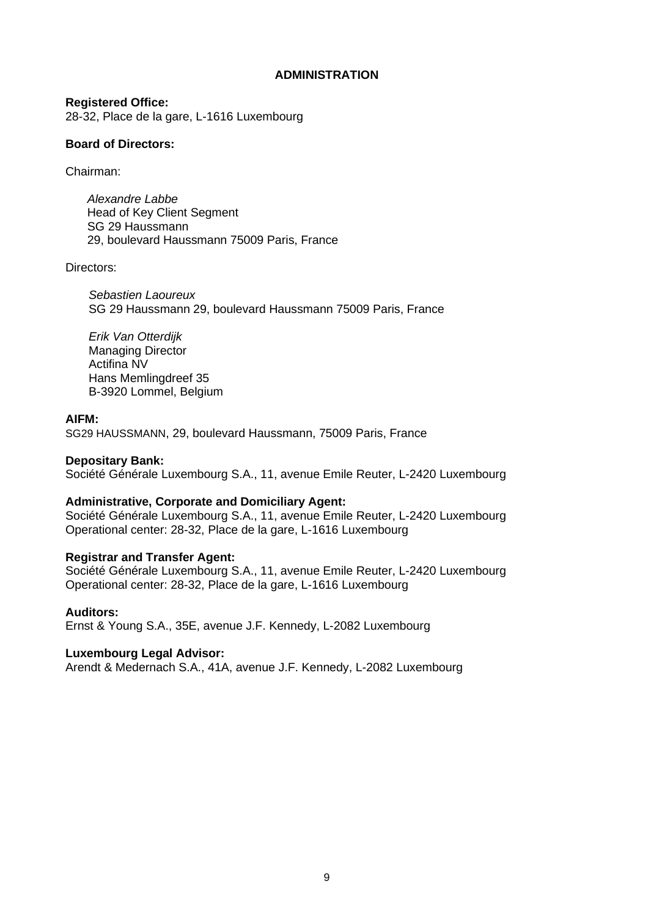# ADMINISTRATION

**Registered Office:**
28-32, Place de la gare, L-1616 Luxembourg

**Board of Directors:**

Chairman:

*Alexandre Labbe*
Head of Key Client Segment
SG 29 Haussmann
29, boulevard Haussmann 75009 Paris, France

Directors:

*Sebastien Laoureux*
SG 29 Haussmann 29, boulevard Haussmann 75009 Paris, France

*Erik Van Otterdijk*
Managing Director
Actifina NV
Hans Memlingdreef 35
B-3920 Lommel, Belgium

**AIFM:**
SG29 HAUSSMANN, 29, boulevard Haussmann, 75009 Paris, France

**Depositary Bank:**
Société Générale Luxembourg S.A., 11, avenue Emile Reuter, L-2420 Luxembourg

**Administrative, Corporate and Domiciliary Agent:**
Société Générale Luxembourg S.A., 11, avenue Emile Reuter, L-2420 Luxembourg
Operational center: 28-32, Place de la gare, L-1616 Luxembourg

**Registrar and Transfer Agent:**
Société Générale Luxembourg S.A., 11, avenue Emile Reuter, L-2420 Luxembourg
Operational center: 28-32, Place de la gare, L-1616 Luxembourg

**Auditors:**
Ernst & Young S.A., 35E, avenue J.F. Kennedy, L-2082 Luxembourg

**Luxembourg Legal Advisor:**
Arendt & Medernach S.A., 41A, avenue J.F. Kennedy, L-2082 Luxembourg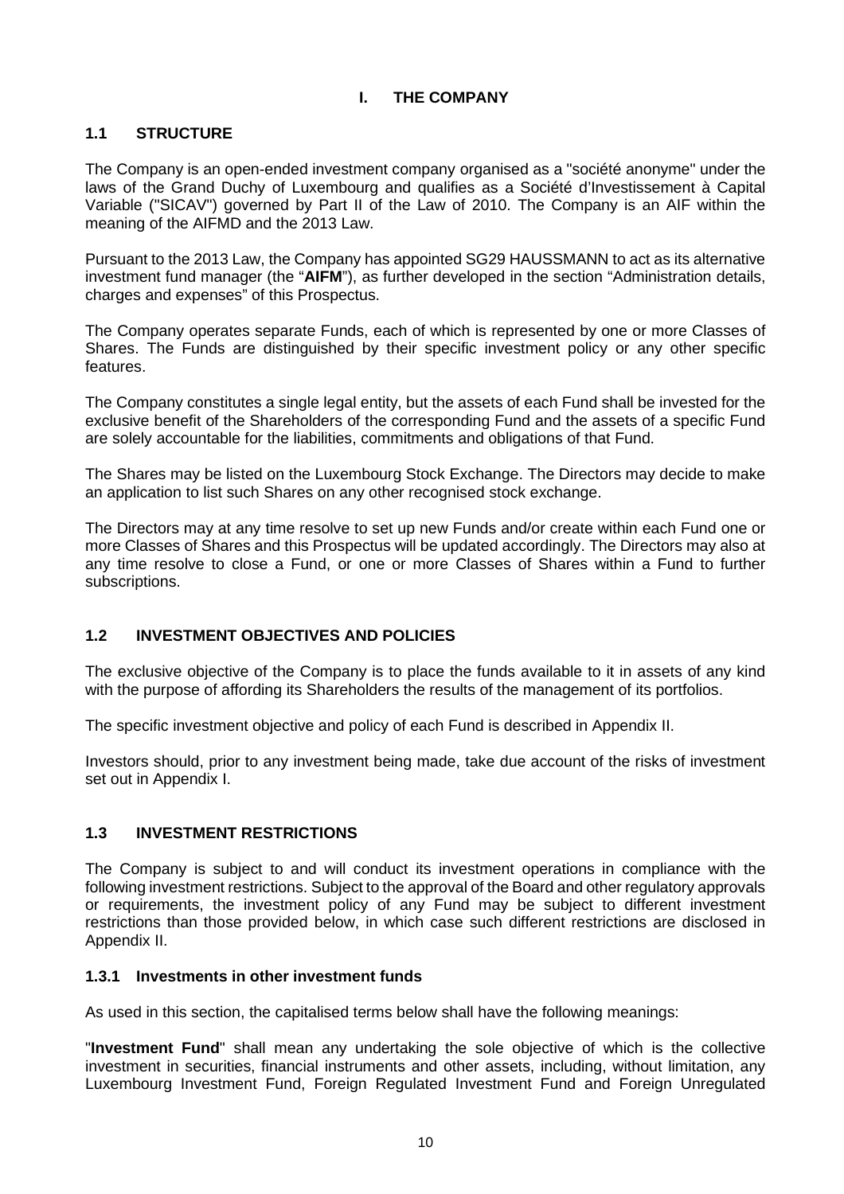# I. THE COMPANY

## 1.1 STRUCTURE

The Company is an open-ended investment company organised as a "société anonyme" under the laws of the Grand Duchy of Luxembourg and qualifies as a Société d'Investissement à Capital Variable ("SICAV") governed by Part II of the Law of 2010. The Company is an AIF within the meaning of the AIFMD and the 2013 Law.

Pursuant to the 2013 Law, the Company has appointed SG29 HAUSSMANN to act as its alternative investment fund manager (the "**AIFM**"), as further developed in the section "Administration details, charges and expenses" of this Prospectus.

The Company operates separate Funds, each of which is represented by one or more Classes of Shares. The Funds are distinguished by their specific investment policy or any other specific features.

The Company constitutes a single legal entity, but the assets of each Fund shall be invested for the exclusive benefit of the Shareholders of the corresponding Fund and the assets of a specific Fund are solely accountable for the liabilities, commitments and obligations of that Fund.

The Shares may be listed on the Luxembourg Stock Exchange. The Directors may decide to make an application to list such Shares on any other recognised stock exchange.

The Directors may at any time resolve to set up new Funds and/or create within each Fund one or more Classes of Shares and this Prospectus will be updated accordingly. The Directors may also at any time resolve to close a Fund, or one or more Classes of Shares within a Fund to further subscriptions.

## 1.2 INVESTMENT OBJECTIVES AND POLICIES

The exclusive objective of the Company is to place the funds available to it in assets of any kind with the purpose of affording its Shareholders the results of the management of its portfolios.

The specific investment objective and policy of each Fund is described in Appendix II.

Investors should, prior to any investment being made, take due account of the risks of investment set out in Appendix I.

## 1.3 INVESTMENT RESTRICTIONS

The Company is subject to and will conduct its investment operations in compliance with the following investment restrictions. Subject to the approval of the Board and other regulatory approvals or requirements, the investment policy of any Fund may be subject to different investment restrictions than those provided below, in which case such different restrictions are disclosed in Appendix II.

### 1.3.1 Investments in other investment funds

As used in this section, the capitalised terms below shall have the following meanings:

"**Investment Fund**" shall mean any undertaking the sole objective of which is the collective investment in securities, financial instruments and other assets, including, without limitation, any Luxembourg Investment Fund, Foreign Regulated Investment Fund and Foreign Unregulated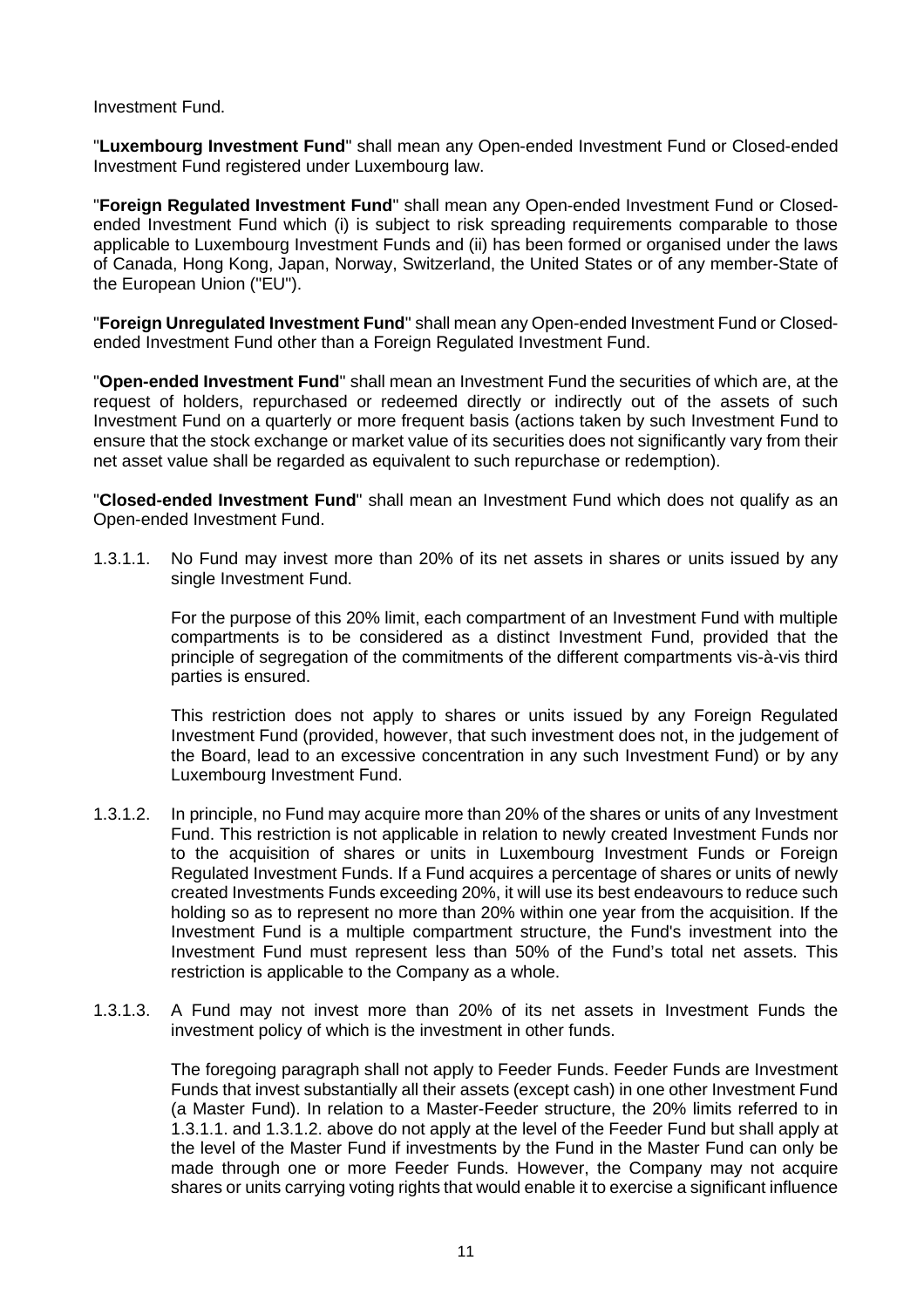Investment Fund.

"**Luxembourg Investment Fund**" shall mean any Open-ended Investment Fund or Closed-ended Investment Fund registered under Luxembourg law.

"**Foreign Regulated Investment Fund**" shall mean any Open-ended Investment Fund or Closed-ended Investment Fund which (i) is subject to risk spreading requirements comparable to those applicable to Luxembourg Investment Funds and (ii) has been formed or organised under the laws of Canada, Hong Kong, Japan, Norway, Switzerland, the United States or of any member-State of the European Union ("EU").

"**Foreign Unregulated Investment Fund**" shall mean any Open-ended Investment Fund or Closed-ended Investment Fund other than a Foreign Regulated Investment Fund.

"**Open-ended Investment Fund**" shall mean an Investment Fund the securities of which are, at the request of holders, repurchased or redeemed directly or indirectly out of the assets of such Investment Fund on a quarterly or more frequent basis (actions taken by such Investment Fund to ensure that the stock exchange or market value of its securities does not significantly vary from their net asset value shall be regarded as equivalent to such repurchase or redemption).

"**Closed-ended Investment Fund**" shall mean an Investment Fund which does not qualify as an Open-ended Investment Fund.

1.3.1.1. No Fund may invest more than 20% of its net assets in shares or units issued by any single Investment Fund.

For the purpose of this 20% limit, each compartment of an Investment Fund with multiple compartments is to be considered as a distinct Investment Fund, provided that the principle of segregation of the commitments of the different compartments vis-à-vis third parties is ensured.

This restriction does not apply to shares or units issued by any Foreign Regulated Investment Fund (provided, however, that such investment does not, in the judgement of the Board, lead to an excessive concentration in any such Investment Fund) or by any Luxembourg Investment Fund.

1.3.1.2. In principle, no Fund may acquire more than 20% of the shares or units of any Investment Fund. This restriction is not applicable in relation to newly created Investment Funds nor to the acquisition of shares or units in Luxembourg Investment Funds or Foreign Regulated Investment Funds. If a Fund acquires a percentage of shares or units of newly created Investments Funds exceeding 20%, it will use its best endeavours to reduce such holding so as to represent no more than 20% within one year from the acquisition. If the Investment Fund is a multiple compartment structure, the Fund's investment into the Investment Fund must represent less than 50% of the Fund's total net assets. This restriction is applicable to the Company as a whole.

1.3.1.3. A Fund may not invest more than 20% of its net assets in Investment Funds the investment policy of which is the investment in other funds.

The foregoing paragraph shall not apply to Feeder Funds. Feeder Funds are Investment Funds that invest substantially all their assets (except cash) in one other Investment Fund (a Master Fund). In relation to a Master-Feeder structure, the 20% limits referred to in 1.3.1.1. and 1.3.1.2. above do not apply at the level of the Feeder Fund but shall apply at the level of the Master Fund if investments by the Fund in the Master Fund can only be made through one or more Feeder Funds. However, the Company may not acquire shares or units carrying voting rights that would enable it to exercise a significant influence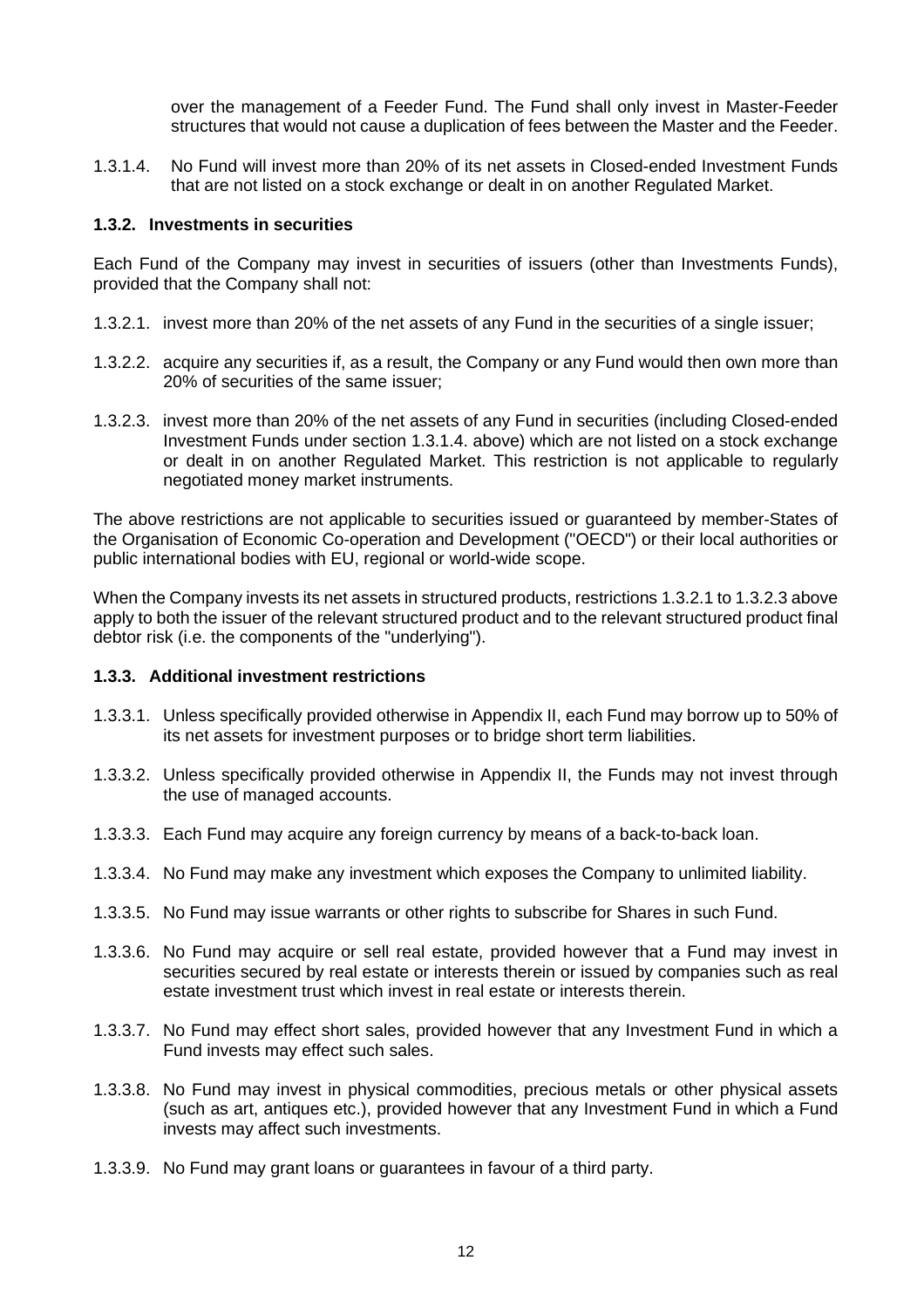over the management of a Feeder Fund. The Fund shall only invest in Master-Feeder structures that would not cause a duplication of fees between the Master and the Feeder.

1.3.1.4. No Fund will invest more than 20% of its net assets in Closed-ended Investment Funds that are not listed on a stock exchange or dealt in on another Regulated Market.

### 1.3.2. Investments in securities

Each Fund of the Company may invest in securities of issuers (other than Investments Funds), provided that the Company shall not:

1.3.2.1. invest more than 20% of the net assets of any Fund in the securities of a single issuer;

1.3.2.2. acquire any securities if, as a result, the Company or any Fund would then own more than 20% of securities of the same issuer;

1.3.2.3. invest more than 20% of the net assets of any Fund in securities (including Closed-ended Investment Funds under section 1.3.1.4. above) which are not listed on a stock exchange or dealt in on another Regulated Market. This restriction is not applicable to regularly negotiated money market instruments.

The above restrictions are not applicable to securities issued or guaranteed by member-States of the Organisation of Economic Co-operation and Development ("OECD") or their local authorities or public international bodies with EU, regional or world-wide scope.

When the Company invests its net assets in structured products, restrictions 1.3.2.1 to 1.3.2.3 above apply to both the issuer of the relevant structured product and to the relevant structured product final debtor risk (i.e. the components of the "underlying").

### 1.3.3. Additional investment restrictions

1.3.3.1. Unless specifically provided otherwise in Appendix II, each Fund may borrow up to 50% of its net assets for investment purposes or to bridge short term liabilities.

1.3.3.2. Unless specifically provided otherwise in Appendix II, the Funds may not invest through the use of managed accounts.

1.3.3.3. Each Fund may acquire any foreign currency by means of a back-to-back loan.

1.3.3.4. No Fund may make any investment which exposes the Company to unlimited liability.

1.3.3.5. No Fund may issue warrants or other rights to subscribe for Shares in such Fund.

1.3.3.6. No Fund may acquire or sell real estate, provided however that a Fund may invest in securities secured by real estate or interests therein or issued by companies such as real estate investment trust which invest in real estate or interests therein.

1.3.3.7. No Fund may effect short sales, provided however that any Investment Fund in which a Fund invests may effect such sales.

1.3.3.8. No Fund may invest in physical commodities, precious metals or other physical assets (such as art, antiques etc.), provided however that any Investment Fund in which a Fund invests may affect such investments.

1.3.3.9. No Fund may grant loans or guarantees in favour of a third party.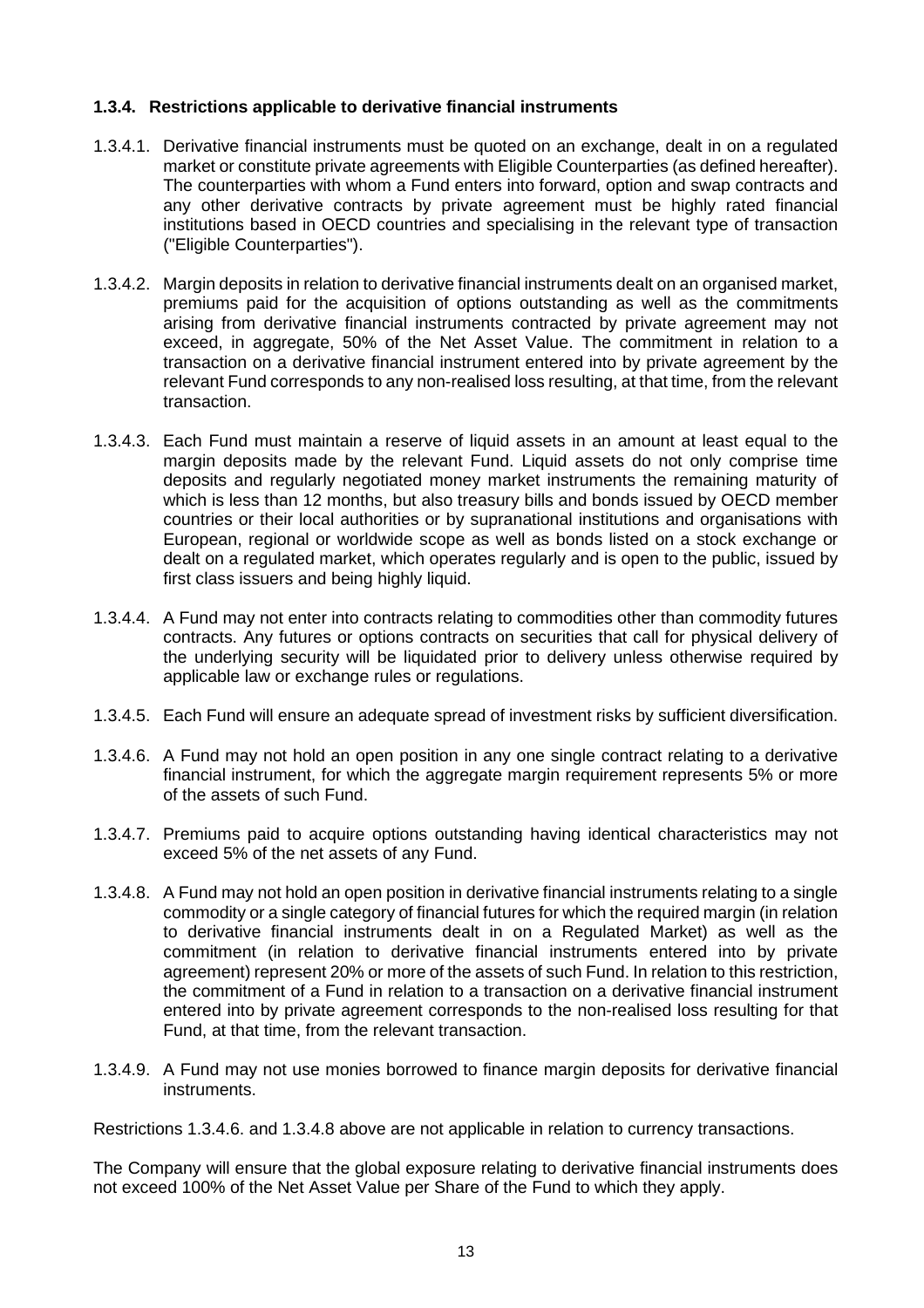### 1.3.4. Restrictions applicable to derivative financial instruments

1.3.4.1. Derivative financial instruments must be quoted on an exchange, dealt in on a regulated market or constitute private agreements with Eligible Counterparties (as defined hereafter). The counterparties with whom a Fund enters into forward, option and swap contracts and any other derivative contracts by private agreement must be highly rated financial institutions based in OECD countries and specialising in the relevant type of transaction ("Eligible Counterparties").

1.3.4.2. Margin deposits in relation to derivative financial instruments dealt on an organised market, premiums paid for the acquisition of options outstanding as well as the commitments arising from derivative financial instruments contracted by private agreement may not exceed, in aggregate, 50% of the Net Asset Value. The commitment in relation to a transaction on a derivative financial instrument entered into by private agreement by the relevant Fund corresponds to any non-realised loss resulting, at that time, from the relevant transaction.

1.3.4.3. Each Fund must maintain a reserve of liquid assets in an amount at least equal to the margin deposits made by the relevant Fund. Liquid assets do not only comprise time deposits and regularly negotiated money market instruments the remaining maturity of which is less than 12 months, but also treasury bills and bonds issued by OECD member countries or their local authorities or by supranational institutions and organisations with European, regional or worldwide scope as well as bonds listed on a stock exchange or dealt on a regulated market, which operates regularly and is open to the public, issued by first class issuers and being highly liquid.

1.3.4.4. A Fund may not enter into contracts relating to commodities other than commodity futures contracts. Any futures or options contracts on securities that call for physical delivery of the underlying security will be liquidated prior to delivery unless otherwise required by applicable law or exchange rules or regulations.

1.3.4.5. Each Fund will ensure an adequate spread of investment risks by sufficient diversification.

1.3.4.6. A Fund may not hold an open position in any one single contract relating to a derivative financial instrument, for which the aggregate margin requirement represents 5% or more of the assets of such Fund.

1.3.4.7. Premiums paid to acquire options outstanding having identical characteristics may not exceed 5% of the net assets of any Fund.

1.3.4.8. A Fund may not hold an open position in derivative financial instruments relating to a single commodity or a single category of financial futures for which the required margin (in relation to derivative financial instruments dealt in on a Regulated Market) as well as the commitment (in relation to derivative financial instruments entered into by private agreement) represent 20% or more of the assets of such Fund. In relation to this restriction, the commitment of a Fund in relation to a transaction on a derivative financial instrument entered into by private agreement corresponds to the non-realised loss resulting for that Fund, at that time, from the relevant transaction.

1.3.4.9. A Fund may not use monies borrowed to finance margin deposits for derivative financial instruments.

Restrictions 1.3.4.6. and 1.3.4.8 above are not applicable in relation to currency transactions.

The Company will ensure that the global exposure relating to derivative financial instruments does not exceed 100% of the Net Asset Value per Share of the Fund to which they apply.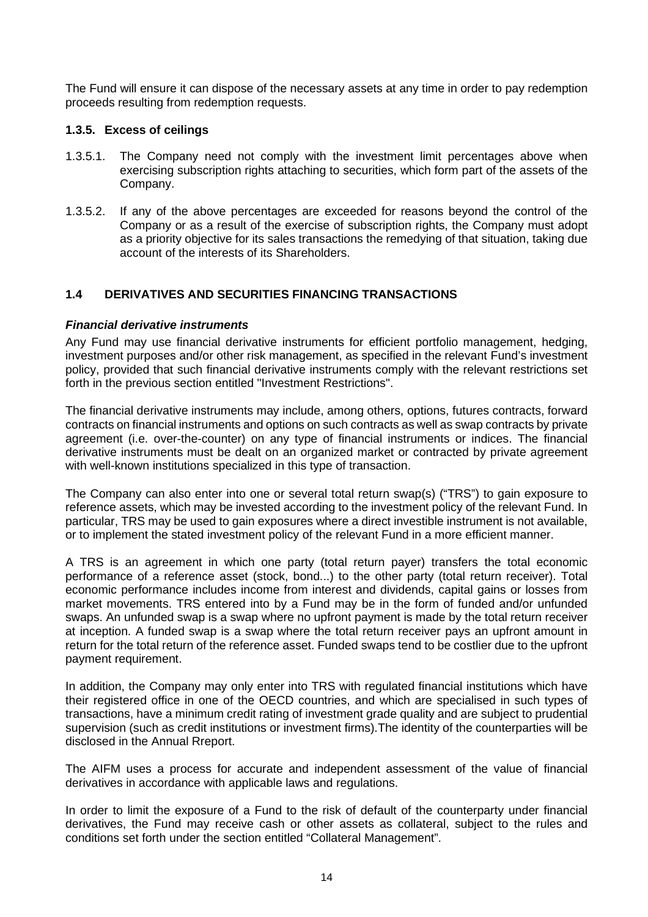The Fund will ensure it can dispose of the necessary assets at any time in order to pay redemption proceeds resulting from redemption requests.

### 1.3.5. Excess of ceilings

1.3.5.1. The Company need not comply with the investment limit percentages above when exercising subscription rights attaching to securities, which form part of the assets of the Company.

1.3.5.2. If any of the above percentages are exceeded for reasons beyond the control of the Company or as a result of the exercise of subscription rights, the Company must adopt as a priority objective for its sales transactions the remedying of that situation, taking due account of the interests of its Shareholders.

## 1.4 DERIVATIVES AND SECURITIES FINANCING TRANSACTIONS

***Financial derivative instruments***

Any Fund may use financial derivative instruments for efficient portfolio management, hedging, investment purposes and/or other risk management, as specified in the relevant Fund's investment policy, provided that such financial derivative instruments comply with the relevant restrictions set forth in the previous section entitled "Investment Restrictions".

The financial derivative instruments may include, among others, options, futures contracts, forward contracts on financial instruments and options on such contracts as well as swap contracts by private agreement (i.e. over-the-counter) on any type of financial instruments or indices. The financial derivative instruments must be dealt on an organized market or contracted by private agreement with well-known institutions specialized in this type of transaction.

The Company can also enter into one or several total return swap(s) ("TRS") to gain exposure to reference assets, which may be invested according to the investment policy of the relevant Fund. In particular, TRS may be used to gain exposures where a direct investible instrument is not available, or to implement the stated investment policy of the relevant Fund in a more efficient manner.

A TRS is an agreement in which one party (total return payer) transfers the total economic performance of a reference asset (stock, bond...) to the other party (total return receiver). Total economic performance includes income from interest and dividends, capital gains or losses from market movements. TRS entered into by a Fund may be in the form of funded and/or unfunded swaps. An unfunded swap is a swap where no upfront payment is made by the total return receiver at inception. A funded swap is a swap where the total return receiver pays an upfront amount in return for the total return of the reference asset. Funded swaps tend to be costlier due to the upfront payment requirement.

In addition, the Company may only enter into TRS with regulated financial institutions which have their registered office in one of the OECD countries, and which are specialised in such types of transactions, have a minimum credit rating of investment grade quality and are subject to prudential supervision (such as credit institutions or investment firms).The identity of the counterparties will be disclosed in the Annual Rreport.

The AIFM uses a process for accurate and independent assessment of the value of financial derivatives in accordance with applicable laws and regulations.

In order to limit the exposure of a Fund to the risk of default of the counterparty under financial derivatives, the Fund may receive cash or other assets as collateral, subject to the rules and conditions set forth under the section entitled "Collateral Management".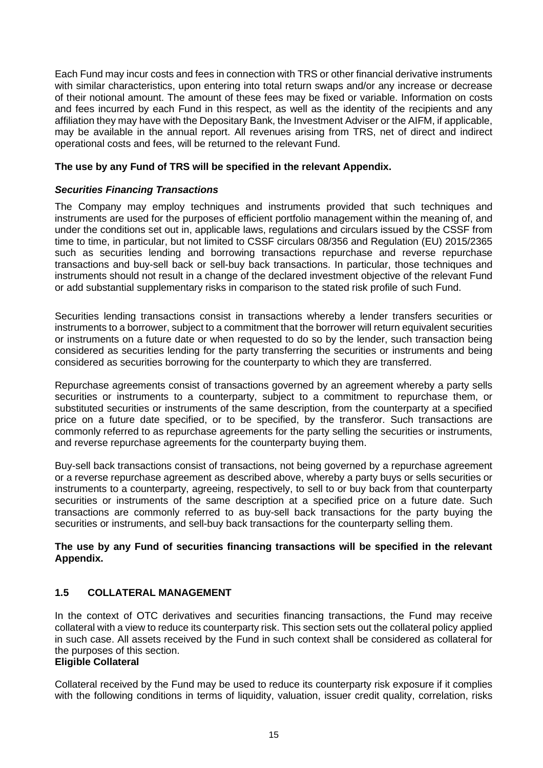Each Fund may incur costs and fees in connection with TRS or other financial derivative instruments with similar characteristics, upon entering into total return swaps and/or any increase or decrease of their notional amount. The amount of these fees may be fixed or variable. Information on costs and fees incurred by each Fund in this respect, as well as the identity of the recipients and any affiliation they may have with the Depositary Bank, the Investment Adviser or the AIFM, if applicable, may be available in the annual report. All revenues arising from TRS, net of direct and indirect operational costs and fees, will be returned to the relevant Fund.

**The use by any Fund of TRS will be specified in the relevant Appendix.**

***Securities Financing Transactions***

The Company may employ techniques and instruments provided that such techniques and instruments are used for the purposes of efficient portfolio management within the meaning of, and under the conditions set out in, applicable laws, regulations and circulars issued by the CSSF from time to time, in particular, but not limited to CSSF circulars 08/356 and Regulation (EU) 2015/2365 such as securities lending and borrowing transactions repurchase and reverse repurchase transactions and buy-sell back or sell-buy back transactions. In particular, those techniques and instruments should not result in a change of the declared investment objective of the relevant Fund or add substantial supplementary risks in comparison to the stated risk profile of such Fund.

Securities lending transactions consist in transactions whereby a lender transfers securities or instruments to a borrower, subject to a commitment that the borrower will return equivalent securities or instruments on a future date or when requested to do so by the lender, such transaction being considered as securities lending for the party transferring the securities or instruments and being considered as securities borrowing for the counterparty to which they are transferred.

Repurchase agreements consist of transactions governed by an agreement whereby a party sells securities or instruments to a counterparty, subject to a commitment to repurchase them, or substituted securities or instruments of the same description, from the counterparty at a specified price on a future date specified, or to be specified, by the transferor. Such transactions are commonly referred to as repurchase agreements for the party selling the securities or instruments, and reverse repurchase agreements for the counterparty buying them.

Buy-sell back transactions consist of transactions, not being governed by a repurchase agreement or a reverse repurchase agreement as described above, whereby a party buys or sells securities or instruments to a counterparty, agreeing, respectively, to sell to or buy back from that counterparty securities or instruments of the same description at a specified price on a future date. Such transactions are commonly referred to as buy-sell back transactions for the party buying the securities or instruments, and sell-buy back transactions for the counterparty selling them.

**The use by any Fund of securities financing transactions will be specified in the relevant Appendix.**

## 1.5 COLLATERAL MANAGEMENT

In the context of OTC derivatives and securities financing transactions, the Fund may receive collateral with a view to reduce its counterparty risk. This section sets out the collateral policy applied in such case. All assets received by the Fund in such context shall be considered as collateral for the purposes of this section.

**Eligible Collateral**

Collateral received by the Fund may be used to reduce its counterparty risk exposure if it complies with the following conditions in terms of liquidity, valuation, issuer credit quality, correlation, risks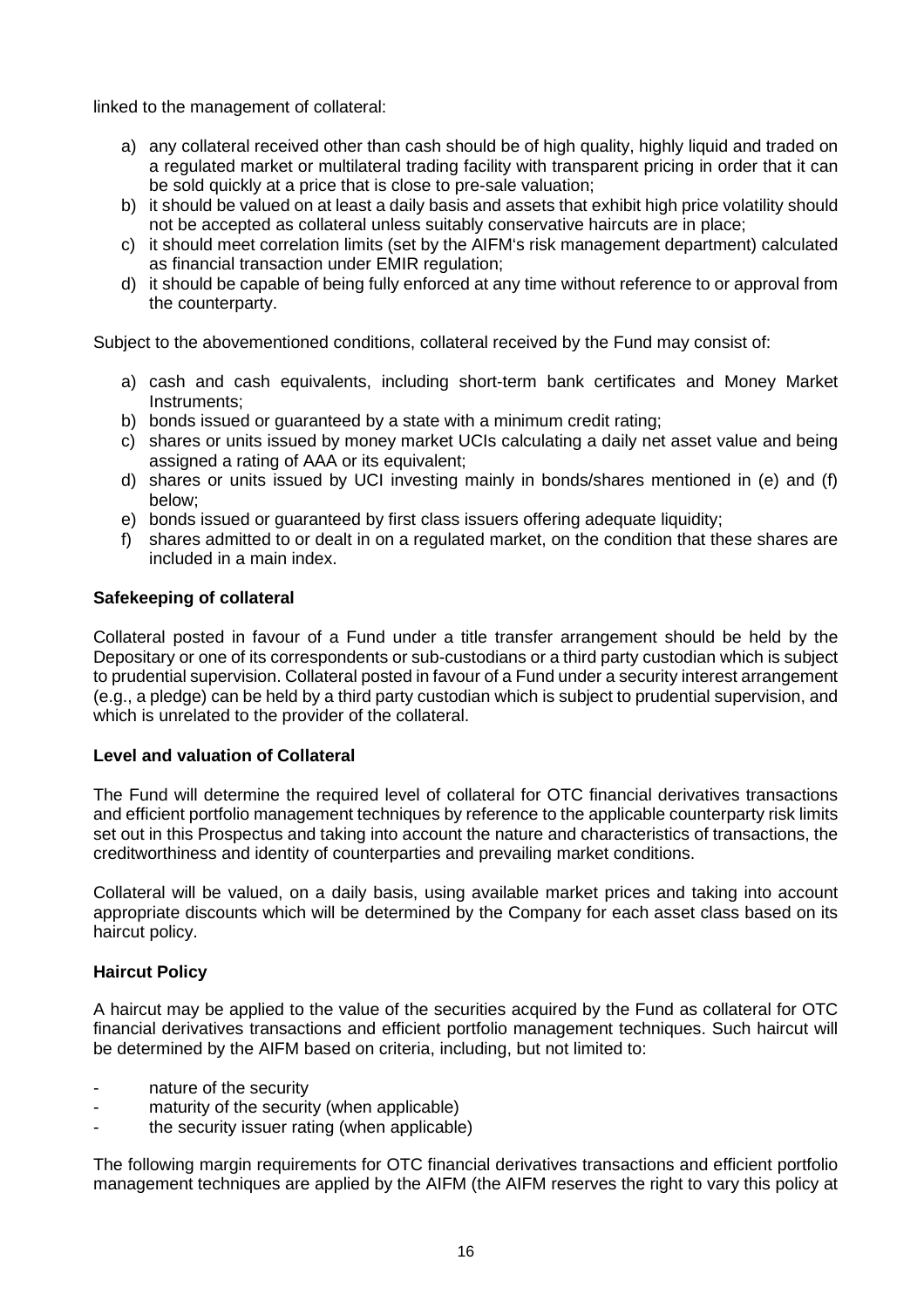linked to the management of collateral:

a) any collateral received other than cash should be of high quality, highly liquid and traded on a regulated market or multilateral trading facility with transparent pricing in order that it can be sold quickly at a price that is close to pre-sale valuation;
b) it should be valued on at least a daily basis and assets that exhibit high price volatility should not be accepted as collateral unless suitably conservative haircuts are in place;
c) it should meet correlation limits (set by the AIFM's risk management department) calculated as financial transaction under EMIR regulation;
d) it should be capable of being fully enforced at any time without reference to or approval from the counterparty.

Subject to the abovementioned conditions, collateral received by the Fund may consist of:

a) cash and cash equivalents, including short-term bank certificates and Money Market Instruments;
b) bonds issued or guaranteed by a state with a minimum credit rating;
c) shares or units issued by money market UCIs calculating a daily net asset value and being assigned a rating of AAA or its equivalent;
d) shares or units issued by UCI investing mainly in bonds/shares mentioned in (e) and (f) below;
e) bonds issued or guaranteed by first class issuers offering adequate liquidity;
f) shares admitted to or dealt in on a regulated market, on the condition that these shares are included in a main index.

**Safekeeping of collateral**

Collateral posted in favour of a Fund under a title transfer arrangement should be held by the Depositary or one of its correspondents or sub-custodians or a third party custodian which is subject to prudential supervision. Collateral posted in favour of a Fund under a security interest arrangement (e.g., a pledge) can be held by a third party custodian which is subject to prudential supervision, and which is unrelated to the provider of the collateral.

**Level and valuation of Collateral**

The Fund will determine the required level of collateral for OTC financial derivatives transactions and efficient portfolio management techniques by reference to the applicable counterparty risk limits set out in this Prospectus and taking into account the nature and characteristics of transactions, the creditworthiness and identity of counterparties and prevailing market conditions.

Collateral will be valued, on a daily basis, using available market prices and taking into account appropriate discounts which will be determined by the Company for each asset class based on its haircut policy.

**Haircut Policy**

A haircut may be applied to the value of the securities acquired by the Fund as collateral for OTC financial derivatives transactions and efficient portfolio management techniques. Such haircut will be determined by the AIFM based on criteria, including, but not limited to:

- nature of the security
- maturity of the security (when applicable)
- the security issuer rating (when applicable)

The following margin requirements for OTC financial derivatives transactions and efficient portfolio management techniques are applied by the AIFM (the AIFM reserves the right to vary this policy at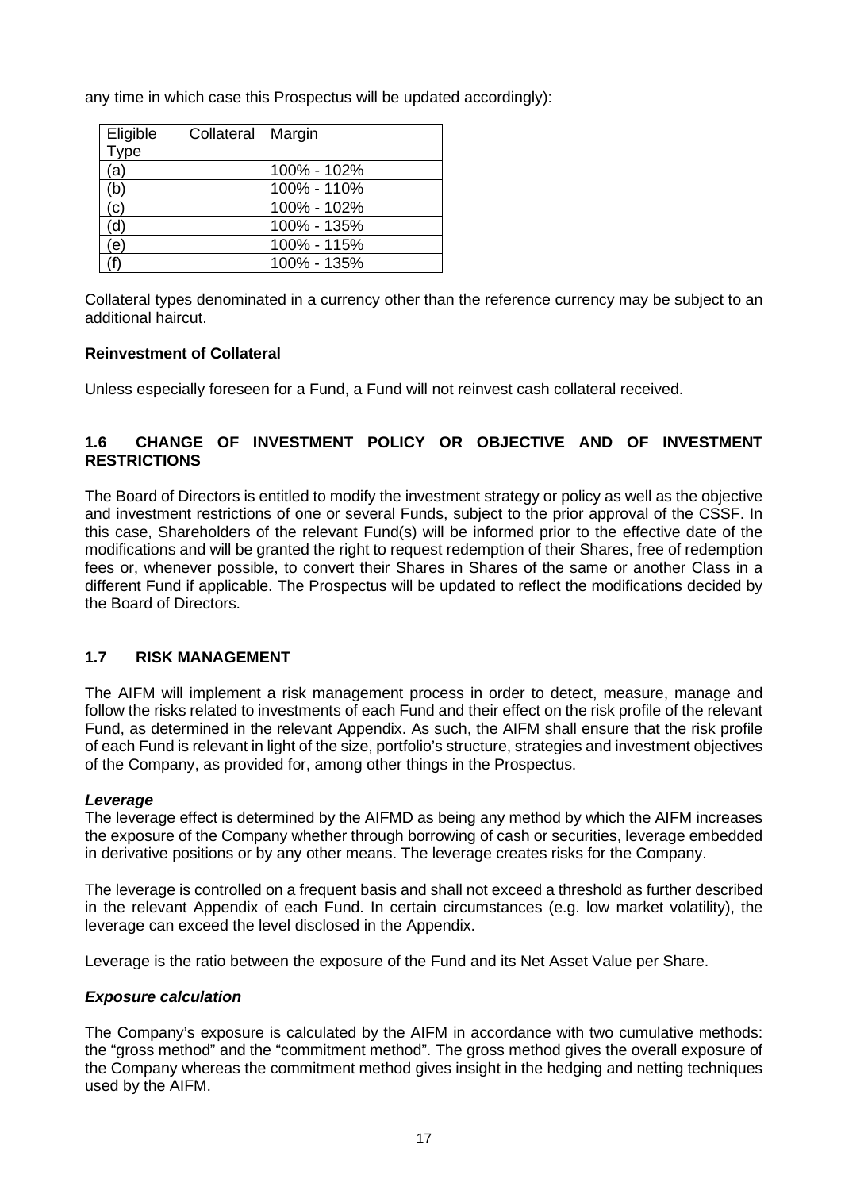any time in which case this Prospectus will be updated accordingly):

| Eligible Collateral Type | Margin |
|---|---|
| (a) | 100% - 102% |
| (b) | 100% - 110% |
| (c) | 100% - 102% |
| (d) | 100% - 135% |
| (e) | 100% - 115% |
| (f) | 100% - 135% |

Collateral types denominated in a currency other than the reference currency may be subject to an additional haircut.

**Reinvestment of Collateral**

Unless especially foreseen for a Fund, a Fund will not reinvest cash collateral received.

## 1.6 CHANGE OF INVESTMENT POLICY OR OBJECTIVE AND OF INVESTMENT RESTRICTIONS

The Board of Directors is entitled to modify the investment strategy or policy as well as the objective and investment restrictions of one or several Funds, subject to the prior approval of the CSSF. In this case, Shareholders of the relevant Fund(s) will be informed prior to the effective date of the modifications and will be granted the right to request redemption of their Shares, free of redemption fees or, whenever possible, to convert their Shares in Shares of the same or another Class in a different Fund if applicable. The Prospectus will be updated to reflect the modifications decided by the Board of Directors.

## 1.7 RISK MANAGEMENT

The AIFM will implement a risk management process in order to detect, measure, manage and follow the risks related to investments of each Fund and their effect on the risk profile of the relevant Fund, as determined in the relevant Appendix. As such, the AIFM shall ensure that the risk profile of each Fund is relevant in light of the size, portfolio's structure, strategies and investment objectives of the Company, as provided for, among other things in the Prospectus.

***Leverage***

The leverage effect is determined by the AIFMD as being any method by which the AIFM increases the exposure of the Company whether through borrowing of cash or securities, leverage embedded in derivative positions or by any other means. The leverage creates risks for the Company.

The leverage is controlled on a frequent basis and shall not exceed a threshold as further described in the relevant Appendix of each Fund. In certain circumstances (e.g. low market volatility), the leverage can exceed the level disclosed in the Appendix.

Leverage is the ratio between the exposure of the Fund and its Net Asset Value per Share.

***Exposure calculation***

The Company's exposure is calculated by the AIFM in accordance with two cumulative methods: the "gross method" and the "commitment method". The gross method gives the overall exposure of the Company whereas the commitment method gives insight in the hedging and netting techniques used by the AIFM.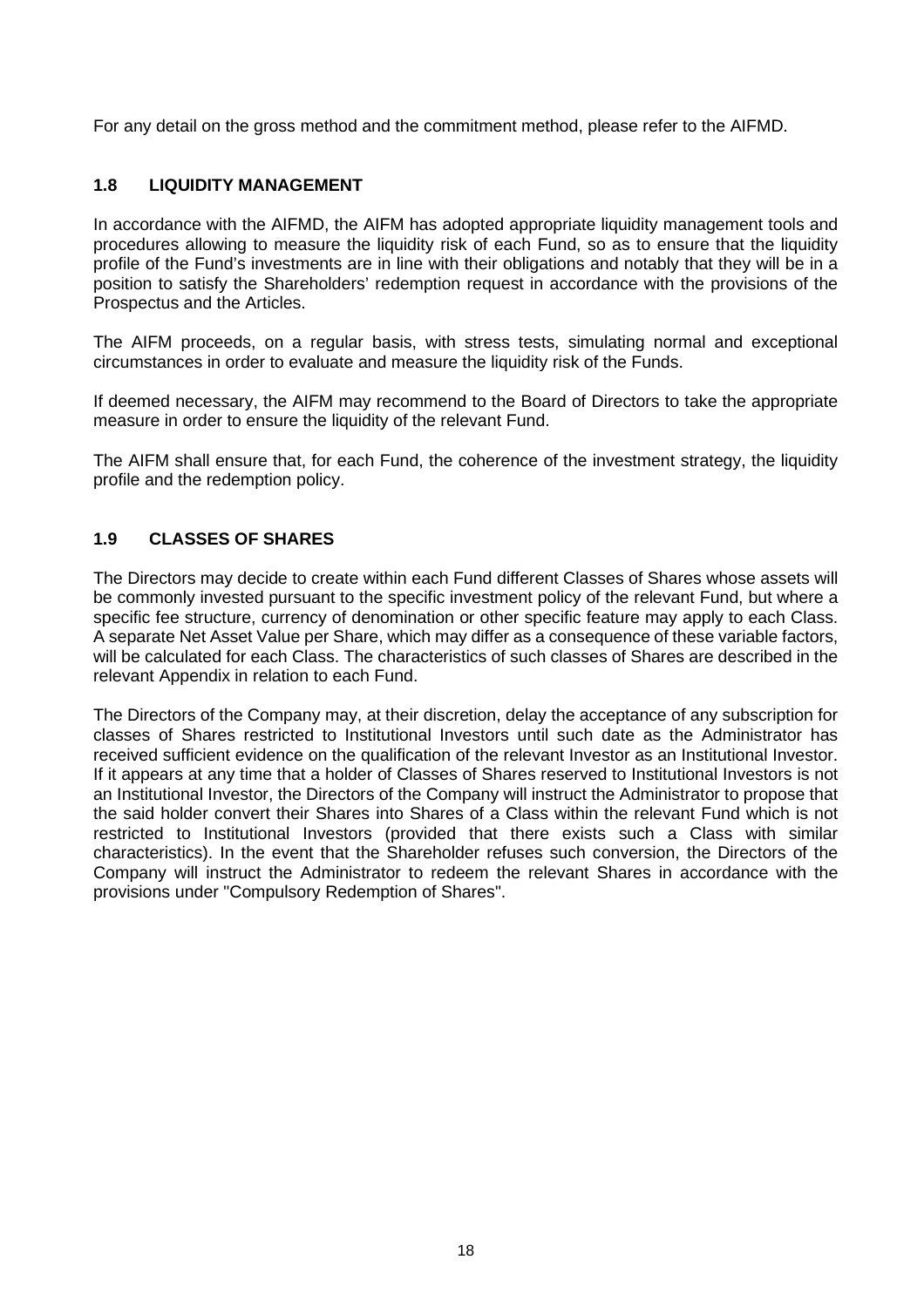For any detail on the gross method and the commitment method, please refer to the AIFMD.

### 1.8 LIQUIDITY MANAGEMENT

In accordance with the AIFMD, the AIFM has adopted appropriate liquidity management tools and procedures allowing to measure the liquidity risk of each Fund, so as to ensure that the liquidity profile of the Fund's investments are in line with their obligations and notably that they will be in a position to satisfy the Shareholders' redemption request in accordance with the provisions of the Prospectus and the Articles.

The AIFM proceeds, on a regular basis, with stress tests, simulating normal and exceptional circumstances in order to evaluate and measure the liquidity risk of the Funds.

If deemed necessary, the AIFM may recommend to the Board of Directors to take the appropriate measure in order to ensure the liquidity of the relevant Fund.

The AIFM shall ensure that, for each Fund, the coherence of the investment strategy, the liquidity profile and the redemption policy.

### 1.9 CLASSES OF SHARES

The Directors may decide to create within each Fund different Classes of Shares whose assets will be commonly invested pursuant to the specific investment policy of the relevant Fund, but where a specific fee structure, currency of denomination or other specific feature may apply to each Class. A separate Net Asset Value per Share, which may differ as a consequence of these variable factors, will be calculated for each Class. The characteristics of such classes of Shares are described in the relevant Appendix in relation to each Fund.

The Directors of the Company may, at their discretion, delay the acceptance of any subscription for classes of Shares restricted to Institutional Investors until such date as the Administrator has received sufficient evidence on the qualification of the relevant Investor as an Institutional Investor. If it appears at any time that a holder of Classes of Shares reserved to Institutional Investors is not an Institutional Investor, the Directors of the Company will instruct the Administrator to propose that the said holder convert their Shares into Shares of a Class within the relevant Fund which is not restricted to Institutional Investors (provided that there exists such a Class with similar characteristics). In the event that the Shareholder refuses such conversion, the Directors of the Company will instruct the Administrator to redeem the relevant Shares in accordance with the provisions under "Compulsory Redemption of Shares".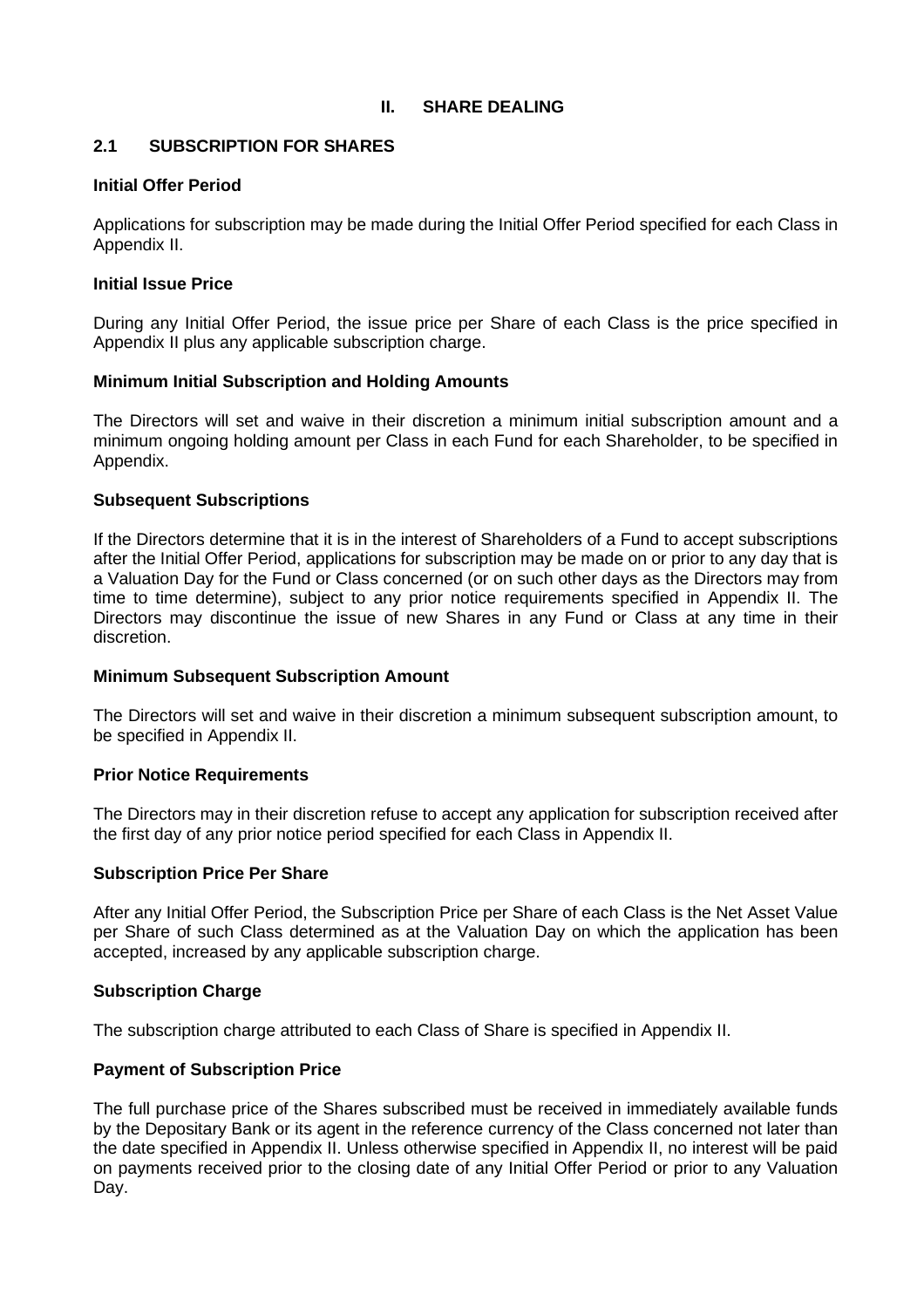# II. SHARE DEALING

## 2.1 SUBSCRIPTION FOR SHARES

**Initial Offer Period**

Applications for subscription may be made during the Initial Offer Period specified for each Class in Appendix II.

**Initial Issue Price**

During any Initial Offer Period, the issue price per Share of each Class is the price specified in Appendix II plus any applicable subscription charge.

**Minimum Initial Subscription and Holding Amounts**

The Directors will set and waive in their discretion a minimum initial subscription amount and a minimum ongoing holding amount per Class in each Fund for each Shareholder, to be specified in Appendix.

**Subsequent Subscriptions**

If the Directors determine that it is in the interest of Shareholders of a Fund to accept subscriptions after the Initial Offer Period, applications for subscription may be made on or prior to any day that is a Valuation Day for the Fund or Class concerned (or on such other days as the Directors may from time to time determine), subject to any prior notice requirements specified in Appendix II. The Directors may discontinue the issue of new Shares in any Fund or Class at any time in their discretion.

**Minimum Subsequent Subscription Amount**

The Directors will set and waive in their discretion a minimum subsequent subscription amount, to be specified in Appendix II.

**Prior Notice Requirements**

The Directors may in their discretion refuse to accept any application for subscription received after the first day of any prior notice period specified for each Class in Appendix II.

**Subscription Price Per Share**

After any Initial Offer Period, the Subscription Price per Share of each Class is the Net Asset Value per Share of such Class determined as at the Valuation Day on which the application has been accepted, increased by any applicable subscription charge.

**Subscription Charge**

The subscription charge attributed to each Class of Share is specified in Appendix II.

**Payment of Subscription Price**

The full purchase price of the Shares subscribed must be received in immediately available funds by the Depositary Bank or its agent in the reference currency of the Class concerned not later than the date specified in Appendix II. Unless otherwise specified in Appendix II, no interest will be paid on payments received prior to the closing date of any Initial Offer Period or prior to any Valuation Day.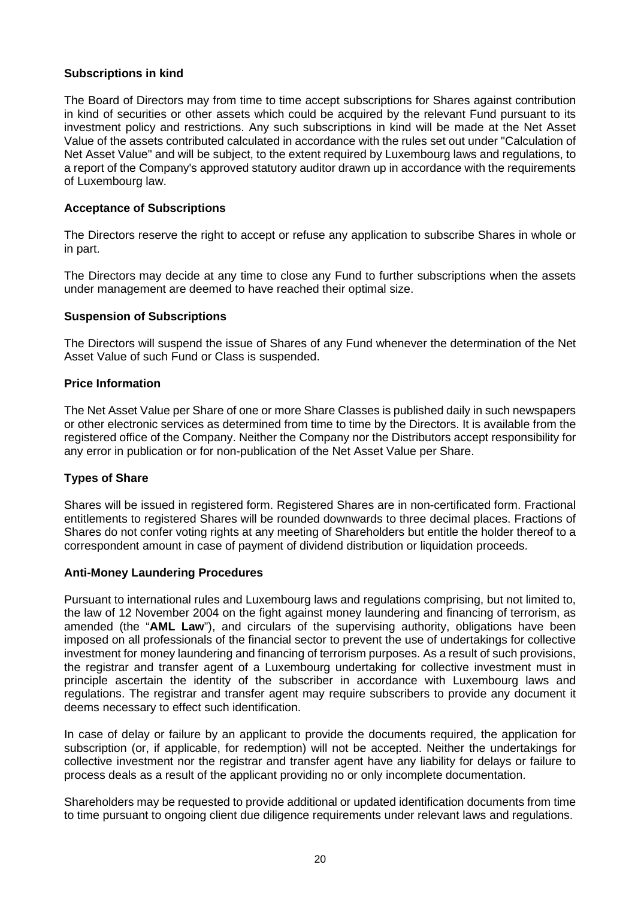### Subscriptions in kind

The Board of Directors may from time to time accept subscriptions for Shares against contribution in kind of securities or other assets which could be acquired by the relevant Fund pursuant to its investment policy and restrictions. Any such subscriptions in kind will be made at the Net Asset Value of the assets contributed calculated in accordance with the rules set out under "Calculation of Net Asset Value" and will be subject, to the extent required by Luxembourg laws and regulations, to a report of the Company's approved statutory auditor drawn up in accordance with the requirements of Luxembourg law.

### Acceptance of Subscriptions

The Directors reserve the right to accept or refuse any application to subscribe Shares in whole or in part.

The Directors may decide at any time to close any Fund to further subscriptions when the assets under management are deemed to have reached their optimal size.

### Suspension of Subscriptions

The Directors will suspend the issue of Shares of any Fund whenever the determination of the Net Asset Value of such Fund or Class is suspended.

### Price Information

The Net Asset Value per Share of one or more Share Classes is published daily in such newspapers or other electronic services as determined from time to time by the Directors. It is available from the registered office of the Company. Neither the Company nor the Distributors accept responsibility for any error in publication or for non-publication of the Net Asset Value per Share.

### Types of Share

Shares will be issued in registered form. Registered Shares are in non-certificated form. Fractional entitlements to registered Shares will be rounded downwards to three decimal places. Fractions of Shares do not confer voting rights at any meeting of Shareholders but entitle the holder thereof to a correspondent amount in case of payment of dividend distribution or liquidation proceeds.

### Anti-Money Laundering Procedures

Pursuant to international rules and Luxembourg laws and regulations comprising, but not limited to, the law of 12 November 2004 on the fight against money laundering and financing of terrorism, as amended (the "**AML Law**"), and circulars of the supervising authority, obligations have been imposed on all professionals of the financial sector to prevent the use of undertakings for collective investment for money laundering and financing of terrorism purposes. As a result of such provisions, the registrar and transfer agent of a Luxembourg undertaking for collective investment must in principle ascertain the identity of the subscriber in accordance with Luxembourg laws and regulations. The registrar and transfer agent may require subscribers to provide any document it deems necessary to effect such identification.

In case of delay or failure by an applicant to provide the documents required, the application for subscription (or, if applicable, for redemption) will not be accepted. Neither the undertakings for collective investment nor the registrar and transfer agent have any liability for delays or failure to process deals as a result of the applicant providing no or only incomplete documentation.

Shareholders may be requested to provide additional or updated identification documents from time to time pursuant to ongoing client due diligence requirements under relevant laws and regulations.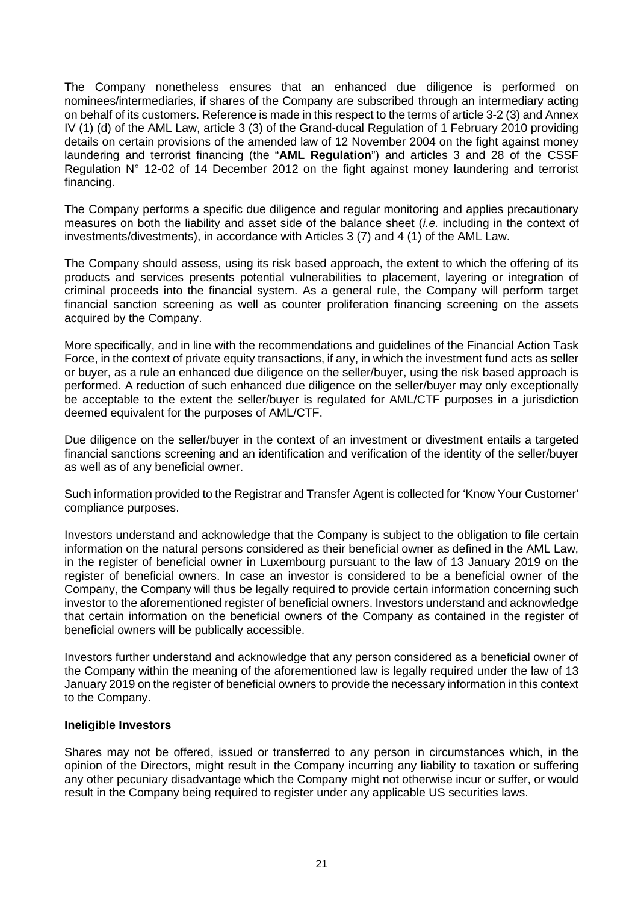The Company nonetheless ensures that an enhanced due diligence is performed on nominees/intermediaries, if shares of the Company are subscribed through an intermediary acting on behalf of its customers. Reference is made in this respect to the terms of article 3-2 (3) and Annex IV (1) (d) of the AML Law, article 3 (3) of the Grand-ducal Regulation of 1 February 2010 providing details on certain provisions of the amended law of 12 November 2004 on the fight against money laundering and terrorist financing (the "**AML Regulation**") and articles 3 and 28 of the CSSF Regulation N° 12-02 of 14 December 2012 on the fight against money laundering and terrorist financing.

The Company performs a specific due diligence and regular monitoring and applies precautionary measures on both the liability and asset side of the balance sheet (*i.e.* including in the context of investments/divestments), in accordance with Articles 3 (7) and 4 (1) of the AML Law.

The Company should assess, using its risk based approach, the extent to which the offering of its products and services presents potential vulnerabilities to placement, layering or integration of criminal proceeds into the financial system. As a general rule, the Company will perform target financial sanction screening as well as counter proliferation financing screening on the assets acquired by the Company.

More specifically, and in line with the recommendations and guidelines of the Financial Action Task Force, in the context of private equity transactions, if any, in which the investment fund acts as seller or buyer, as a rule an enhanced due diligence on the seller/buyer, using the risk based approach is performed. A reduction of such enhanced due diligence on the seller/buyer may only exceptionally be acceptable to the extent the seller/buyer is regulated for AML/CTF purposes in a jurisdiction deemed equivalent for the purposes of AML/CTF.

Due diligence on the seller/buyer in the context of an investment or divestment entails a targeted financial sanctions screening and an identification and verification of the identity of the seller/buyer as well as of any beneficial owner.

Such information provided to the Registrar and Transfer Agent is collected for 'Know Your Customer' compliance purposes.

Investors understand and acknowledge that the Company is subject to the obligation to file certain information on the natural persons considered as their beneficial owner as defined in the AML Law, in the register of beneficial owner in Luxembourg pursuant to the law of 13 January 2019 on the register of beneficial owners. In case an investor is considered to be a beneficial owner of the Company, the Company will thus be legally required to provide certain information concerning such investor to the aforementioned register of beneficial owners. Investors understand and acknowledge that certain information on the beneficial owners of the Company as contained in the register of beneficial owners will be publically accessible.

Investors further understand and acknowledge that any person considered as a beneficial owner of the Company within the meaning of the aforementioned law is legally required under the law of 13 January 2019 on the register of beneficial owners to provide the necessary information in this context to the Company.

**Ineligible Investors**

Shares may not be offered, issued or transferred to any person in circumstances which, in the opinion of the Directors, might result in the Company incurring any liability to taxation or suffering any other pecuniary disadvantage which the Company might not otherwise incur or suffer, or would result in the Company being required to register under any applicable US securities laws.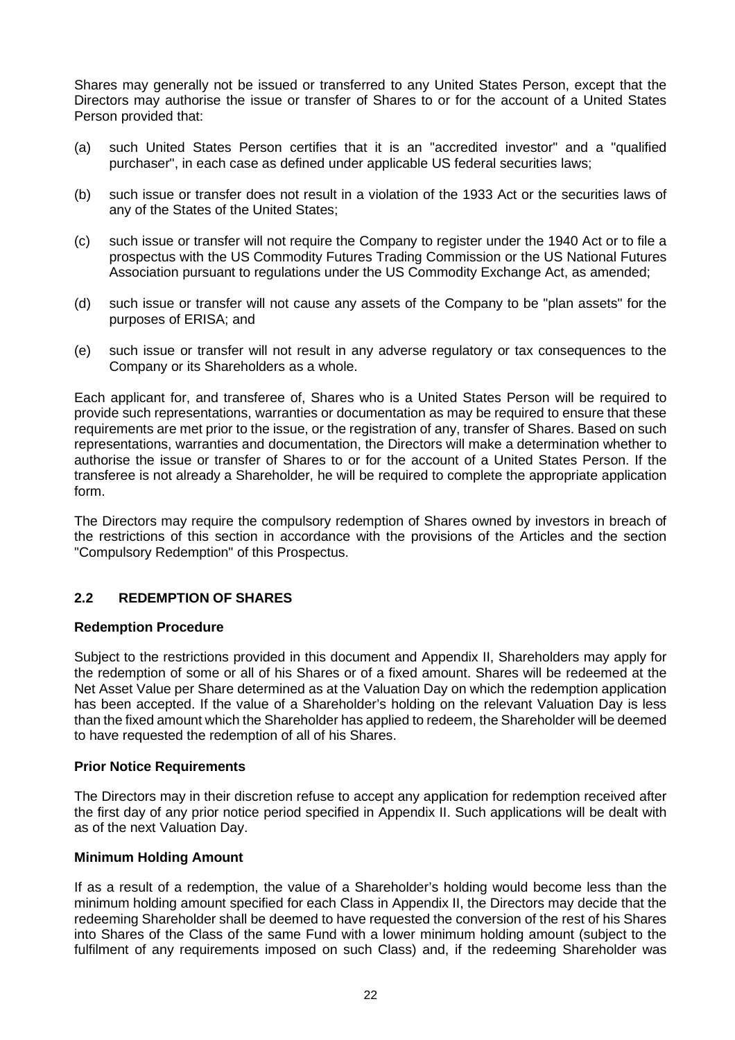Shares may generally not be issued or transferred to any United States Person, except that the Directors may authorise the issue or transfer of Shares to or for the account of a United States Person provided that:

(a) such United States Person certifies that it is an "accredited investor" and a "qualified purchaser", in each case as defined under applicable US federal securities laws;

(b) such issue or transfer does not result in a violation of the 1933 Act or the securities laws of any of the States of the United States;

(c) such issue or transfer will not require the Company to register under the 1940 Act or to file a prospectus with the US Commodity Futures Trading Commission or the US National Futures Association pursuant to regulations under the US Commodity Exchange Act, as amended;

(d) such issue or transfer will not cause any assets of the Company to be "plan assets" for the purposes of ERISA; and

(e) such issue or transfer will not result in any adverse regulatory or tax consequences to the Company or its Shareholders as a whole.

Each applicant for, and transferee of, Shares who is a United States Person will be required to provide such representations, warranties or documentation as may be required to ensure that these requirements are met prior to the issue, or the registration of any, transfer of Shares. Based on such representations, warranties and documentation, the Directors will make a determination whether to authorise the issue or transfer of Shares to or for the account of a United States Person. If the transferee is not already a Shareholder, he will be required to complete the appropriate application form.

The Directors may require the compulsory redemption of Shares owned by investors in breach of the restrictions of this section in accordance with the provisions of the Articles and the section "Compulsory Redemption" of this Prospectus.

## 2.2 REDEMPTION OF SHARES

### Redemption Procedure

Subject to the restrictions provided in this document and Appendix II, Shareholders may apply for the redemption of some or all of his Shares or of a fixed amount. Shares will be redeemed at the Net Asset Value per Share determined as at the Valuation Day on which the redemption application has been accepted. If the value of a Shareholder's holding on the relevant Valuation Day is less than the fixed amount which the Shareholder has applied to redeem, the Shareholder will be deemed to have requested the redemption of all of his Shares.

### Prior Notice Requirements

The Directors may in their discretion refuse to accept any application for redemption received after the first day of any prior notice period specified in Appendix II. Such applications will be dealt with as of the next Valuation Day.

### Minimum Holding Amount

If as a result of a redemption, the value of a Shareholder's holding would become less than the minimum holding amount specified for each Class in Appendix II, the Directors may decide that the redeeming Shareholder shall be deemed to have requested the conversion of the rest of his Shares into Shares of the Class of the same Fund with a lower minimum holding amount (subject to the fulfilment of any requirements imposed on such Class) and, if the redeeming Shareholder was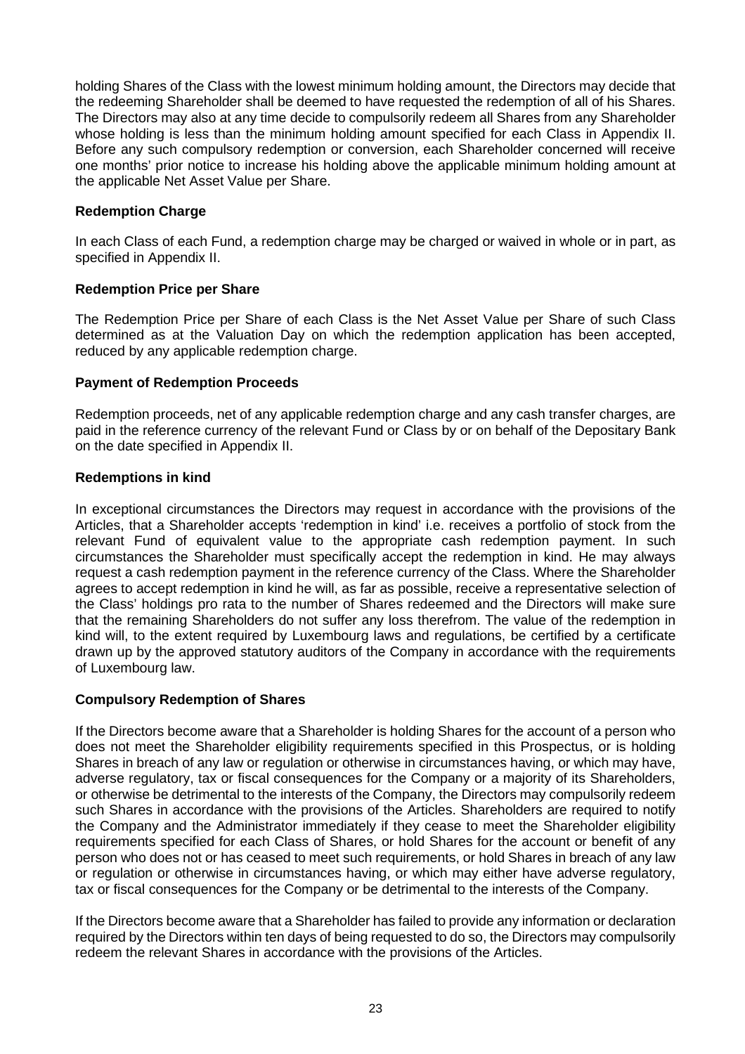holding Shares of the Class with the lowest minimum holding amount, the Directors may decide that the redeeming Shareholder shall be deemed to have requested the redemption of all of his Shares. The Directors may also at any time decide to compulsorily redeem all Shares from any Shareholder whose holding is less than the minimum holding amount specified for each Class in Appendix II. Before any such compulsory redemption or conversion, each Shareholder concerned will receive one months' prior notice to increase his holding above the applicable minimum holding amount at the applicable Net Asset Value per Share.

**Redemption Charge**

In each Class of each Fund, a redemption charge may be charged or waived in whole or in part, as specified in Appendix II.

**Redemption Price per Share**

The Redemption Price per Share of each Class is the Net Asset Value per Share of such Class determined as at the Valuation Day on which the redemption application has been accepted, reduced by any applicable redemption charge.

**Payment of Redemption Proceeds**

Redemption proceeds, net of any applicable redemption charge and any cash transfer charges, are paid in the reference currency of the relevant Fund or Class by or on behalf of the Depositary Bank on the date specified in Appendix II.

**Redemptions in kind**

In exceptional circumstances the Directors may request in accordance with the provisions of the Articles, that a Shareholder accepts 'redemption in kind' i.e. receives a portfolio of stock from the relevant Fund of equivalent value to the appropriate cash redemption payment. In such circumstances the Shareholder must specifically accept the redemption in kind. He may always request a cash redemption payment in the reference currency of the Class. Where the Shareholder agrees to accept redemption in kind he will, as far as possible, receive a representative selection of the Class' holdings pro rata to the number of Shares redeemed and the Directors will make sure that the remaining Shareholders do not suffer any loss therefrom. The value of the redemption in kind will, to the extent required by Luxembourg laws and regulations, be certified by a certificate drawn up by the approved statutory auditors of the Company in accordance with the requirements of Luxembourg law.

**Compulsory Redemption of Shares**

If the Directors become aware that a Shareholder is holding Shares for the account of a person who does not meet the Shareholder eligibility requirements specified in this Prospectus, or is holding Shares in breach of any law or regulation or otherwise in circumstances having, or which may have, adverse regulatory, tax or fiscal consequences for the Company or a majority of its Shareholders, or otherwise be detrimental to the interests of the Company, the Directors may compulsorily redeem such Shares in accordance with the provisions of the Articles. Shareholders are required to notify the Company and the Administrator immediately if they cease to meet the Shareholder eligibility requirements specified for each Class of Shares, or hold Shares for the account or benefit of any person who does not or has ceased to meet such requirements, or hold Shares in breach of any law or regulation or otherwise in circumstances having, or which may either have adverse regulatory, tax or fiscal consequences for the Company or be detrimental to the interests of the Company.

If the Directors become aware that a Shareholder has failed to provide any information or declaration required by the Directors within ten days of being requested to do so, the Directors may compulsorily redeem the relevant Shares in accordance with the provisions of the Articles.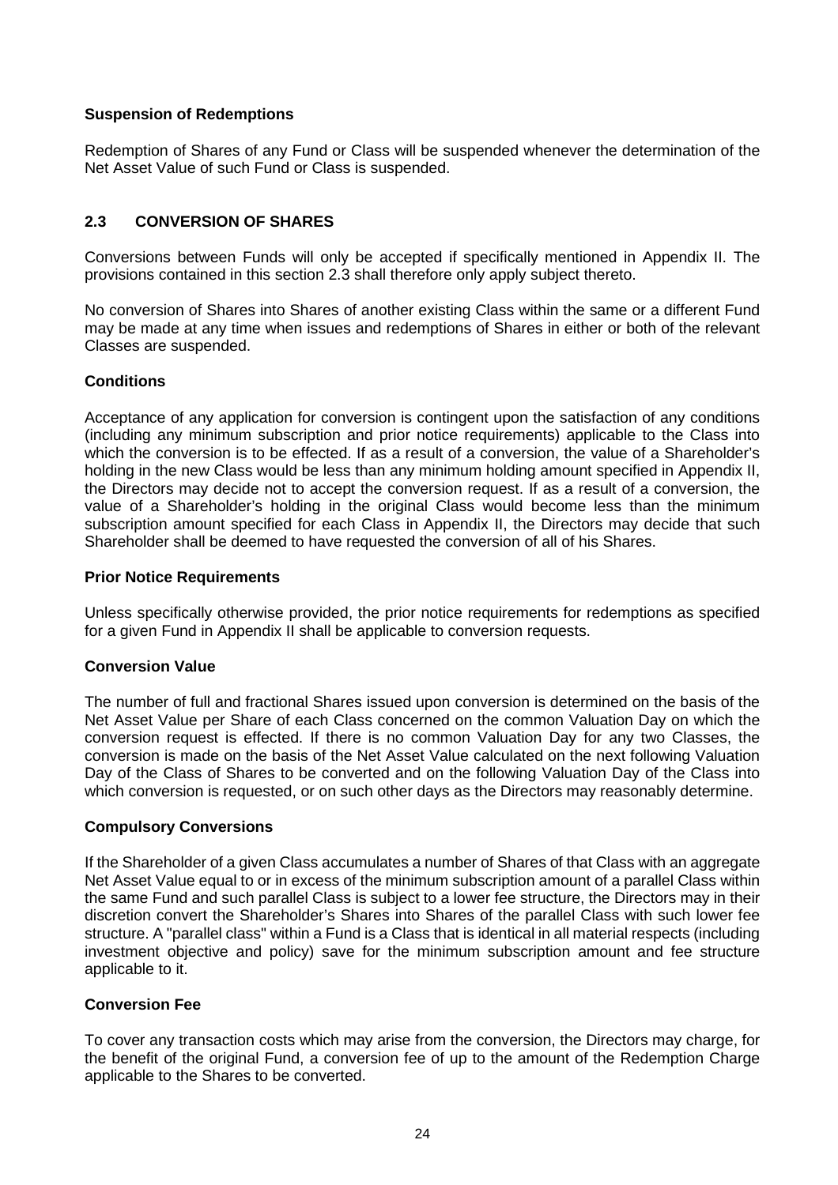**Suspension of Redemptions**

Redemption of Shares of any Fund or Class will be suspended whenever the determination of the Net Asset Value of such Fund or Class is suspended.

## 2.3 CONVERSION OF SHARES

Conversions between Funds will only be accepted if specifically mentioned in Appendix II. The provisions contained in this section 2.3 shall therefore only apply subject thereto.

No conversion of Shares into Shares of another existing Class within the same or a different Fund may be made at any time when issues and redemptions of Shares in either or both of the relevant Classes are suspended.

**Conditions**

Acceptance of any application for conversion is contingent upon the satisfaction of any conditions (including any minimum subscription and prior notice requirements) applicable to the Class into which the conversion is to be effected. If as a result of a conversion, the value of a Shareholder's holding in the new Class would be less than any minimum holding amount specified in Appendix II, the Directors may decide not to accept the conversion request. If as a result of a conversion, the value of a Shareholder's holding in the original Class would become less than the minimum subscription amount specified for each Class in Appendix II, the Directors may decide that such Shareholder shall be deemed to have requested the conversion of all of his Shares.

**Prior Notice Requirements**

Unless specifically otherwise provided, the prior notice requirements for redemptions as specified for a given Fund in Appendix II shall be applicable to conversion requests.

**Conversion Value**

The number of full and fractional Shares issued upon conversion is determined on the basis of the Net Asset Value per Share of each Class concerned on the common Valuation Day on which the conversion request is effected. If there is no common Valuation Day for any two Classes, the conversion is made on the basis of the Net Asset Value calculated on the next following Valuation Day of the Class of Shares to be converted and on the following Valuation Day of the Class into which conversion is requested, or on such other days as the Directors may reasonably determine.

**Compulsory Conversions**

If the Shareholder of a given Class accumulates a number of Shares of that Class with an aggregate Net Asset Value equal to or in excess of the minimum subscription amount of a parallel Class within the same Fund and such parallel Class is subject to a lower fee structure, the Directors may in their discretion convert the Shareholder's Shares into Shares of the parallel Class with such lower fee structure. A "parallel class" within a Fund is a Class that is identical in all material respects (including investment objective and policy) save for the minimum subscription amount and fee structure applicable to it.

**Conversion Fee**

To cover any transaction costs which may arise from the conversion, the Directors may charge, for the benefit of the original Fund, a conversion fee of up to the amount of the Redemption Charge applicable to the Shares to be converted.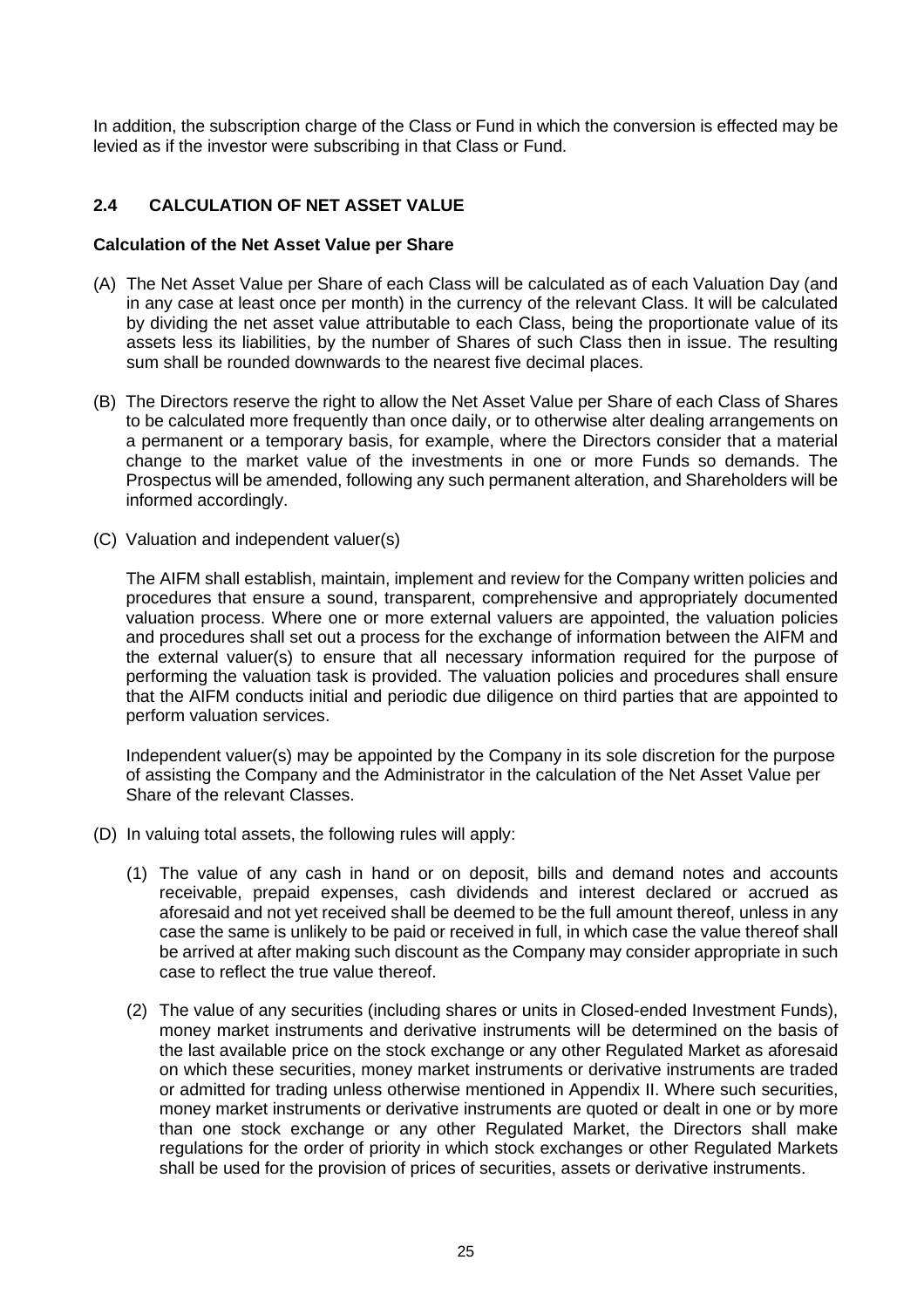In addition, the subscription charge of the Class or Fund in which the conversion is effected may be levied as if the investor were subscribing in that Class or Fund.

## 2.4 CALCULATION OF NET ASSET VALUE

**Calculation of the Net Asset Value per Share**

(A) The Net Asset Value per Share of each Class will be calculated as of each Valuation Day (and in any case at least once per month) in the currency of the relevant Class. It will be calculated by dividing the net asset value attributable to each Class, being the proportionate value of its assets less its liabilities, by the number of Shares of such Class then in issue. The resulting sum shall be rounded downwards to the nearest five decimal places.

(B) The Directors reserve the right to allow the Net Asset Value per Share of each Class of Shares to be calculated more frequently than once daily, or to otherwise alter dealing arrangements on a permanent or a temporary basis, for example, where the Directors consider that a material change to the market value of the investments in one or more Funds so demands. The Prospectus will be amended, following any such permanent alteration, and Shareholders will be informed accordingly.

(C) Valuation and independent valuer(s)

The AIFM shall establish, maintain, implement and review for the Company written policies and procedures that ensure a sound, transparent, comprehensive and appropriately documented valuation process. Where one or more external valuers are appointed, the valuation policies and procedures shall set out a process for the exchange of information between the AIFM and the external valuer(s) to ensure that all necessary information required for the purpose of performing the valuation task is provided. The valuation policies and procedures shall ensure that the AIFM conducts initial and periodic due diligence on third parties that are appointed to perform valuation services.

Independent valuer(s) may be appointed by the Company in its sole discretion for the purpose of assisting the Company and the Administrator in the calculation of the Net Asset Value per Share of the relevant Classes.

(D) In valuing total assets, the following rules will apply:

(1) The value of any cash in hand or on deposit, bills and demand notes and accounts receivable, prepaid expenses, cash dividends and interest declared or accrued as aforesaid and not yet received shall be deemed to be the full amount thereof, unless in any case the same is unlikely to be paid or received in full, in which case the value thereof shall be arrived at after making such discount as the Company may consider appropriate in such case to reflect the true value thereof.

(2) The value of any securities (including shares or units in Closed-ended Investment Funds), money market instruments and derivative instruments will be determined on the basis of the last available price on the stock exchange or any other Regulated Market as aforesaid on which these securities, money market instruments or derivative instruments are traded or admitted for trading unless otherwise mentioned in Appendix II. Where such securities, money market instruments or derivative instruments are quoted or dealt in one or by more than one stock exchange or any other Regulated Market, the Directors shall make regulations for the order of priority in which stock exchanges or other Regulated Markets shall be used for the provision of prices of securities, assets or derivative instruments.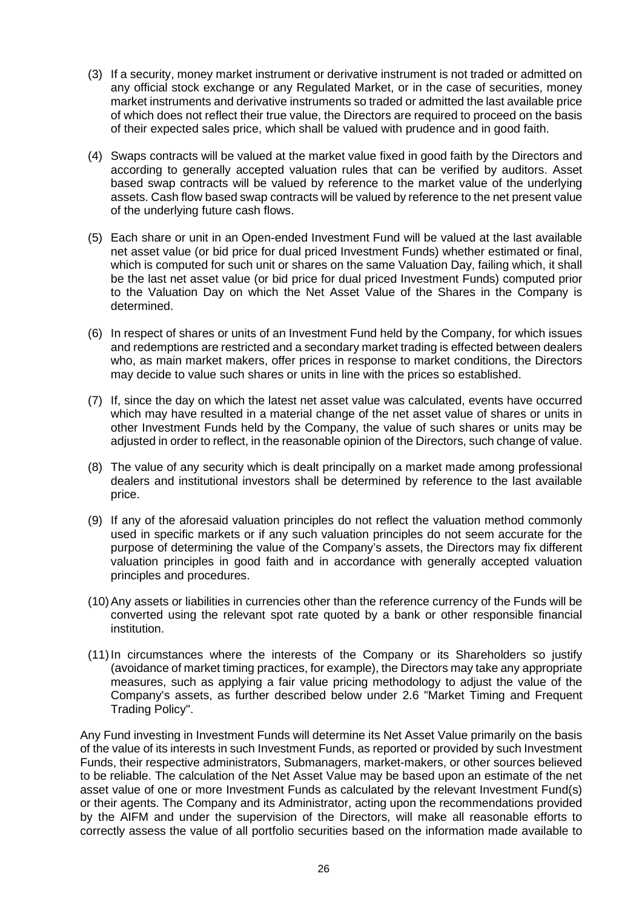(3) If a security, money market instrument or derivative instrument is not traded or admitted on any official stock exchange or any Regulated Market, or in the case of securities, money market instruments and derivative instruments so traded or admitted the last available price of which does not reflect their true value, the Directors are required to proceed on the basis of their expected sales price, which shall be valued with prudence and in good faith.

(4) Swaps contracts will be valued at the market value fixed in good faith by the Directors and according to generally accepted valuation rules that can be verified by auditors. Asset based swap contracts will be valued by reference to the market value of the underlying assets. Cash flow based swap contracts will be valued by reference to the net present value of the underlying future cash flows.

(5) Each share or unit in an Open-ended Investment Fund will be valued at the last available net asset value (or bid price for dual priced Investment Funds) whether estimated or final, which is computed for such unit or shares on the same Valuation Day, failing which, it shall be the last net asset value (or bid price for dual priced Investment Funds) computed prior to the Valuation Day on which the Net Asset Value of the Shares in the Company is determined.

(6) In respect of shares or units of an Investment Fund held by the Company, for which issues and redemptions are restricted and a secondary market trading is effected between dealers who, as main market makers, offer prices in response to market conditions, the Directors may decide to value such shares or units in line with the prices so established.

(7) If, since the day on which the latest net asset value was calculated, events have occurred which may have resulted in a material change of the net asset value of shares or units in other Investment Funds held by the Company, the value of such shares or units may be adjusted in order to reflect, in the reasonable opinion of the Directors, such change of value.

(8) The value of any security which is dealt principally on a market made among professional dealers and institutional investors shall be determined by reference to the last available price.

(9) If any of the aforesaid valuation principles do not reflect the valuation method commonly used in specific markets or if any such valuation principles do not seem accurate for the purpose of determining the value of the Company's assets, the Directors may fix different valuation principles in good faith and in accordance with generally accepted valuation principles and procedures.

(10) Any assets or liabilities in currencies other than the reference currency of the Funds will be converted using the relevant spot rate quoted by a bank or other responsible financial institution.

(11) In circumstances where the interests of the Company or its Shareholders so justify (avoidance of market timing practices, for example), the Directors may take any appropriate measures, such as applying a fair value pricing methodology to adjust the value of the Company's assets, as further described below under 2.6 "Market Timing and Frequent Trading Policy".

Any Fund investing in Investment Funds will determine its Net Asset Value primarily on the basis of the value of its interests in such Investment Funds, as reported or provided by such Investment Funds, their respective administrators, Submanagers, market-makers, or other sources believed to be reliable. The calculation of the Net Asset Value may be based upon an estimate of the net asset value of one or more Investment Funds as calculated by the relevant Investment Fund(s) or their agents. The Company and its Administrator, acting upon the recommendations provided by the AIFM and under the supervision of the Directors, will make all reasonable efforts to correctly assess the value of all portfolio securities based on the information made available to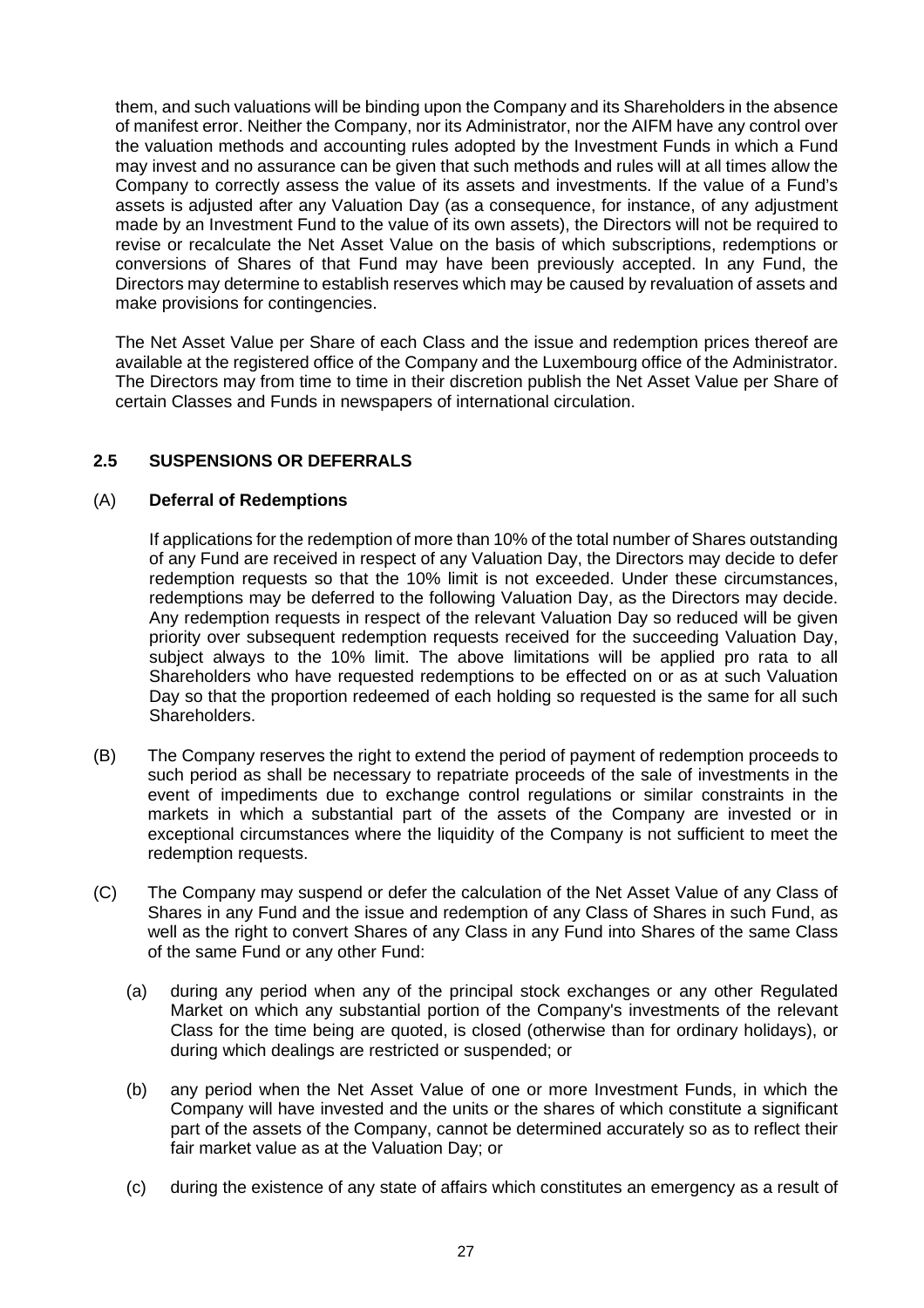them, and such valuations will be binding upon the Company and its Shareholders in the absence of manifest error. Neither the Company, nor its Administrator, nor the AIFM have any control over the valuation methods and accounting rules adopted by the Investment Funds in which a Fund may invest and no assurance can be given that such methods and rules will at all times allow the Company to correctly assess the value of its assets and investments. If the value of a Fund's assets is adjusted after any Valuation Day (as a consequence, for instance, of any adjustment made by an Investment Fund to the value of its own assets), the Directors will not be required to revise or recalculate the Net Asset Value on the basis of which subscriptions, redemptions or conversions of Shares of that Fund may have been previously accepted. In any Fund, the Directors may determine to establish reserves which may be caused by revaluation of assets and make provisions for contingencies.

The Net Asset Value per Share of each Class and the issue and redemption prices thereof are available at the registered office of the Company and the Luxembourg office of the Administrator. The Directors may from time to time in their discretion publish the Net Asset Value per Share of certain Classes and Funds in newspapers of international circulation.

### 2.5 SUSPENSIONS OR DEFERRALS

(A) **Deferral of Redemptions**

If applications for the redemption of more than 10% of the total number of Shares outstanding of any Fund are received in respect of any Valuation Day, the Directors may decide to defer redemption requests so that the 10% limit is not exceeded. Under these circumstances, redemptions may be deferred to the following Valuation Day, as the Directors may decide. Any redemption requests in respect of the relevant Valuation Day so reduced will be given priority over subsequent redemption requests received for the succeeding Valuation Day, subject always to the 10% limit. The above limitations will be applied pro rata to all Shareholders who have requested redemptions to be effected on or as at such Valuation Day so that the proportion redeemed of each holding so requested is the same for all such Shareholders.

(B) The Company reserves the right to extend the period of payment of redemption proceeds to such period as shall be necessary to repatriate proceeds of the sale of investments in the event of impediments due to exchange control regulations or similar constraints in the markets in which a substantial part of the assets of the Company are invested or in exceptional circumstances where the liquidity of the Company is not sufficient to meet the redemption requests.

(C) The Company may suspend or defer the calculation of the Net Asset Value of any Class of Shares in any Fund and the issue and redemption of any Class of Shares in such Fund, as well as the right to convert Shares of any Class in any Fund into Shares of the same Class of the same Fund or any other Fund:

(a) during any period when any of the principal stock exchanges or any other Regulated Market on which any substantial portion of the Company's investments of the relevant Class for the time being are quoted, is closed (otherwise than for ordinary holidays), or during which dealings are restricted or suspended; or

(b) any period when the Net Asset Value of one or more Investment Funds, in which the Company will have invested and the units or the shares of which constitute a significant part of the assets of the Company, cannot be determined accurately so as to reflect their fair market value as at the Valuation Day; or

(c) during the existence of any state of affairs which constitutes an emergency as a result of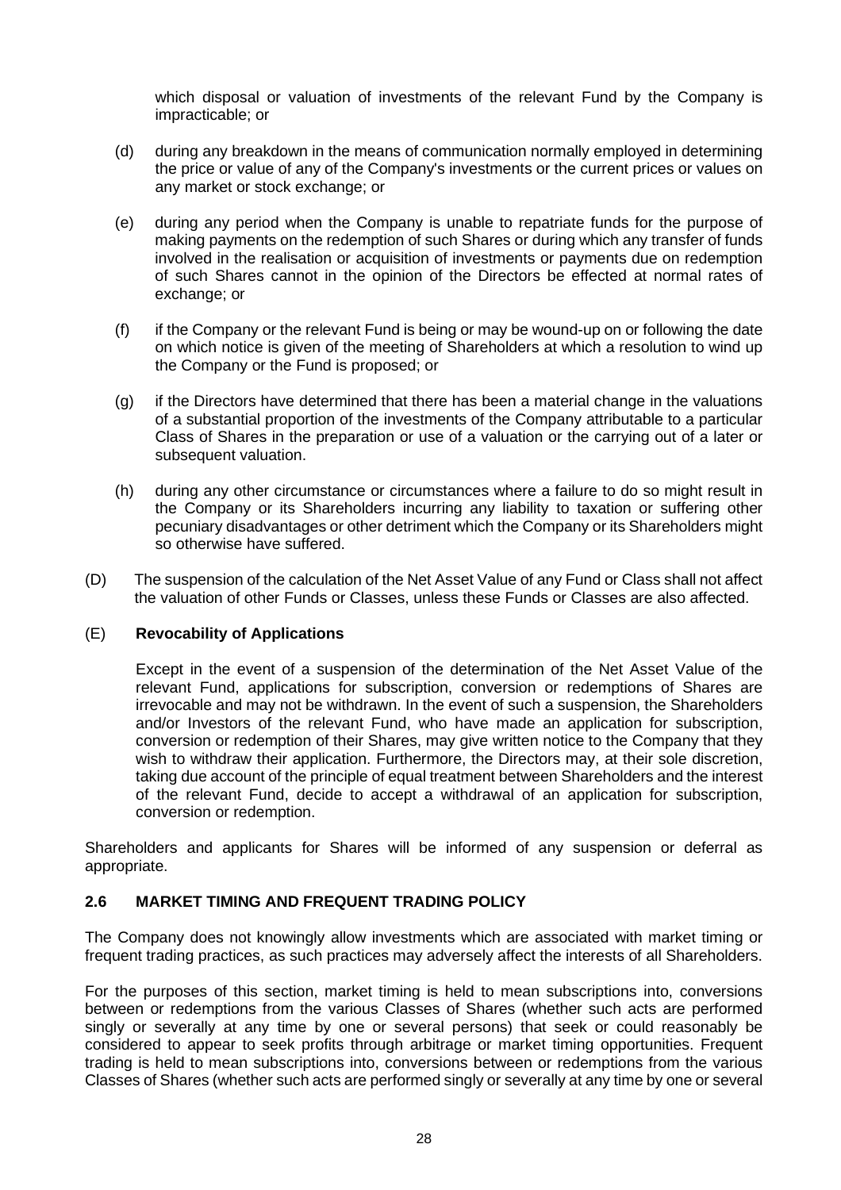which disposal or valuation of investments of the relevant Fund by the Company is impracticable; or

(d) during any breakdown in the means of communication normally employed in determining the price or value of any of the Company's investments or the current prices or values on any market or stock exchange; or

(e) during any period when the Company is unable to repatriate funds for the purpose of making payments on the redemption of such Shares or during which any transfer of funds involved in the realisation or acquisition of investments or payments due on redemption of such Shares cannot in the opinion of the Directors be effected at normal rates of exchange; or

(f) if the Company or the relevant Fund is being or may be wound-up on or following the date on which notice is given of the meeting of Shareholders at which a resolution to wind up the Company or the Fund is proposed; or

(g) if the Directors have determined that there has been a material change in the valuations of a substantial proportion of the investments of the Company attributable to a particular Class of Shares in the preparation or use of a valuation or the carrying out of a later or subsequent valuation.

(h) during any other circumstance or circumstances where a failure to do so might result in the Company or its Shareholders incurring any liability to taxation or suffering other pecuniary disadvantages or other detriment which the Company or its Shareholders might so otherwise have suffered.

(D) The suspension of the calculation of the Net Asset Value of any Fund or Class shall not affect the valuation of other Funds or Classes, unless these Funds or Classes are also affected.

(E) **Revocability of Applications**

Except in the event of a suspension of the determination of the Net Asset Value of the relevant Fund, applications for subscription, conversion or redemptions of Shares are irrevocable and may not be withdrawn. In the event of such a suspension, the Shareholders and/or Investors of the relevant Fund, who have made an application for subscription, conversion or redemption of their Shares, may give written notice to the Company that they wish to withdraw their application. Furthermore, the Directors may, at their sole discretion, taking due account of the principle of equal treatment between Shareholders and the interest of the relevant Fund, decide to accept a withdrawal of an application for subscription, conversion or redemption.

Shareholders and applicants for Shares will be informed of any suspension or deferral as appropriate.

### 2.6 MARKET TIMING AND FREQUENT TRADING POLICY

The Company does not knowingly allow investments which are associated with market timing or frequent trading practices, as such practices may adversely affect the interests of all Shareholders.

For the purposes of this section, market timing is held to mean subscriptions into, conversions between or redemptions from the various Classes of Shares (whether such acts are performed singly or severally at any time by one or several persons) that seek or could reasonably be considered to appear to seek profits through arbitrage or market timing opportunities. Frequent trading is held to mean subscriptions into, conversions between or redemptions from the various Classes of Shares (whether such acts are performed singly or severally at any time by one or several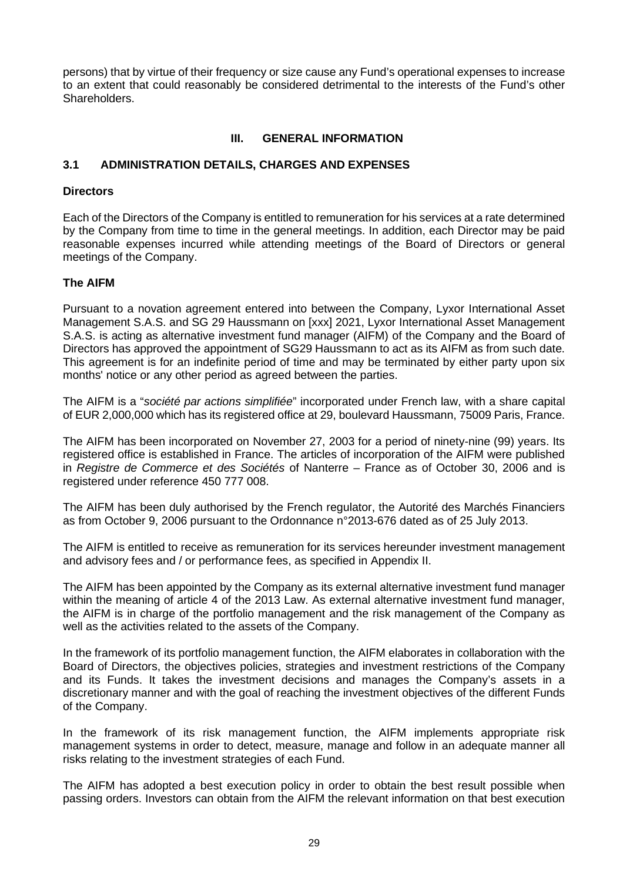persons) that by virtue of their frequency or size cause any Fund's operational expenses to increase to an extent that could reasonably be considered detrimental to the interests of the Fund's other Shareholders.

## III. GENERAL INFORMATION

### 3.1 ADMINISTRATION DETAILS, CHARGES AND EXPENSES

**Directors**

Each of the Directors of the Company is entitled to remuneration for his services at a rate determined by the Company from time to time in the general meetings. In addition, each Director may be paid reasonable expenses incurred while attending meetings of the Board of Directors or general meetings of the Company.

**The AIFM**

Pursuant to a novation agreement entered into between the Company, Lyxor International Asset Management S.A.S. and SG 29 Haussmann on [xxx] 2021, Lyxor International Asset Management S.A.S. is acting as alternative investment fund manager (AIFM) of the Company and the Board of Directors has approved the appointment of SG29 Haussmann to act as its AIFM as from such date. This agreement is for an indefinite period of time and may be terminated by either party upon six months' notice or any other period as agreed between the parties.

The AIFM is a "*société par actions simplifiée*" incorporated under French law, with a share capital of EUR 2,000,000 which has its registered office at 29, boulevard Haussmann, 75009 Paris, France.

The AIFM has been incorporated on November 27, 2003 for a period of ninety-nine (99) years. Its registered office is established in France. The articles of incorporation of the AIFM were published in *Registre de Commerce et des Sociétés* of Nanterre – France as of October 30, 2006 and is registered under reference 450 777 008.

The AIFM has been duly authorised by the French regulator, the Autorité des Marchés Financiers as from October 9, 2006 pursuant to the Ordonnance n°2013-676 dated as of 25 July 2013.

The AIFM is entitled to receive as remuneration for its services hereunder investment management and advisory fees and / or performance fees, as specified in Appendix II.

The AIFM has been appointed by the Company as its external alternative investment fund manager within the meaning of article 4 of the 2013 Law. As external alternative investment fund manager, the AIFM is in charge of the portfolio management and the risk management of the Company as well as the activities related to the assets of the Company.

In the framework of its portfolio management function, the AIFM elaborates in collaboration with the Board of Directors, the objectives policies, strategies and investment restrictions of the Company and its Funds. It takes the investment decisions and manages the Company's assets in a discretionary manner and with the goal of reaching the investment objectives of the different Funds of the Company.

In the framework of its risk management function, the AIFM implements appropriate risk management systems in order to detect, measure, manage and follow in an adequate manner all risks relating to the investment strategies of each Fund.

The AIFM has adopted a best execution policy in order to obtain the best result possible when passing orders. Investors can obtain from the AIFM the relevant information on that best execution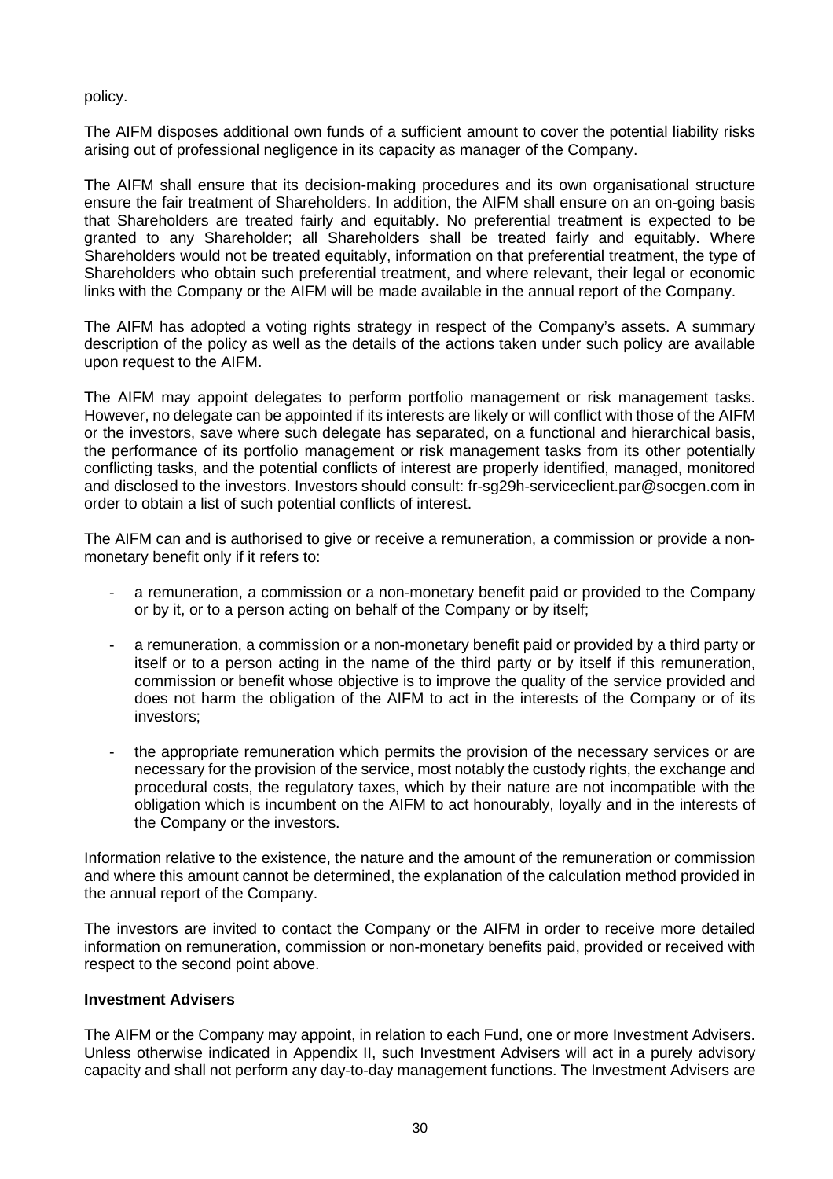policy.

The AIFM disposes additional own funds of a sufficient amount to cover the potential liability risks arising out of professional negligence in its capacity as manager of the Company.

The AIFM shall ensure that its decision-making procedures and its own organisational structure ensure the fair treatment of Shareholders. In addition, the AIFM shall ensure on an on-going basis that Shareholders are treated fairly and equitably. No preferential treatment is expected to be granted to any Shareholder; all Shareholders shall be treated fairly and equitably. Where Shareholders would not be treated equitably, information on that preferential treatment, the type of Shareholders who obtain such preferential treatment, and where relevant, their legal or economic links with the Company or the AIFM will be made available in the annual report of the Company.

The AIFM has adopted a voting rights strategy in respect of the Company's assets. A summary description of the policy as well as the details of the actions taken under such policy are available upon request to the AIFM.

The AIFM may appoint delegates to perform portfolio management or risk management tasks. However, no delegate can be appointed if its interests are likely or will conflict with those of the AIFM or the investors, save where such delegate has separated, on a functional and hierarchical basis, the performance of its portfolio management or risk management tasks from its other potentially conflicting tasks, and the potential conflicts of interest are properly identified, managed, monitored and disclosed to the investors. Investors should consult: fr-sg29h-serviceclient.par@socgen.com in order to obtain a list of such potential conflicts of interest.

The AIFM can and is authorised to give or receive a remuneration, a commission or provide a non-monetary benefit only if it refers to:

- a remuneration, a commission or a non-monetary benefit paid or provided to the Company or by it, or to a person acting on behalf of the Company or by itself;
- a remuneration, a commission or a non-monetary benefit paid or provided by a third party or itself or to a person acting in the name of the third party or by itself if this remuneration, commission or benefit whose objective is to improve the quality of the service provided and does not harm the obligation of the AIFM to act in the interests of the Company or of its investors;
- the appropriate remuneration which permits the provision of the necessary services or are necessary for the provision of the service, most notably the custody rights, the exchange and procedural costs, the regulatory taxes, which by their nature are not incompatible with the obligation which is incumbent on the AIFM to act honourably, loyally and in the interests of the Company or the investors.

Information relative to the existence, the nature and the amount of the remuneration or commission and where this amount cannot be determined, the explanation of the calculation method provided in the annual report of the Company.

The investors are invited to contact the Company or the AIFM in order to receive more detailed information on remuneration, commission or non-monetary benefits paid, provided or received with respect to the second point above.

**Investment Advisers**

The AIFM or the Company may appoint, in relation to each Fund, one or more Investment Advisers. Unless otherwise indicated in Appendix II, such Investment Advisers will act in a purely advisory capacity and shall not perform any day-to-day management functions. The Investment Advisers are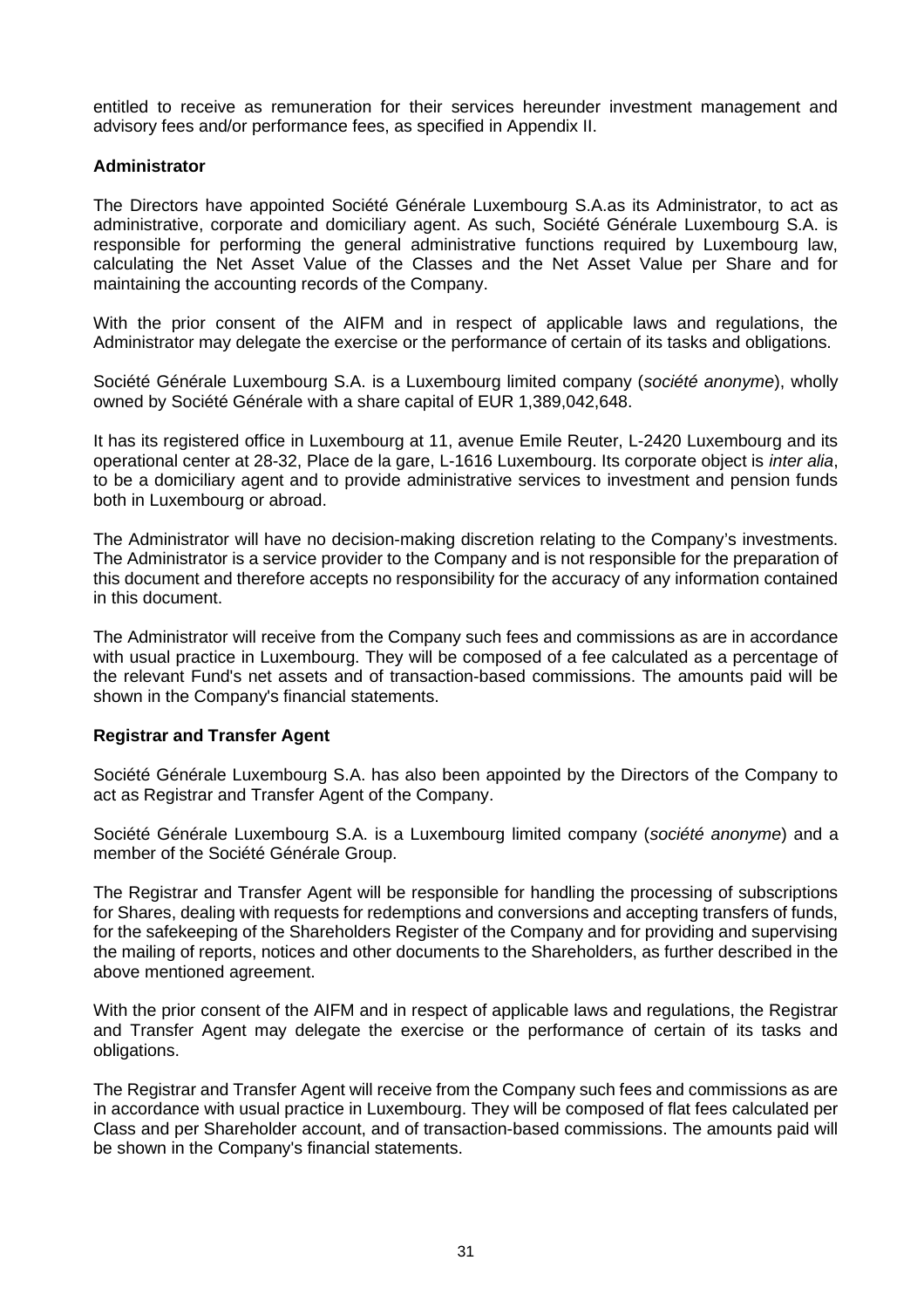entitled to receive as remuneration for their services hereunder investment management and advisory fees and/or performance fees, as specified in Appendix II.

**Administrator**

The Directors have appointed Société Générale Luxembourg S.A.as its Administrator, to act as administrative, corporate and domiciliary agent. As such, Société Générale Luxembourg S.A. is responsible for performing the general administrative functions required by Luxembourg law, calculating the Net Asset Value of the Classes and the Net Asset Value per Share and for maintaining the accounting records of the Company.

With the prior consent of the AIFM and in respect of applicable laws and regulations, the Administrator may delegate the exercise or the performance of certain of its tasks and obligations.

Société Générale Luxembourg S.A. is a Luxembourg limited company (*société anonyme*), wholly owned by Société Générale with a share capital of EUR 1,389,042,648.

It has its registered office in Luxembourg at 11, avenue Emile Reuter, L-2420 Luxembourg and its operational center at 28-32, Place de la gare, L-1616 Luxembourg. Its corporate object is *inter alia*, to be a domiciliary agent and to provide administrative services to investment and pension funds both in Luxembourg or abroad.

The Administrator will have no decision-making discretion relating to the Company's investments. The Administrator is a service provider to the Company and is not responsible for the preparation of this document and therefore accepts no responsibility for the accuracy of any information contained in this document.

The Administrator will receive from the Company such fees and commissions as are in accordance with usual practice in Luxembourg. They will be composed of a fee calculated as a percentage of the relevant Fund's net assets and of transaction-based commissions. The amounts paid will be shown in the Company's financial statements.

**Registrar and Transfer Agent**

Société Générale Luxembourg S.A. has also been appointed by the Directors of the Company to act as Registrar and Transfer Agent of the Company.

Société Générale Luxembourg S.A. is a Luxembourg limited company (*société anonyme*) and a member of the Société Générale Group.

The Registrar and Transfer Agent will be responsible for handling the processing of subscriptions for Shares, dealing with requests for redemptions and conversions and accepting transfers of funds, for the safekeeping of the Shareholders Register of the Company and for providing and supervising the mailing of reports, notices and other documents to the Shareholders, as further described in the above mentioned agreement.

With the prior consent of the AIFM and in respect of applicable laws and regulations, the Registrar and Transfer Agent may delegate the exercise or the performance of certain of its tasks and obligations.

The Registrar and Transfer Agent will receive from the Company such fees and commissions as are in accordance with usual practice in Luxembourg. They will be composed of flat fees calculated per Class and per Shareholder account, and of transaction-based commissions. The amounts paid will be shown in the Company's financial statements.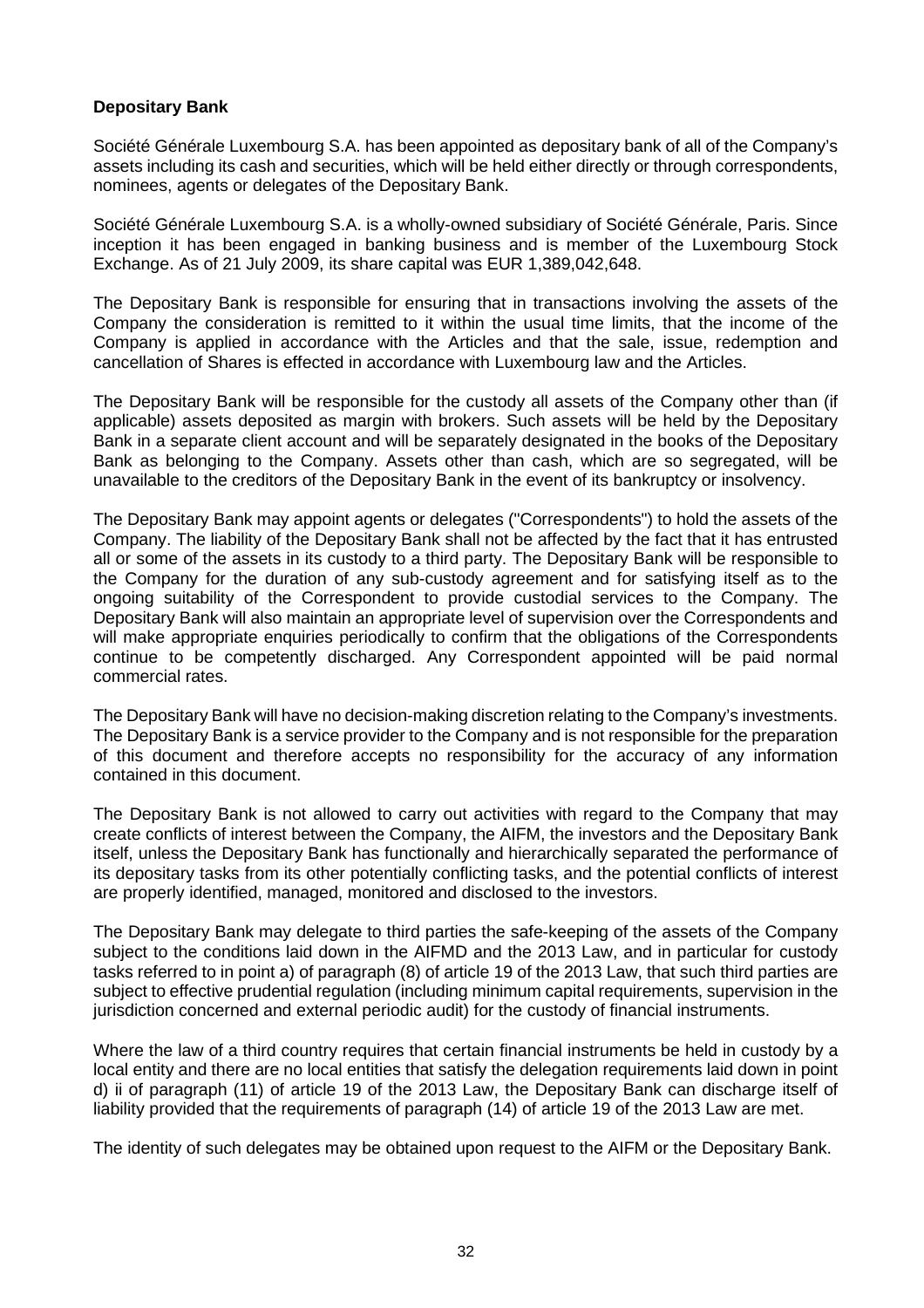**Depositary Bank**

Société Générale Luxembourg S.A. has been appointed as depositary bank of all of the Company's assets including its cash and securities, which will be held either directly or through correspondents, nominees, agents or delegates of the Depositary Bank.

Société Générale Luxembourg S.A. is a wholly-owned subsidiary of Société Générale, Paris. Since inception it has been engaged in banking business and is member of the Luxembourg Stock Exchange. As of 21 July 2009, its share capital was EUR 1,389,042,648.

The Depositary Bank is responsible for ensuring that in transactions involving the assets of the Company the consideration is remitted to it within the usual time limits, that the income of the Company is applied in accordance with the Articles and that the sale, issue, redemption and cancellation of Shares is effected in accordance with Luxembourg law and the Articles.

The Depositary Bank will be responsible for the custody all assets of the Company other than (if applicable) assets deposited as margin with brokers. Such assets will be held by the Depositary Bank in a separate client account and will be separately designated in the books of the Depositary Bank as belonging to the Company. Assets other than cash, which are so segregated, will be unavailable to the creditors of the Depositary Bank in the event of its bankruptcy or insolvency.

The Depositary Bank may appoint agents or delegates ("Correspondents") to hold the assets of the Company. The liability of the Depositary Bank shall not be affected by the fact that it has entrusted all or some of the assets in its custody to a third party. The Depositary Bank will be responsible to the Company for the duration of any sub-custody agreement and for satisfying itself as to the ongoing suitability of the Correspondent to provide custodial services to the Company. The Depositary Bank will also maintain an appropriate level of supervision over the Correspondents and will make appropriate enquiries periodically to confirm that the obligations of the Correspondents continue to be competently discharged. Any Correspondent appointed will be paid normal commercial rates.

The Depositary Bank will have no decision-making discretion relating to the Company's investments. The Depositary Bank is a service provider to the Company and is not responsible for the preparation of this document and therefore accepts no responsibility for the accuracy of any information contained in this document.

The Depositary Bank is not allowed to carry out activities with regard to the Company that may create conflicts of interest between the Company, the AIFM, the investors and the Depositary Bank itself, unless the Depositary Bank has functionally and hierarchically separated the performance of its depositary tasks from its other potentially conflicting tasks, and the potential conflicts of interest are properly identified, managed, monitored and disclosed to the investors.

The Depositary Bank may delegate to third parties the safe-keeping of the assets of the Company subject to the conditions laid down in the AIFMD and the 2013 Law, and in particular for custody tasks referred to in point a) of paragraph (8) of article 19 of the 2013 Law, that such third parties are subject to effective prudential regulation (including minimum capital requirements, supervision in the jurisdiction concerned and external periodic audit) for the custody of financial instruments.

Where the law of a third country requires that certain financial instruments be held in custody by a local entity and there are no local entities that satisfy the delegation requirements laid down in point d) ii of paragraph (11) of article 19 of the 2013 Law, the Depositary Bank can discharge itself of liability provided that the requirements of paragraph (14) of article 19 of the 2013 Law are met.

The identity of such delegates may be obtained upon request to the AIFM or the Depositary Bank.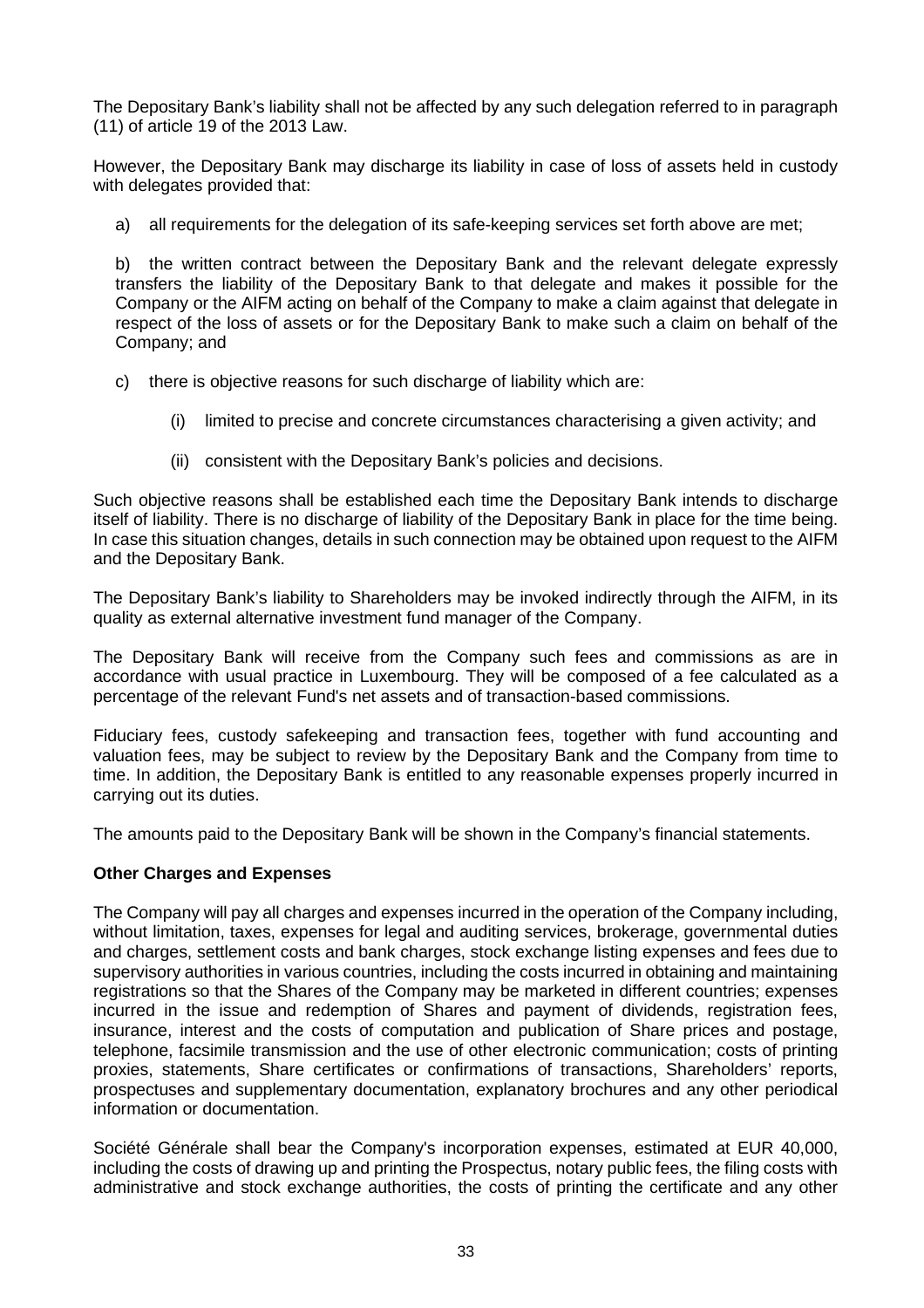The Depositary Bank's liability shall not be affected by any such delegation referred to in paragraph (11) of article 19 of the 2013 Law.

However, the Depositary Bank may discharge its liability in case of loss of assets held in custody with delegates provided that:

a) all requirements for the delegation of its safe-keeping services set forth above are met;

b) the written contract between the Depositary Bank and the relevant delegate expressly transfers the liability of the Depositary Bank to that delegate and makes it possible for the Company or the AIFM acting on behalf of the Company to make a claim against that delegate in respect of the loss of assets or for the Depositary Bank to make such a claim on behalf of the Company; and

c) there is objective reasons for such discharge of liability which are:

   (i) limited to precise and concrete circumstances characterising a given activity; and

   (ii) consistent with the Depositary Bank's policies and decisions.

Such objective reasons shall be established each time the Depositary Bank intends to discharge itself of liability. There is no discharge of liability of the Depositary Bank in place for the time being. In case this situation changes, details in such connection may be obtained upon request to the AIFM and the Depositary Bank.

The Depositary Bank's liability to Shareholders may be invoked indirectly through the AIFM, in its quality as external alternative investment fund manager of the Company.

The Depositary Bank will receive from the Company such fees and commissions as are in accordance with usual practice in Luxembourg. They will be composed of a fee calculated as a percentage of the relevant Fund's net assets and of transaction-based commissions.

Fiduciary fees, custody safekeeping and transaction fees, together with fund accounting and valuation fees, may be subject to review by the Depositary Bank and the Company from time to time. In addition, the Depositary Bank is entitled to any reasonable expenses properly incurred in carrying out its duties.

The amounts paid to the Depositary Bank will be shown in the Company's financial statements.

**Other Charges and Expenses**

The Company will pay all charges and expenses incurred in the operation of the Company including, without limitation, taxes, expenses for legal and auditing services, brokerage, governmental duties and charges, settlement costs and bank charges, stock exchange listing expenses and fees due to supervisory authorities in various countries, including the costs incurred in obtaining and maintaining registrations so that the Shares of the Company may be marketed in different countries; expenses incurred in the issue and redemption of Shares and payment of dividends, registration fees, insurance, interest and the costs of computation and publication of Share prices and postage, telephone, facsimile transmission and the use of other electronic communication; costs of printing proxies, statements, Share certificates or confirmations of transactions, Shareholders' reports, prospectuses and supplementary documentation, explanatory brochures and any other periodical information or documentation.

Société Générale shall bear the Company's incorporation expenses, estimated at EUR 40,000, including the costs of drawing up and printing the Prospectus, notary public fees, the filing costs with administrative and stock exchange authorities, the costs of printing the certificate and any other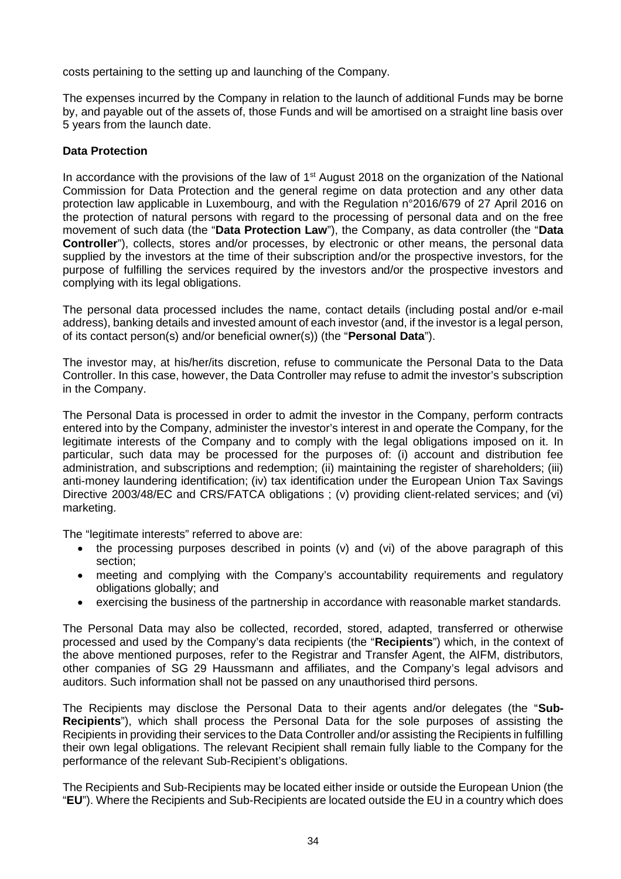costs pertaining to the setting up and launching of the Company.

The expenses incurred by the Company in relation to the launch of additional Funds may be borne by, and payable out of the assets of, those Funds and will be amortised on a straight line basis over 5 years from the launch date.

**Data Protection**

In accordance with the provisions of the law of 1st August 2018 on the organization of the National Commission for Data Protection and the general regime on data protection and any other data protection law applicable in Luxembourg, and with the Regulation n°2016/679 of 27 April 2016 on the protection of natural persons with regard to the processing of personal data and on the free movement of such data (the "**Data Protection Law**"), the Company, as data controller (the "**Data Controller**"), collects, stores and/or processes, by electronic or other means, the personal data supplied by the investors at the time of their subscription and/or the prospective investors, for the purpose of fulfilling the services required by the investors and/or the prospective investors and complying with its legal obligations.

The personal data processed includes the name, contact details (including postal and/or e-mail address), banking details and invested amount of each investor (and, if the investor is a legal person, of its contact person(s) and/or beneficial owner(s)) (the "**Personal Data**").

The investor may, at his/her/its discretion, refuse to communicate the Personal Data to the Data Controller. In this case, however, the Data Controller may refuse to admit the investor's subscription in the Company.

The Personal Data is processed in order to admit the investor in the Company, perform contracts entered into by the Company, administer the investor's interest in and operate the Company, for the legitimate interests of the Company and to comply with the legal obligations imposed on it. In particular, such data may be processed for the purposes of: (i) account and distribution fee administration, and subscriptions and redemption; (ii) maintaining the register of shareholders; (iii) anti-money laundering identification; (iv) tax identification under the European Union Tax Savings Directive 2003/48/EC and CRS/FATCA obligations ; (v) providing client-related services; and (vi) marketing.

The "legitimate interests" referred to above are:

- the processing purposes described in points (v) and (vi) of the above paragraph of this section;
- meeting and complying with the Company's accountability requirements and regulatory obligations globally; and
- exercising the business of the partnership in accordance with reasonable market standards.

The Personal Data may also be collected, recorded, stored, adapted, transferred or otherwise processed and used by the Company's data recipients (the "**Recipients**") which, in the context of the above mentioned purposes, refer to the Registrar and Transfer Agent, the AIFM, distributors, other companies of SG 29 Haussmann and affiliates, and the Company's legal advisors and auditors. Such information shall not be passed on any unauthorised third persons.

The Recipients may disclose the Personal Data to their agents and/or delegates (the "**Sub-Recipients**"), which shall process the Personal Data for the sole purposes of assisting the Recipients in providing their services to the Data Controller and/or assisting the Recipients in fulfilling their own legal obligations. The relevant Recipient shall remain fully liable to the Company for the performance of the relevant Sub-Recipient's obligations.

The Recipients and Sub-Recipients may be located either inside or outside the European Union (the "**EU**"). Where the Recipients and Sub-Recipients are located outside the EU in a country which does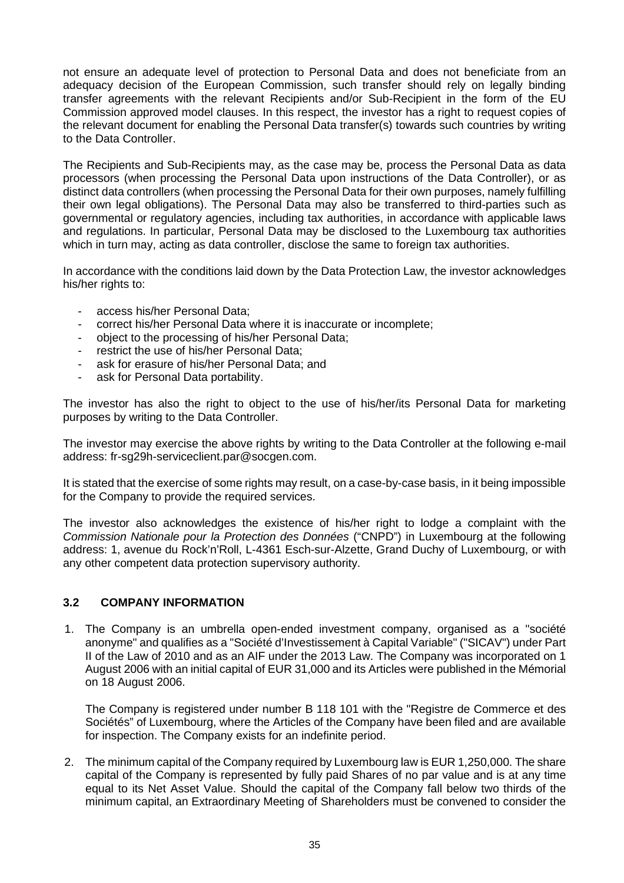not ensure an adequate level of protection to Personal Data and does not beneficiate from an adequacy decision of the European Commission, such transfer should rely on legally binding transfer agreements with the relevant Recipients and/or Sub-Recipient in the form of the EU Commission approved model clauses. In this respect, the investor has a right to request copies of the relevant document for enabling the Personal Data transfer(s) towards such countries by writing to the Data Controller.

The Recipients and Sub-Recipients may, as the case may be, process the Personal Data as data processors (when processing the Personal Data upon instructions of the Data Controller), or as distinct data controllers (when processing the Personal Data for their own purposes, namely fulfilling their own legal obligations). The Personal Data may also be transferred to third-parties such as governmental or regulatory agencies, including tax authorities, in accordance with applicable laws and regulations. In particular, Personal Data may be disclosed to the Luxembourg tax authorities which in turn may, acting as data controller, disclose the same to foreign tax authorities.

In accordance with the conditions laid down by the Data Protection Law, the investor acknowledges his/her rights to:

- access his/her Personal Data;
- correct his/her Personal Data where it is inaccurate or incomplete;
- object to the processing of his/her Personal Data;
- restrict the use of his/her Personal Data;
- ask for erasure of his/her Personal Data; and
- ask for Personal Data portability.

The investor has also the right to object to the use of his/her/its Personal Data for marketing purposes by writing to the Data Controller.

The investor may exercise the above rights by writing to the Data Controller at the following e-mail address: fr-sg29h-serviceclient.par@socgen.com.

It is stated that the exercise of some rights may result, on a case-by-case basis, in it being impossible for the Company to provide the required services.

The investor also acknowledges the existence of his/her right to lodge a complaint with the *Commission Nationale pour la Protection des Données* ("CNPD") in Luxembourg at the following address: 1, avenue du Rock'n'Roll, L-4361 Esch-sur-Alzette, Grand Duchy of Luxembourg, or with any other competent data protection supervisory authority.

### 3.2 COMPANY INFORMATION

1. The Company is an umbrella open-ended investment company, organised as a "société anonyme" and qualifies as a "Société d'Investissement à Capital Variable" ("SICAV") under Part II of the Law of 2010 and as an AIF under the 2013 Law. The Company was incorporated on 1 August 2006 with an initial capital of EUR 31,000 and its Articles were published in the Mémorial on 18 August 2006.

   The Company is registered under number B 118 101 with the "Registre de Commerce et des Sociétés" of Luxembourg, where the Articles of the Company have been filed and are available for inspection. The Company exists for an indefinite period.

2. The minimum capital of the Company required by Luxembourg law is EUR 1,250,000. The share capital of the Company is represented by fully paid Shares of no par value and is at any time equal to its Net Asset Value. Should the capital of the Company fall below two thirds of the minimum capital, an Extraordinary Meeting of Shareholders must be convened to consider the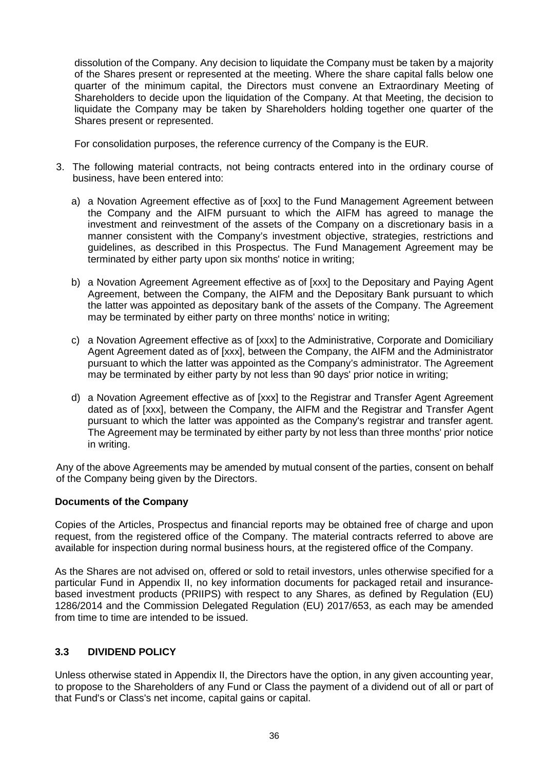dissolution of the Company. Any decision to liquidate the Company must be taken by a majority of the Shares present or represented at the meeting. Where the share capital falls below one quarter of the minimum capital, the Directors must convene an Extraordinary Meeting of Shareholders to decide upon the liquidation of the Company. At that Meeting, the decision to liquidate the Company may be taken by Shareholders holding together one quarter of the Shares present or represented.

For consolidation purposes, the reference currency of the Company is the EUR.

3. The following material contracts, not being contracts entered into in the ordinary course of business, have been entered into:

   a) a Novation Agreement effective as of [xxx] to the Fund Management Agreement between the Company and the AIFM pursuant to which the AIFM has agreed to manage the investment and reinvestment of the assets of the Company on a discretionary basis in a manner consistent with the Company's investment objective, strategies, restrictions and guidelines, as described in this Prospectus. The Fund Management Agreement may be terminated by either party upon six months' notice in writing;

   b) a Novation Agreement Agreement effective as of [xxx] to the Depositary and Paying Agent Agreement, between the Company, the AIFM and the Depositary Bank pursuant to which the latter was appointed as depositary bank of the assets of the Company. The Agreement may be terminated by either party on three months' notice in writing;

   c) a Novation Agreement effective as of [xxx] to the Administrative, Corporate and Domiciliary Agent Agreement dated as of [xxx], between the Company, the AIFM and the Administrator pursuant to which the latter was appointed as the Company's administrator. The Agreement may be terminated by either party by not less than 90 days' prior notice in writing;

   d) a Novation Agreement effective as of [xxx] to the Registrar and Transfer Agent Agreement dated as of [xxx], between the Company, the AIFM and the Registrar and Transfer Agent pursuant to which the latter was appointed as the Company's registrar and transfer agent. The Agreement may be terminated by either party by not less than three months' prior notice in writing.

Any of the above Agreements may be amended by mutual consent of the parties, consent on behalf of the Company being given by the Directors.

**Documents of the Company**

Copies of the Articles, Prospectus and financial reports may be obtained free of charge and upon request, from the registered office of the Company. The material contracts referred to above are available for inspection during normal business hours, at the registered office of the Company.

As the Shares are not advised on, offered or sold to retail investors, unles otherwise specified for a particular Fund in Appendix II, no key information documents for packaged retail and insurance-based investment products (PRIIPS) with respect to any Shares, as defined by Regulation (EU) 1286/2014 and the Commission Delegated Regulation (EU) 2017/653, as each may be amended from time to time are intended to be issued.

## 3.3 DIVIDEND POLICY

Unless otherwise stated in Appendix II, the Directors have the option, in any given accounting year, to propose to the Shareholders of any Fund or Class the payment of a dividend out of all or part of that Fund's or Class's net income, capital gains or capital.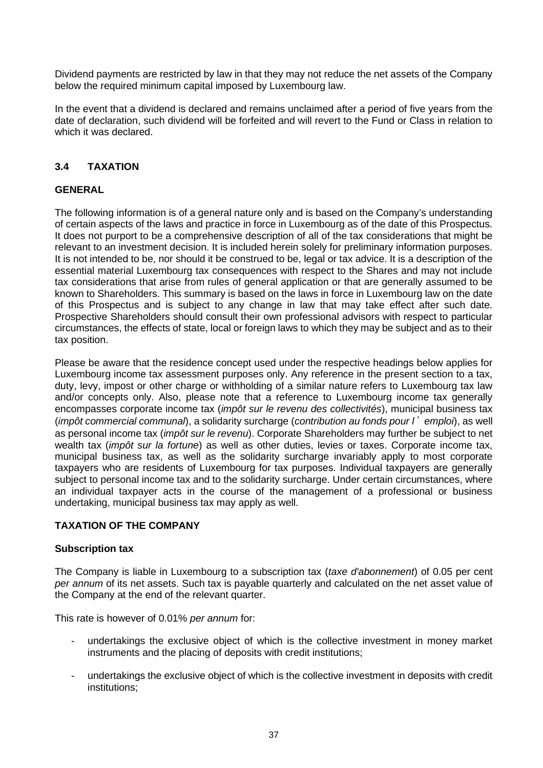Dividend payments are restricted by law in that they may not reduce the net assets of the Company below the required minimum capital imposed by Luxembourg law.

In the event that a dividend is declared and remains unclaimed after a period of five years from the date of declaration, such dividend will be forfeited and will revert to the Fund or Class in relation to which it was declared.

## 3.4 TAXATION

### GENERAL

The following information is of a general nature only and is based on the Company's understanding of certain aspects of the laws and practice in force in Luxembourg as of the date of this Prospectus. It does not purport to be a comprehensive description of all of the tax considerations that might be relevant to an investment decision. It is included herein solely for preliminary information purposes. It is not intended to be, nor should it be construed to be, legal or tax advice. It is a description of the essential material Luxembourg tax consequences with respect to the Shares and may not include tax considerations that arise from rules of general application or that are generally assumed to be known to Shareholders. This summary is based on the laws in force in Luxembourg law on the date of this Prospectus and is subject to any change in law that may take effect after such date. Prospective Shareholders should consult their own professional advisors with respect to particular circumstances, the effects of state, local or foreign laws to which they may be subject and as to their tax position.

Please be aware that the residence concept used under the respective headings below applies for Luxembourg income tax assessment purposes only. Any reference in the present section to a tax, duty, levy, impost or other charge or withholding of a similar nature refers to Luxembourg tax law and/or concepts only. Also, please note that a reference to Luxembourg income tax generally encompasses corporate income tax (*impôt sur le revenu des collectivités*), municipal business tax (*impôt commercial communal*), a solidarity surcharge (*contribution au fonds pour l'emploi*), as well as personal income tax (*impôt sur le revenu*). Corporate Shareholders may further be subject to net wealth tax (*impôt sur la fortune*) as well as other duties, levies or taxes. Corporate income tax, municipal business tax, as well as the solidarity surcharge invariably apply to most corporate taxpayers who are residents of Luxembourg for tax purposes. Individual taxpayers are generally subject to personal income tax and to the solidarity surcharge. Under certain circumstances, where an individual taxpayer acts in the course of the management of a professional or business undertaking, municipal business tax may apply as well.

### TAXATION OF THE COMPANY

#### Subscription tax

The Company is liable in Luxembourg to a subscription tax (*taxe d'abonnement*) of 0.05 per cent *per annum* of its net assets. Such tax is payable quarterly and calculated on the net asset value of the Company at the end of the relevant quarter.

This rate is however of 0.01% *per annum* for:

- undertakings the exclusive object of which is the collective investment in money market instruments and the placing of deposits with credit institutions;
- undertakings the exclusive object of which is the collective investment in deposits with credit institutions;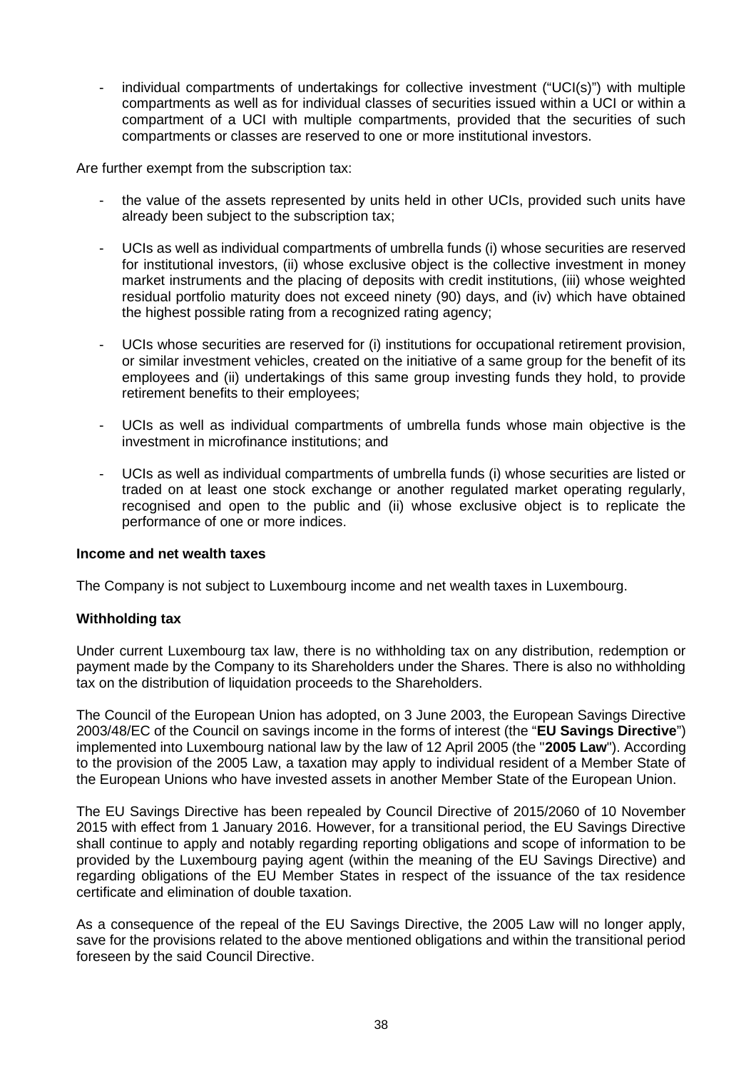- individual compartments of undertakings for collective investment ("UCI(s)") with multiple compartments as well as for individual classes of securities issued within a UCI or within a compartment of a UCI with multiple compartments, provided that the securities of such compartments or classes are reserved to one or more institutional investors.

Are further exempt from the subscription tax:

- the value of the assets represented by units held in other UCIs, provided such units have already been subject to the subscription tax;
- UCIs as well as individual compartments of umbrella funds (i) whose securities are reserved for institutional investors, (ii) whose exclusive object is the collective investment in money market instruments and the placing of deposits with credit institutions, (iii) whose weighted residual portfolio maturity does not exceed ninety (90) days, and (iv) which have obtained the highest possible rating from a recognized rating agency;
- UCIs whose securities are reserved for (i) institutions for occupational retirement provision, or similar investment vehicles, created on the initiative of a same group for the benefit of its employees and (ii) undertakings of this same group investing funds they hold, to provide retirement benefits to their employees;
- UCIs as well as individual compartments of umbrella funds whose main objective is the investment in microfinance institutions; and
- UCIs as well as individual compartments of umbrella funds (i) whose securities are listed or traded on at least one stock exchange or another regulated market operating regularly, recognised and open to the public and (ii) whose exclusive object is to replicate the performance of one or more indices.

**Income and net wealth taxes**

The Company is not subject to Luxembourg income and net wealth taxes in Luxembourg.

**Withholding tax**

Under current Luxembourg tax law, there is no withholding tax on any distribution, redemption or payment made by the Company to its Shareholders under the Shares. There is also no withholding tax on the distribution of liquidation proceeds to the Shareholders.

The Council of the European Union has adopted, on 3 June 2003, the European Savings Directive 2003/48/EC of the Council on savings income in the forms of interest (the "**EU Savings Directive**") implemented into Luxembourg national law by the law of 12 April 2005 (the "**2005 Law**"). According to the provision of the 2005 Law, a taxation may apply to individual resident of a Member State of the European Unions who have invested assets in another Member State of the European Union.

The EU Savings Directive has been repealed by Council Directive of 2015/2060 of 10 November 2015 with effect from 1 January 2016. However, for a transitional period, the EU Savings Directive shall continue to apply and notably regarding reporting obligations and scope of information to be provided by the Luxembourg paying agent (within the meaning of the EU Savings Directive) and regarding obligations of the EU Member States in respect of the issuance of the tax residence certificate and elimination of double taxation.

As a consequence of the repeal of the EU Savings Directive, the 2005 Law will no longer apply, save for the provisions related to the above mentioned obligations and within the transitional period foreseen by the said Council Directive.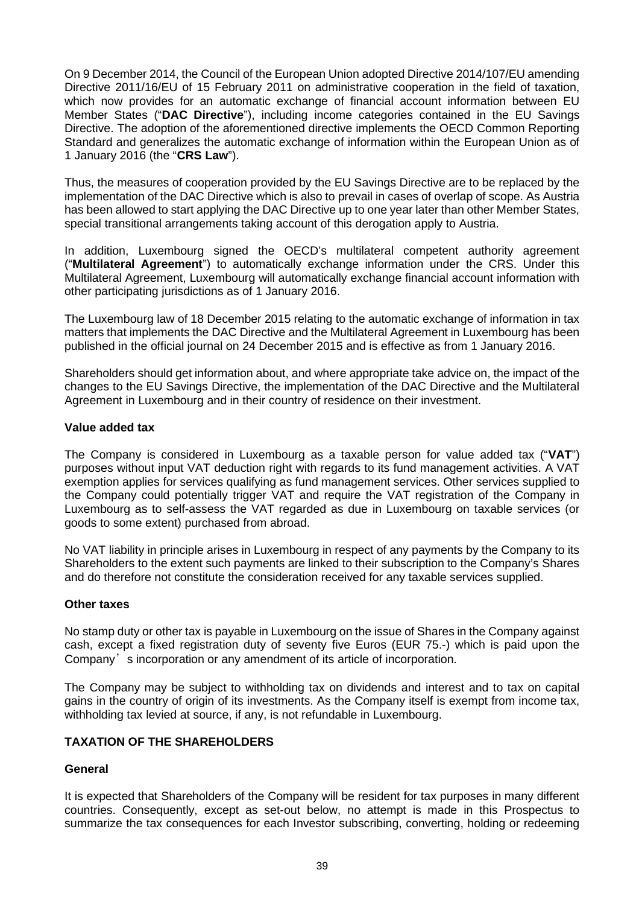On 9 December 2014, the Council of the European Union adopted Directive 2014/107/EU amending Directive 2011/16/EU of 15 February 2011 on administrative cooperation in the field of taxation, which now provides for an automatic exchange of financial account information between EU Member States ("**DAC Directive**"), including income categories contained in the EU Savings Directive. The adoption of the aforementioned directive implements the OECD Common Reporting Standard and generalizes the automatic exchange of information within the European Union as of 1 January 2016 (the "**CRS Law**").

Thus, the measures of cooperation provided by the EU Savings Directive are to be replaced by the implementation of the DAC Directive which is also to prevail in cases of overlap of scope. As Austria has been allowed to start applying the DAC Directive up to one year later than other Member States, special transitional arrangements taking account of this derogation apply to Austria.

In addition, Luxembourg signed the OECD's multilateral competent authority agreement ("**Multilateral Agreement**") to automatically exchange information under the CRS. Under this Multilateral Agreement, Luxembourg will automatically exchange financial account information with other participating jurisdictions as of 1 January 2016.

The Luxembourg law of 18 December 2015 relating to the automatic exchange of information in tax matters that implements the DAC Directive and the Multilateral Agreement in Luxembourg has been published in the official journal on 24 December 2015 and is effective as from 1 January 2016.

Shareholders should get information about, and where appropriate take advice on, the impact of the changes to the EU Savings Directive, the implementation of the DAC Directive and the Multilateral Agreement in Luxembourg and in their country of residence on their investment.

**Value added tax**

The Company is considered in Luxembourg as a taxable person for value added tax ("**VAT**") purposes without input VAT deduction right with regards to its fund management activities. A VAT exemption applies for services qualifying as fund management services. Other services supplied to the Company could potentially trigger VAT and require the VAT registration of the Company in Luxembourg as to self-assess the VAT regarded as due in Luxembourg on taxable services (or goods to some extent) purchased from abroad.

No VAT liability in principle arises in Luxembourg in respect of any payments by the Company to its Shareholders to the extent such payments are linked to their subscription to the Company's Shares and do therefore not constitute the consideration received for any taxable services supplied.

**Other taxes**

No stamp duty or other tax is payable in Luxembourg on the issue of Shares in the Company against cash, except a fixed registration duty of seventy five Euros (EUR 75.-) which is paid upon the Company's incorporation or any amendment of its article of incorporation.

The Company may be subject to withholding tax on dividends and interest and to tax on capital gains in the country of origin of its investments. As the Company itself is exempt from income tax, withholding tax levied at source, if any, is not refundable in Luxembourg.

**TAXATION OF THE SHAREHOLDERS**

**General**

It is expected that Shareholders of the Company will be resident for tax purposes in many different countries. Consequently, except as set-out below, no attempt is made in this Prospectus to summarize the tax consequences for each Investor subscribing, converting, holding or redeeming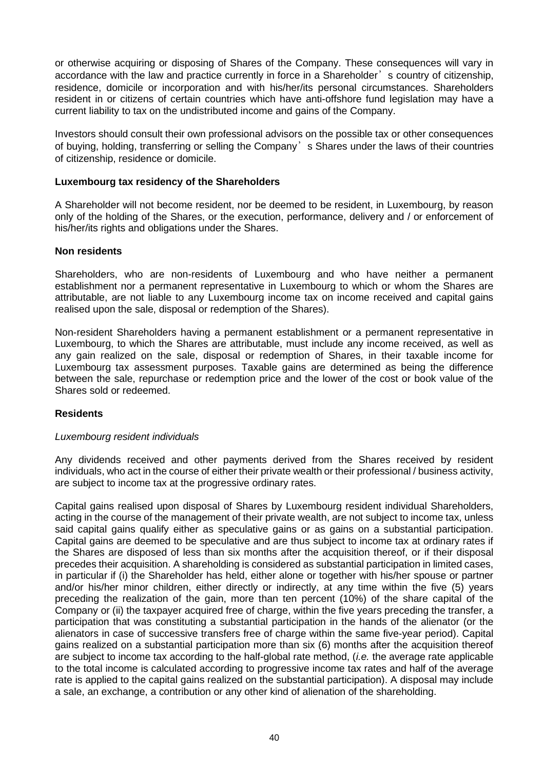or otherwise acquiring or disposing of Shares of the Company. These consequences will vary in accordance with the law and practice currently in force in a Shareholder's country of citizenship, residence, domicile or incorporation and with his/her/its personal circumstances. Shareholders resident in or citizens of certain countries which have anti-offshore fund legislation may have a current liability to tax on the undistributed income and gains of the Company.

Investors should consult their own professional advisors on the possible tax or other consequences of buying, holding, transferring or selling the Company's Shares under the laws of their countries of citizenship, residence or domicile.

**Luxembourg tax residency of the Shareholders**

A Shareholder will not become resident, nor be deemed to be resident, in Luxembourg, by reason only of the holding of the Shares, or the execution, performance, delivery and / or enforcement of his/her/its rights and obligations under the Shares.

**Non residents**

Shareholders, who are non-residents of Luxembourg and who have neither a permanent establishment nor a permanent representative in Luxembourg to which or whom the Shares are attributable, are not liable to any Luxembourg income tax on income received and capital gains realised upon the sale, disposal or redemption of the Shares).

Non-resident Shareholders having a permanent establishment or a permanent representative in Luxembourg, to which the Shares are attributable, must include any income received, as well as any gain realized on the sale, disposal or redemption of Shares, in their taxable income for Luxembourg tax assessment purposes. Taxable gains are determined as being the difference between the sale, repurchase or redemption price and the lower of the cost or book value of the Shares sold or redeemed.

**Residents**

*Luxembourg resident individuals*

Any dividends received and other payments derived from the Shares received by resident individuals, who act in the course of either their private wealth or their professional / business activity, are subject to income tax at the progressive ordinary rates.

Capital gains realised upon disposal of Shares by Luxembourg resident individual Shareholders, acting in the course of the management of their private wealth, are not subject to income tax, unless said capital gains qualify either as speculative gains or as gains on a substantial participation. Capital gains are deemed to be speculative and are thus subject to income tax at ordinary rates if the Shares are disposed of less than six months after the acquisition thereof, or if their disposal precedes their acquisition. A shareholding is considered as substantial participation in limited cases, in particular if (i) the Shareholder has held, either alone or together with his/her spouse or partner and/or his/her minor children, either directly or indirectly, at any time within the five (5) years preceding the realization of the gain, more than ten percent (10%) of the share capital of the Company or (ii) the taxpayer acquired free of charge, within the five years preceding the transfer, a participation that was constituting a substantial participation in the hands of the alienator (or the alienators in case of successive transfers free of charge within the same five-year period). Capital gains realized on a substantial participation more than six (6) months after the acquisition thereof are subject to income tax according to the half-global rate method, (*i.e.* the average rate applicable to the total income is calculated according to progressive income tax rates and half of the average rate is applied to the capital gains realized on the substantial participation). A disposal may include a sale, an exchange, a contribution or any other kind of alienation of the shareholding.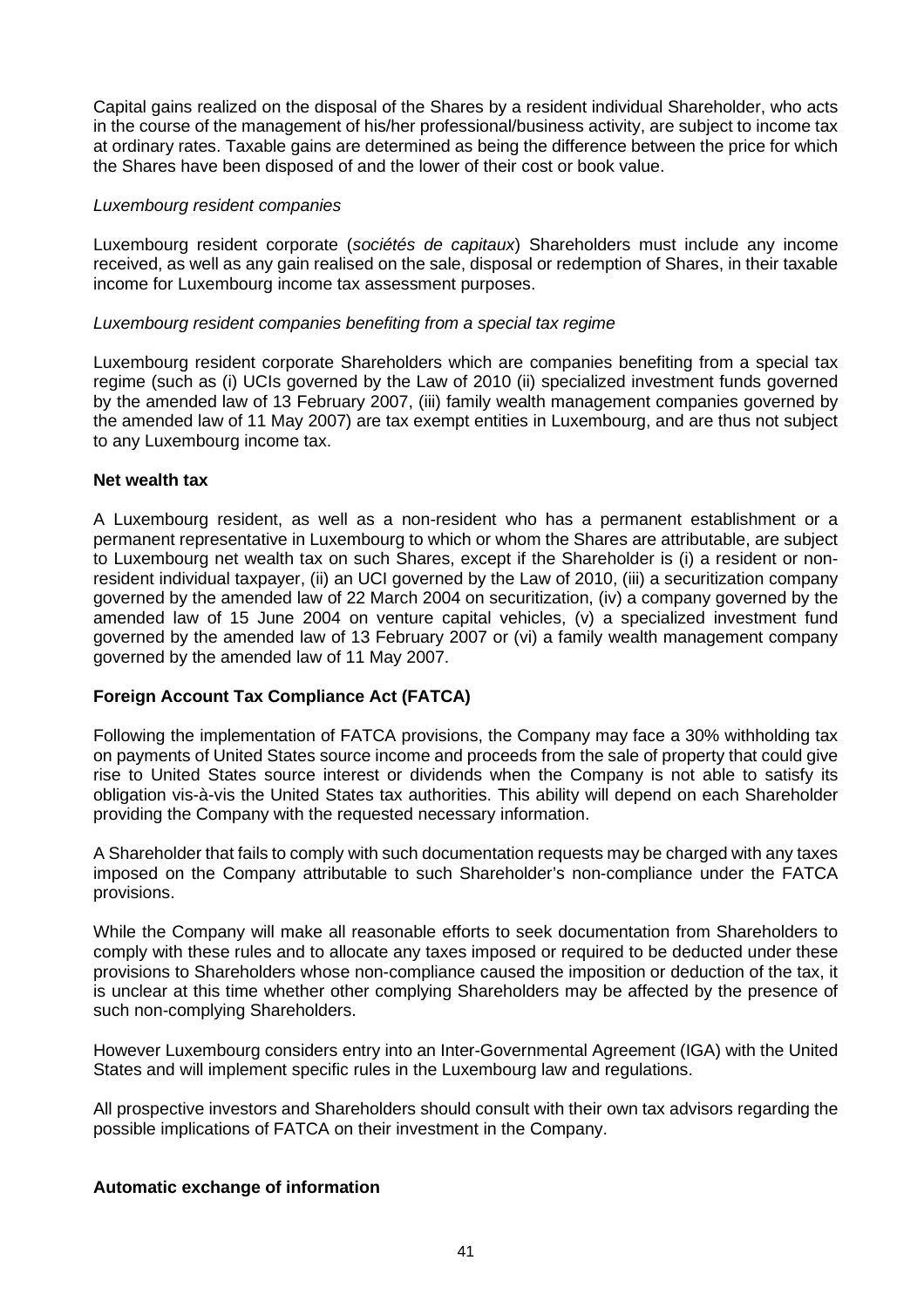Capital gains realized on the disposal of the Shares by a resident individual Shareholder, who acts in the course of the management of his/her professional/business activity, are subject to income tax at ordinary rates. Taxable gains are determined as being the difference between the price for which the Shares have been disposed of and the lower of their cost or book value.

*Luxembourg resident companies*

Luxembourg resident corporate (*sociétés de capitaux*) Shareholders must include any income received, as well as any gain realised on the sale, disposal or redemption of Shares, in their taxable income for Luxembourg income tax assessment purposes.

*Luxembourg resident companies benefiting from a special tax regime*

Luxembourg resident corporate Shareholders which are companies benefiting from a special tax regime (such as (i) UCIs governed by the Law of 2010 (ii) specialized investment funds governed by the amended law of 13 February 2007, (iii) family wealth management companies governed by the amended law of 11 May 2007) are tax exempt entities in Luxembourg, and are thus not subject to any Luxembourg income tax.

**Net wealth tax**

A Luxembourg resident, as well as a non-resident who has a permanent establishment or a permanent representative in Luxembourg to which or whom the Shares are attributable, are subject to Luxembourg net wealth tax on such Shares, except if the Shareholder is (i) a resident or non-resident individual taxpayer, (ii) an UCI governed by the Law of 2010, (iii) a securitization company governed by the amended law of 22 March 2004 on securitization, (iv) a company governed by the amended law of 15 June 2004 on venture capital vehicles, (v) a specialized investment fund governed by the amended law of 13 February 2007 or (vi) a family wealth management company governed by the amended law of 11 May 2007.

**Foreign Account Tax Compliance Act (FATCA)**

Following the implementation of FATCA provisions, the Company may face a 30% withholding tax on payments of United States source income and proceeds from the sale of property that could give rise to United States source interest or dividends when the Company is not able to satisfy its obligation vis-à-vis the United States tax authorities. This ability will depend on each Shareholder providing the Company with the requested necessary information.

A Shareholder that fails to comply with such documentation requests may be charged with any taxes imposed on the Company attributable to such Shareholder's non-compliance under the FATCA provisions.

While the Company will make all reasonable efforts to seek documentation from Shareholders to comply with these rules and to allocate any taxes imposed or required to be deducted under these provisions to Shareholders whose non-compliance caused the imposition or deduction of the tax, it is unclear at this time whether other complying Shareholders may be affected by the presence of such non-complying Shareholders.

However Luxembourg considers entry into an Inter-Governmental Agreement (IGA) with the United States and will implement specific rules in the Luxembourg law and regulations.

All prospective investors and Shareholders should consult with their own tax advisors regarding the possible implications of FATCA on their investment in the Company.

**Automatic exchange of information**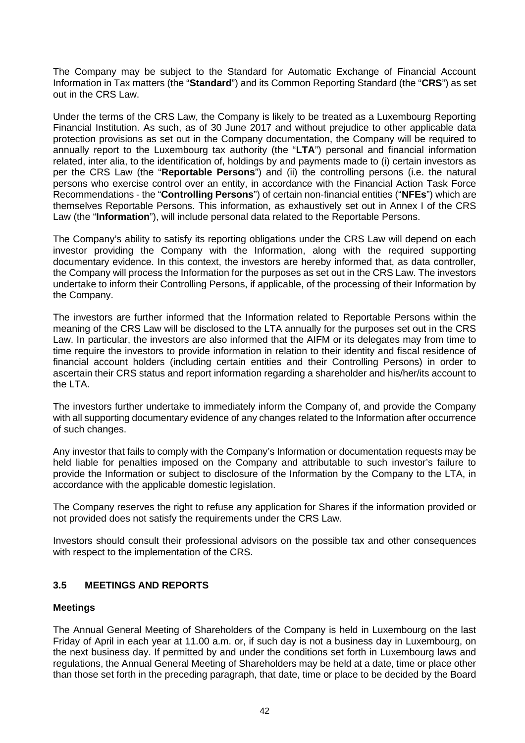The Company may be subject to the Standard for Automatic Exchange of Financial Account Information in Tax matters (the "**Standard**") and its Common Reporting Standard (the "**CRS**") as set out in the CRS Law.

Under the terms of the CRS Law, the Company is likely to be treated as a Luxembourg Reporting Financial Institution. As such, as of 30 June 2017 and without prejudice to other applicable data protection provisions as set out in the Company documentation, the Company will be required to annually report to the Luxembourg tax authority (the "**LTA**") personal and financial information related, inter alia, to the identification of, holdings by and payments made to (i) certain investors as per the CRS Law (the "**Reportable Persons**") and (ii) the controlling persons (i.e. the natural persons who exercise control over an entity, in accordance with the Financial Action Task Force Recommendations - the "**Controlling Persons**") of certain non-financial entities ("**NFEs**") which are themselves Reportable Persons. This information, as exhaustively set out in Annex I of the CRS Law (the "**Information**"), will include personal data related to the Reportable Persons.

The Company's ability to satisfy its reporting obligations under the CRS Law will depend on each investor providing the Company with the Information, along with the required supporting documentary evidence. In this context, the investors are hereby informed that, as data controller, the Company will process the Information for the purposes as set out in the CRS Law. The investors undertake to inform their Controlling Persons, if applicable, of the processing of their Information by the Company.

The investors are further informed that the Information related to Reportable Persons within the meaning of the CRS Law will be disclosed to the LTA annually for the purposes set out in the CRS Law. In particular, the investors are also informed that the AIFM or its delegates may from time to time require the investors to provide information in relation to their identity and fiscal residence of financial account holders (including certain entities and their Controlling Persons) in order to ascertain their CRS status and report information regarding a shareholder and his/her/its account to the LTA.

The investors further undertake to immediately inform the Company of, and provide the Company with all supporting documentary evidence of any changes related to the Information after occurrence of such changes.

Any investor that fails to comply with the Company's Information or documentation requests may be held liable for penalties imposed on the Company and attributable to such investor's failure to provide the Information or subject to disclosure of the Information by the Company to the LTA, in accordance with the applicable domestic legislation.

The Company reserves the right to refuse any application for Shares if the information provided or not provided does not satisfy the requirements under the CRS Law.

Investors should consult their professional advisors on the possible tax and other consequences with respect to the implementation of the CRS.

## 3.5 MEETINGS AND REPORTS

**Meetings**

The Annual General Meeting of Shareholders of the Company is held in Luxembourg on the last Friday of April in each year at 11.00 a.m. or, if such day is not a business day in Luxembourg, on the next business day. If permitted by and under the conditions set forth in Luxembourg laws and regulations, the Annual General Meeting of Shareholders may be held at a date, time or place other than those set forth in the preceding paragraph, that date, time or place to be decided by the Board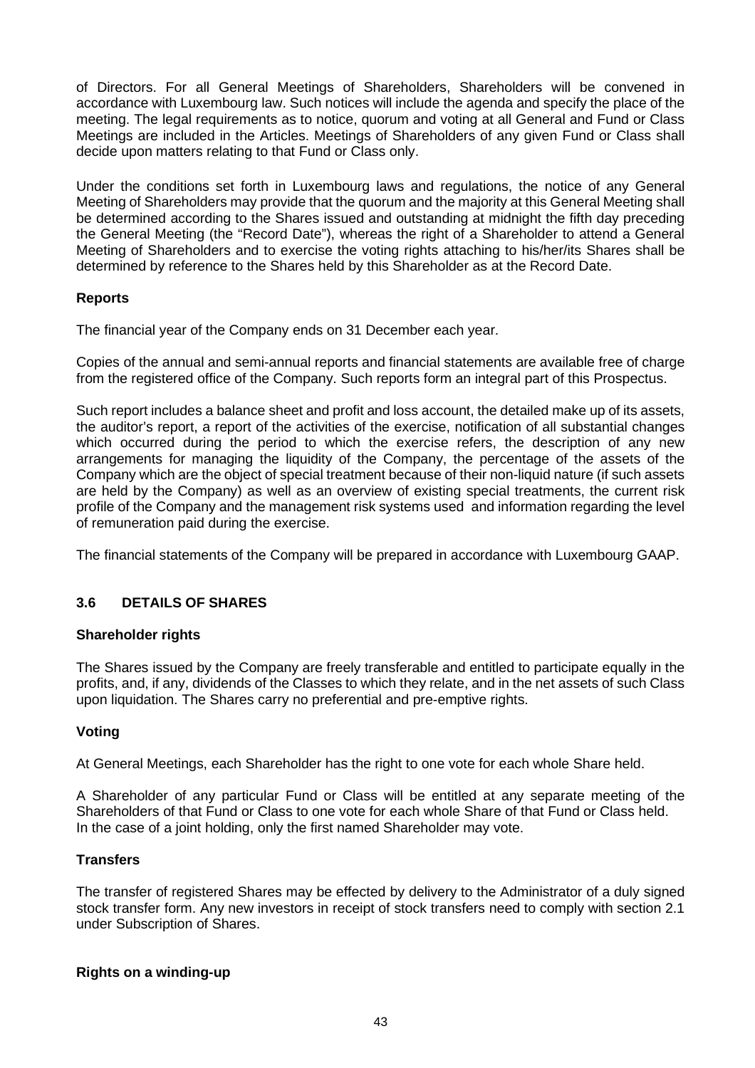of Directors. For all General Meetings of Shareholders, Shareholders will be convened in accordance with Luxembourg law. Such notices will include the agenda and specify the place of the meeting. The legal requirements as to notice, quorum and voting at all General and Fund or Class Meetings are included in the Articles. Meetings of Shareholders of any given Fund or Class shall decide upon matters relating to that Fund or Class only.

Under the conditions set forth in Luxembourg laws and regulations, the notice of any General Meeting of Shareholders may provide that the quorum and the majority at this General Meeting shall be determined according to the Shares issued and outstanding at midnight the fifth day preceding the General Meeting (the "Record Date"), whereas the right of a Shareholder to attend a General Meeting of Shareholders and to exercise the voting rights attaching to his/her/its Shares shall be determined by reference to the Shares held by this Shareholder as at the Record Date.

**Reports**

The financial year of the Company ends on 31 December each year.

Copies of the annual and semi-annual reports and financial statements are available free of charge from the registered office of the Company. Such reports form an integral part of this Prospectus.

Such report includes a balance sheet and profit and loss account, the detailed make up of its assets, the auditor's report, a report of the activities of the exercise, notification of all substantial changes which occurred during the period to which the exercise refers, the description of any new arrangements for managing the liquidity of the Company, the percentage of the assets of the Company which are the object of special treatment because of their non-liquid nature (if such assets are held by the Company) as well as an overview of existing special treatments, the current risk profile of the Company and the management risk systems used and information regarding the level of remuneration paid during the exercise.

The financial statements of the Company will be prepared in accordance with Luxembourg GAAP.

## 3.6 DETAILS OF SHARES

**Shareholder rights**

The Shares issued by the Company are freely transferable and entitled to participate equally in the profits, and, if any, dividends of the Classes to which they relate, and in the net assets of such Class upon liquidation. The Shares carry no preferential and pre-emptive rights.

**Voting**

At General Meetings, each Shareholder has the right to one vote for each whole Share held.

A Shareholder of any particular Fund or Class will be entitled at any separate meeting of the Shareholders of that Fund or Class to one vote for each whole Share of that Fund or Class held. In the case of a joint holding, only the first named Shareholder may vote.

**Transfers**

The transfer of registered Shares may be effected by delivery to the Administrator of a duly signed stock transfer form. Any new investors in receipt of stock transfers need to comply with section 2.1 under Subscription of Shares.

**Rights on a winding-up**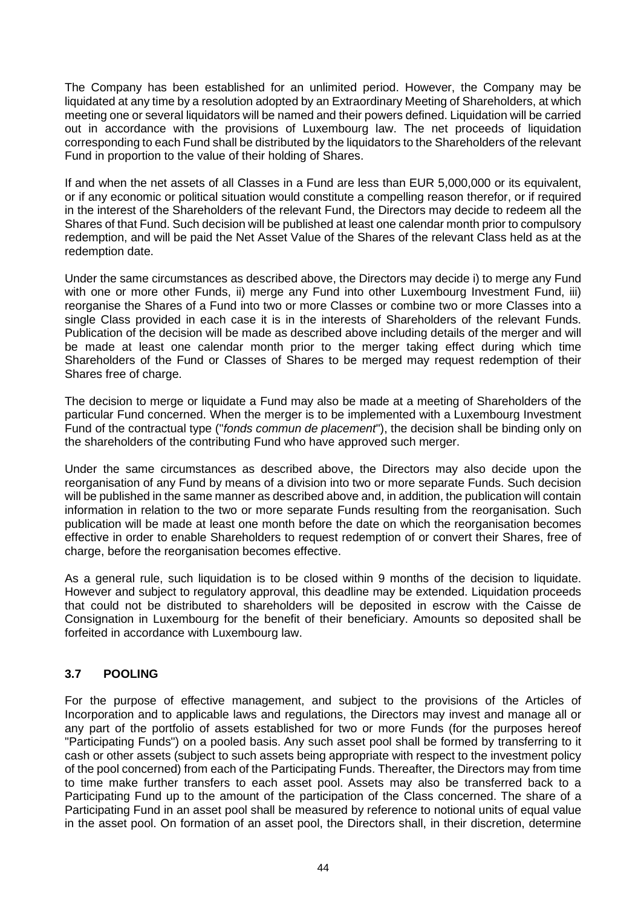The Company has been established for an unlimited period. However, the Company may be liquidated at any time by a resolution adopted by an Extraordinary Meeting of Shareholders, at which meeting one or several liquidators will be named and their powers defined. Liquidation will be carried out in accordance with the provisions of Luxembourg law. The net proceeds of liquidation corresponding to each Fund shall be distributed by the liquidators to the Shareholders of the relevant Fund in proportion to the value of their holding of Shares.

If and when the net assets of all Classes in a Fund are less than EUR 5,000,000 or its equivalent, or if any economic or political situation would constitute a compelling reason therefor, or if required in the interest of the Shareholders of the relevant Fund, the Directors may decide to redeem all the Shares of that Fund. Such decision will be published at least one calendar month prior to compulsory redemption, and will be paid the Net Asset Value of the Shares of the relevant Class held as at the redemption date.

Under the same circumstances as described above, the Directors may decide i) to merge any Fund with one or more other Funds, ii) merge any Fund into other Luxembourg Investment Fund, iii) reorganise the Shares of a Fund into two or more Classes or combine two or more Classes into a single Class provided in each case it is in the interests of Shareholders of the relevant Funds. Publication of the decision will be made as described above including details of the merger and will be made at least one calendar month prior to the merger taking effect during which time Shareholders of the Fund or Classes of Shares to be merged may request redemption of their Shares free of charge.

The decision to merge or liquidate a Fund may also be made at a meeting of Shareholders of the particular Fund concerned. When the merger is to be implemented with a Luxembourg Investment Fund of the contractual type ("*fonds commun de placement*"), the decision shall be binding only on the shareholders of the contributing Fund who have approved such merger.

Under the same circumstances as described above, the Directors may also decide upon the reorganisation of any Fund by means of a division into two or more separate Funds. Such decision will be published in the same manner as described above and, in addition, the publication will contain information in relation to the two or more separate Funds resulting from the reorganisation. Such publication will be made at least one month before the date on which the reorganisation becomes effective in order to enable Shareholders to request redemption of or convert their Shares, free of charge, before the reorganisation becomes effective.

As a general rule, such liquidation is to be closed within 9 months of the decision to liquidate. However and subject to regulatory approval, this deadline may be extended. Liquidation proceeds that could not be distributed to shareholders will be deposited in escrow with the Caisse de Consignation in Luxembourg for the benefit of their beneficiary. Amounts so deposited shall be forfeited in accordance with Luxembourg law.

## 3.7 POOLING

For the purpose of effective management, and subject to the provisions of the Articles of Incorporation and to applicable laws and regulations, the Directors may invest and manage all or any part of the portfolio of assets established for two or more Funds (for the purposes hereof "Participating Funds") on a pooled basis. Any such asset pool shall be formed by transferring to it cash or other assets (subject to such assets being appropriate with respect to the investment policy of the pool concerned) from each of the Participating Funds. Thereafter, the Directors may from time to time make further transfers to each asset pool. Assets may also be transferred back to a Participating Fund up to the amount of the participation of the Class concerned. The share of a Participating Fund in an asset pool shall be measured by reference to notional units of equal value in the asset pool. On formation of an asset pool, the Directors shall, in their discretion, determine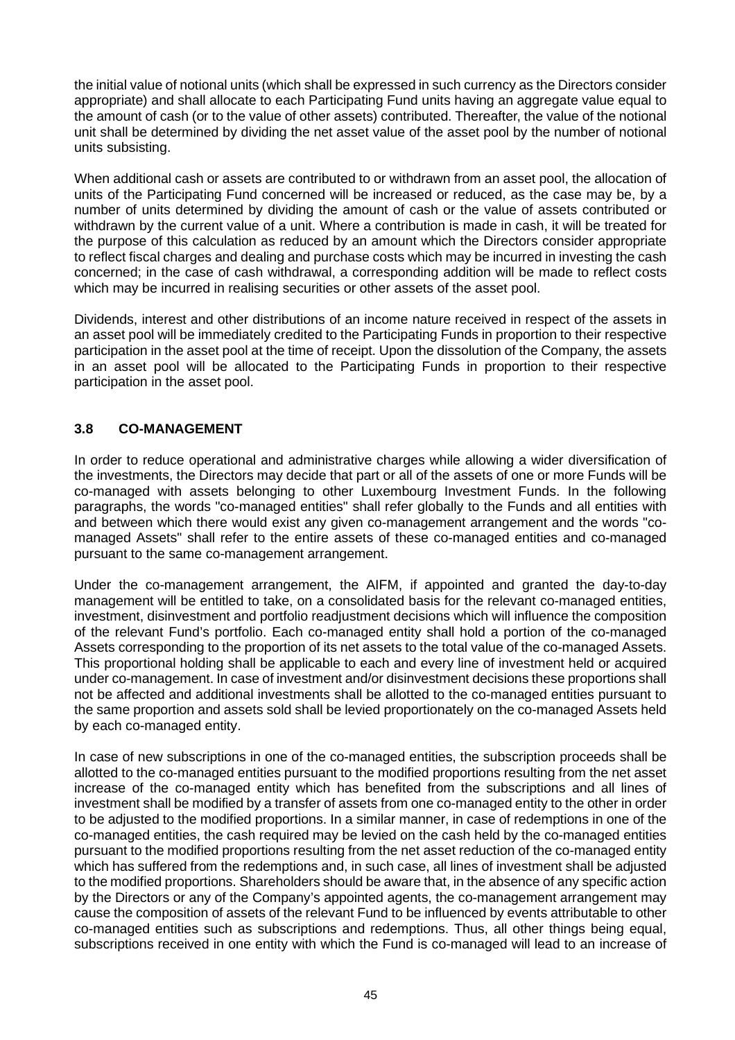the initial value of notional units (which shall be expressed in such currency as the Directors consider appropriate) and shall allocate to each Participating Fund units having an aggregate value equal to the amount of cash (or to the value of other assets) contributed. Thereafter, the value of the notional unit shall be determined by dividing the net asset value of the asset pool by the number of notional units subsisting.

When additional cash or assets are contributed to or withdrawn from an asset pool, the allocation of units of the Participating Fund concerned will be increased or reduced, as the case may be, by a number of units determined by dividing the amount of cash or the value of assets contributed or withdrawn by the current value of a unit. Where a contribution is made in cash, it will be treated for the purpose of this calculation as reduced by an amount which the Directors consider appropriate to reflect fiscal charges and dealing and purchase costs which may be incurred in investing the cash concerned; in the case of cash withdrawal, a corresponding addition will be made to reflect costs which may be incurred in realising securities or other assets of the asset pool.

Dividends, interest and other distributions of an income nature received in respect of the assets in an asset pool will be immediately credited to the Participating Funds in proportion to their respective participation in the asset pool at the time of receipt. Upon the dissolution of the Company, the assets in an asset pool will be allocated to the Participating Funds in proportion to their respective participation in the asset pool.

### 3.8 CO-MANAGEMENT

In order to reduce operational and administrative charges while allowing a wider diversification of the investments, the Directors may decide that part or all of the assets of one or more Funds will be co-managed with assets belonging to other Luxembourg Investment Funds. In the following paragraphs, the words "co-managed entities" shall refer globally to the Funds and all entities with and between which there would exist any given co-management arrangement and the words "co-managed Assets" shall refer to the entire assets of these co-managed entities and co-managed pursuant to the same co-management arrangement.

Under the co-management arrangement, the AIFM, if appointed and granted the day-to-day management will be entitled to take, on a consolidated basis for the relevant co-managed entities, investment, disinvestment and portfolio readjustment decisions which will influence the composition of the relevant Fund's portfolio. Each co-managed entity shall hold a portion of the co-managed Assets corresponding to the proportion of its net assets to the total value of the co-managed Assets. This proportional holding shall be applicable to each and every line of investment held or acquired under co-management. In case of investment and/or disinvestment decisions these proportions shall not be affected and additional investments shall be allotted to the co-managed entities pursuant to the same proportion and assets sold shall be levied proportionately on the co-managed Assets held by each co-managed entity.

In case of new subscriptions in one of the co-managed entities, the subscription proceeds shall be allotted to the co-managed entities pursuant to the modified proportions resulting from the net asset increase of the co-managed entity which has benefited from the subscriptions and all lines of investment shall be modified by a transfer of assets from one co-managed entity to the other in order to be adjusted to the modified proportions. In a similar manner, in case of redemptions in one of the co-managed entities, the cash required may be levied on the cash held by the co-managed entities pursuant to the modified proportions resulting from the net asset reduction of the co-managed entity which has suffered from the redemptions and, in such case, all lines of investment shall be adjusted to the modified proportions. Shareholders should be aware that, in the absence of any specific action by the Directors or any of the Company's appointed agents, the co-management arrangement may cause the composition of assets of the relevant Fund to be influenced by events attributable to other co-managed entities such as subscriptions and redemptions. Thus, all other things being equal, subscriptions received in one entity with which the Fund is co-managed will lead to an increase of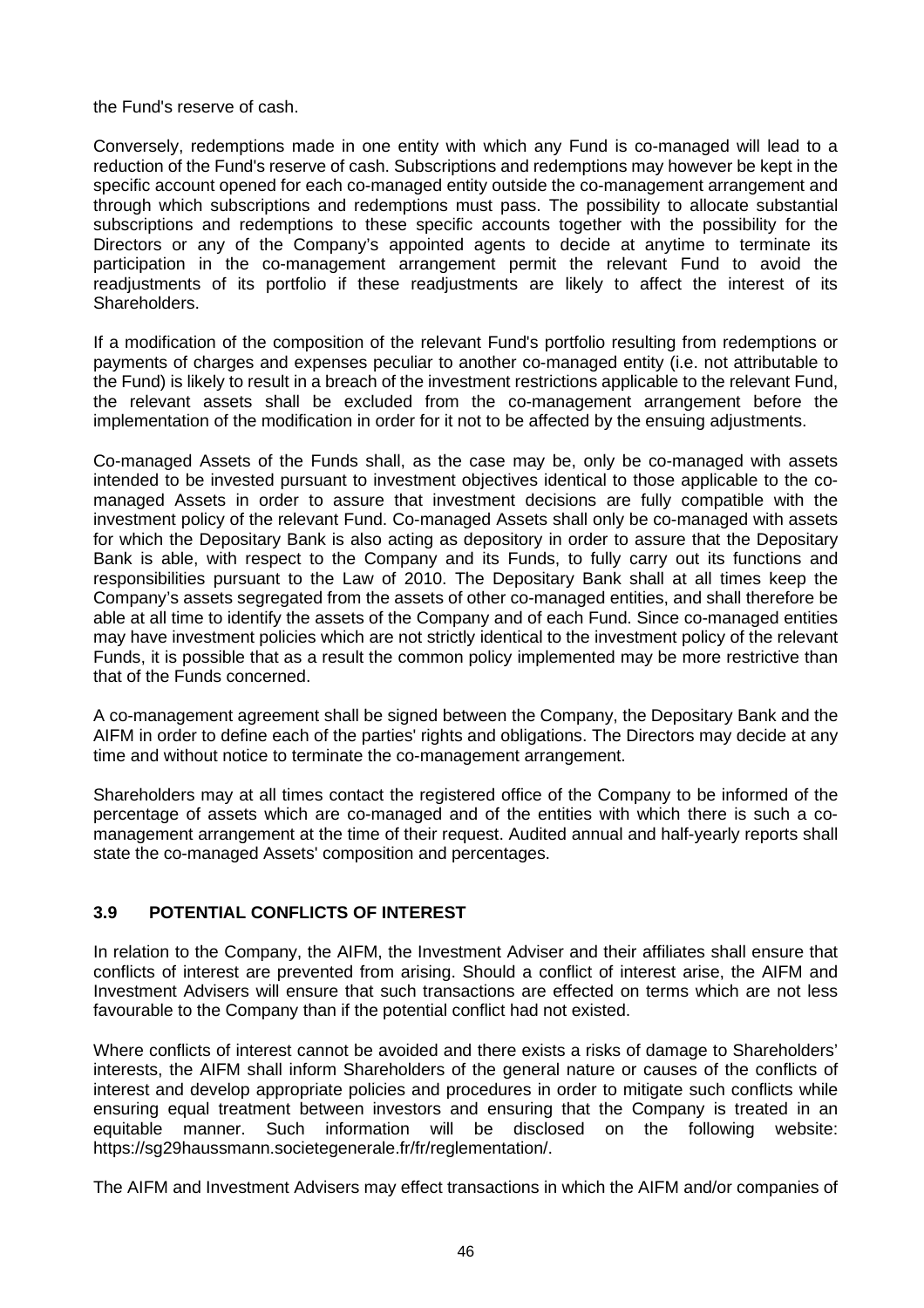the Fund's reserve of cash.

Conversely, redemptions made in one entity with which any Fund is co-managed will lead to a reduction of the Fund's reserve of cash. Subscriptions and redemptions may however be kept in the specific account opened for each co-managed entity outside the co-management arrangement and through which subscriptions and redemptions must pass. The possibility to allocate substantial subscriptions and redemptions to these specific accounts together with the possibility for the Directors or any of the Company's appointed agents to decide at anytime to terminate its participation in the co-management arrangement permit the relevant Fund to avoid the readjustments of its portfolio if these readjustments are likely to affect the interest of its Shareholders.

If a modification of the composition of the relevant Fund's portfolio resulting from redemptions or payments of charges and expenses peculiar to another co-managed entity (i.e. not attributable to the Fund) is likely to result in a breach of the investment restrictions applicable to the relevant Fund, the relevant assets shall be excluded from the co-management arrangement before the implementation of the modification in order for it not to be affected by the ensuing adjustments.

Co-managed Assets of the Funds shall, as the case may be, only be co-managed with assets intended to be invested pursuant to investment objectives identical to those applicable to the co-managed Assets in order to assure that investment decisions are fully compatible with the investment policy of the relevant Fund. Co-managed Assets shall only be co-managed with assets for which the Depositary Bank is also acting as depository in order to assure that the Depositary Bank is able, with respect to the Company and its Funds, to fully carry out its functions and responsibilities pursuant to the Law of 2010. The Depositary Bank shall at all times keep the Company's assets segregated from the assets of other co-managed entities, and shall therefore be able at all time to identify the assets of the Company and of each Fund. Since co-managed entities may have investment policies which are not strictly identical to the investment policy of the relevant Funds, it is possible that as a result the common policy implemented may be more restrictive than that of the Funds concerned.

A co-management agreement shall be signed between the Company, the Depositary Bank and the AIFM in order to define each of the parties' rights and obligations. The Directors may decide at any time and without notice to terminate the co-management arrangement.

Shareholders may at all times contact the registered office of the Company to be informed of the percentage of assets which are co-managed and of the entities with which there is such a co-management arrangement at the time of their request. Audited annual and half-yearly reports shall state the co-managed Assets' composition and percentages.

### 3.9 POTENTIAL CONFLICTS OF INTEREST

In relation to the Company, the AIFM, the Investment Adviser and their affiliates shall ensure that conflicts of interest are prevented from arising. Should a conflict of interest arise, the AIFM and Investment Advisers will ensure that such transactions are effected on terms which are not less favourable to the Company than if the potential conflict had not existed.

Where conflicts of interest cannot be avoided and there exists a risks of damage to Shareholders' interests, the AIFM shall inform Shareholders of the general nature or causes of the conflicts of interest and develop appropriate policies and procedures in order to mitigate such conflicts while ensuring equal treatment between investors and ensuring that the Company is treated in an equitable manner. Such information will be disclosed on the following website: https://sg29haussmann.societegenerale.fr/fr/reglementation/.

The AIFM and Investment Advisers may effect transactions in which the AIFM and/or companies of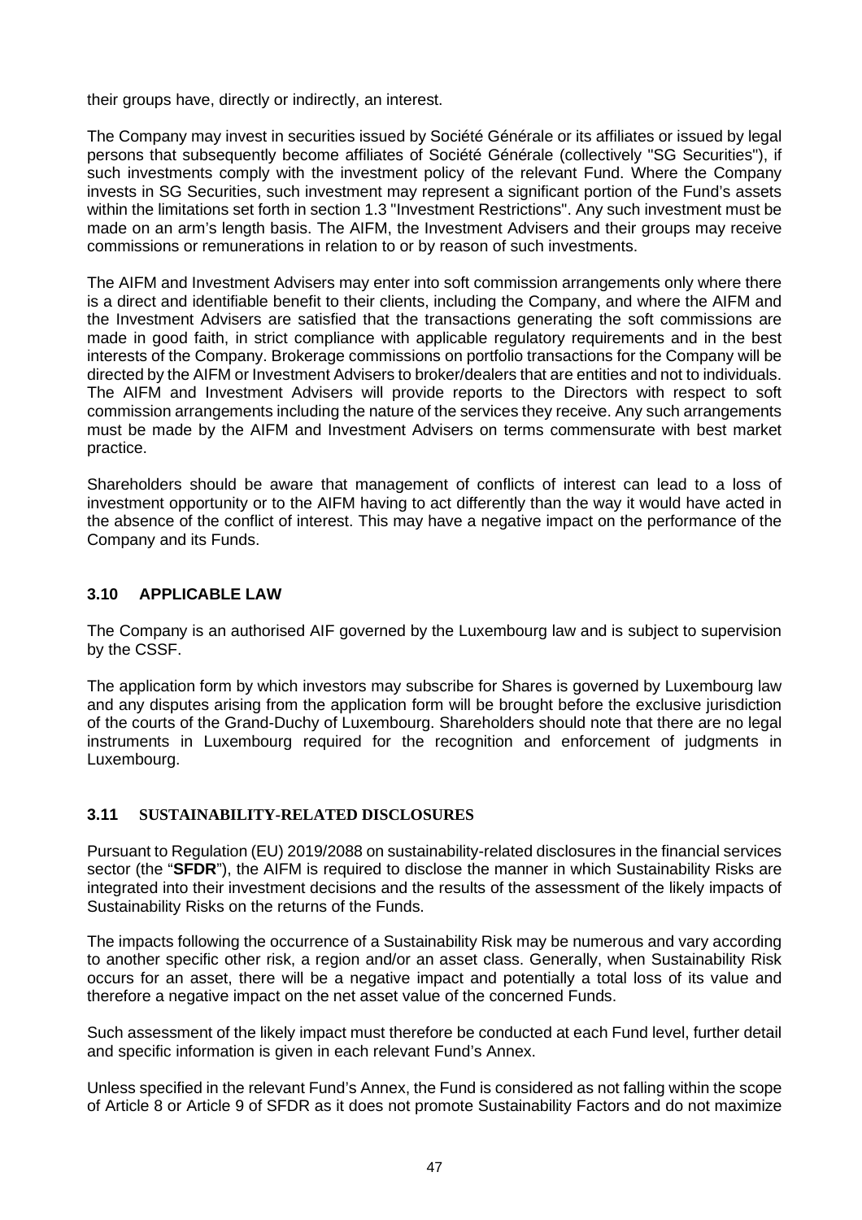their groups have, directly or indirectly, an interest.

The Company may invest in securities issued by Société Générale or its affiliates or issued by legal persons that subsequently become affiliates of Société Générale (collectively "SG Securities"), if such investments comply with the investment policy of the relevant Fund. Where the Company invests in SG Securities, such investment may represent a significant portion of the Fund's assets within the limitations set forth in section 1.3 "Investment Restrictions". Any such investment must be made on an arm's length basis. The AIFM, the Investment Advisers and their groups may receive commissions or remunerations in relation to or by reason of such investments.

The AIFM and Investment Advisers may enter into soft commission arrangements only where there is a direct and identifiable benefit to their clients, including the Company, and where the AIFM and the Investment Advisers are satisfied that the transactions generating the soft commissions are made in good faith, in strict compliance with applicable regulatory requirements and in the best interests of the Company. Brokerage commissions on portfolio transactions for the Company will be directed by the AIFM or Investment Advisers to broker/dealers that are entities and not to individuals. The AIFM and Investment Advisers will provide reports to the Directors with respect to soft commission arrangements including the nature of the services they receive. Any such arrangements must be made by the AIFM and Investment Advisers on terms commensurate with best market practice.

Shareholders should be aware that management of conflicts of interest can lead to a loss of investment opportunity or to the AIFM having to act differently than the way it would have acted in the absence of the conflict of interest. This may have a negative impact on the performance of the Company and its Funds.

## 3.10 APPLICABLE LAW

The Company is an authorised AIF governed by the Luxembourg law and is subject to supervision by the CSSF.

The application form by which investors may subscribe for Shares is governed by Luxembourg law and any disputes arising from the application form will be brought before the exclusive jurisdiction of the courts of the Grand-Duchy of Luxembourg. Shareholders should note that there are no legal instruments in Luxembourg required for the recognition and enforcement of judgments in Luxembourg.

## 3.11 SUSTAINABILITY-RELATED DISCLOSURES

Pursuant to Regulation (EU) 2019/2088 on sustainability-related disclosures in the financial services sector (the "**SFDR**"), the AIFM is required to disclose the manner in which Sustainability Risks are integrated into their investment decisions and the results of the assessment of the likely impacts of Sustainability Risks on the returns of the Funds.

The impacts following the occurrence of a Sustainability Risk may be numerous and vary according to another specific other risk, a region and/or an asset class. Generally, when Sustainability Risk occurs for an asset, there will be a negative impact and potentially a total loss of its value and therefore a negative impact on the net asset value of the concerned Funds.

Such assessment of the likely impact must therefore be conducted at each Fund level, further detail and specific information is given in each relevant Fund's Annex.

Unless specified in the relevant Fund's Annex, the Fund is considered as not falling within the scope of Article 8 or Article 9 of SFDR as it does not promote Sustainability Factors and do not maximize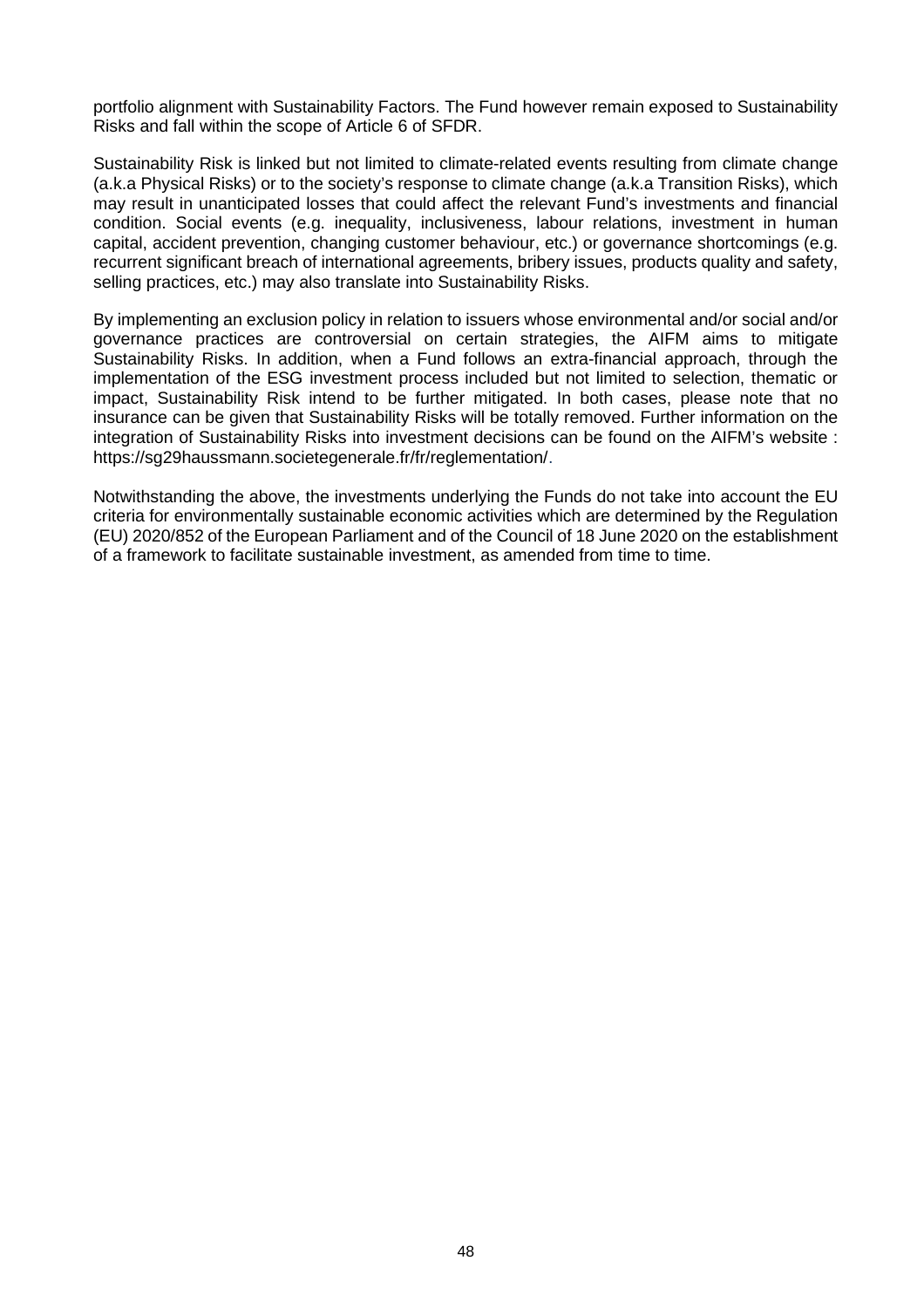portfolio alignment with Sustainability Factors. The Fund however remain exposed to Sustainability Risks and fall within the scope of Article 6 of SFDR.

Sustainability Risk is linked but not limited to climate-related events resulting from climate change (a.k.a Physical Risks) or to the society's response to climate change (a.k.a Transition Risks), which may result in unanticipated losses that could affect the relevant Fund's investments and financial condition. Social events (e.g. inequality, inclusiveness, labour relations, investment in human capital, accident prevention, changing customer behaviour, etc.) or governance shortcomings (e.g. recurrent significant breach of international agreements, bribery issues, products quality and safety, selling practices, etc.) may also translate into Sustainability Risks.

By implementing an exclusion policy in relation to issuers whose environmental and/or social and/or governance practices are controversial on certain strategies, the AIFM aims to mitigate Sustainability Risks. In addition, when a Fund follows an extra-financial approach, through the implementation of the ESG investment process included but not limited to selection, thematic or impact, Sustainability Risk intend to be further mitigated. In both cases, please note that no insurance can be given that Sustainability Risks will be totally removed. Further information on the integration of Sustainability Risks into investment decisions can be found on the AIFM's website : https://sg29haussmann.societegenerale.fr/fr/reglementation/.

Notwithstanding the above, the investments underlying the Funds do not take into account the EU criteria for environmentally sustainable economic activities which are determined by the Regulation (EU) 2020/852 of the European Parliament and of the Council of 18 June 2020 on the establishment of a framework to facilitate sustainable investment, as amended from time to time.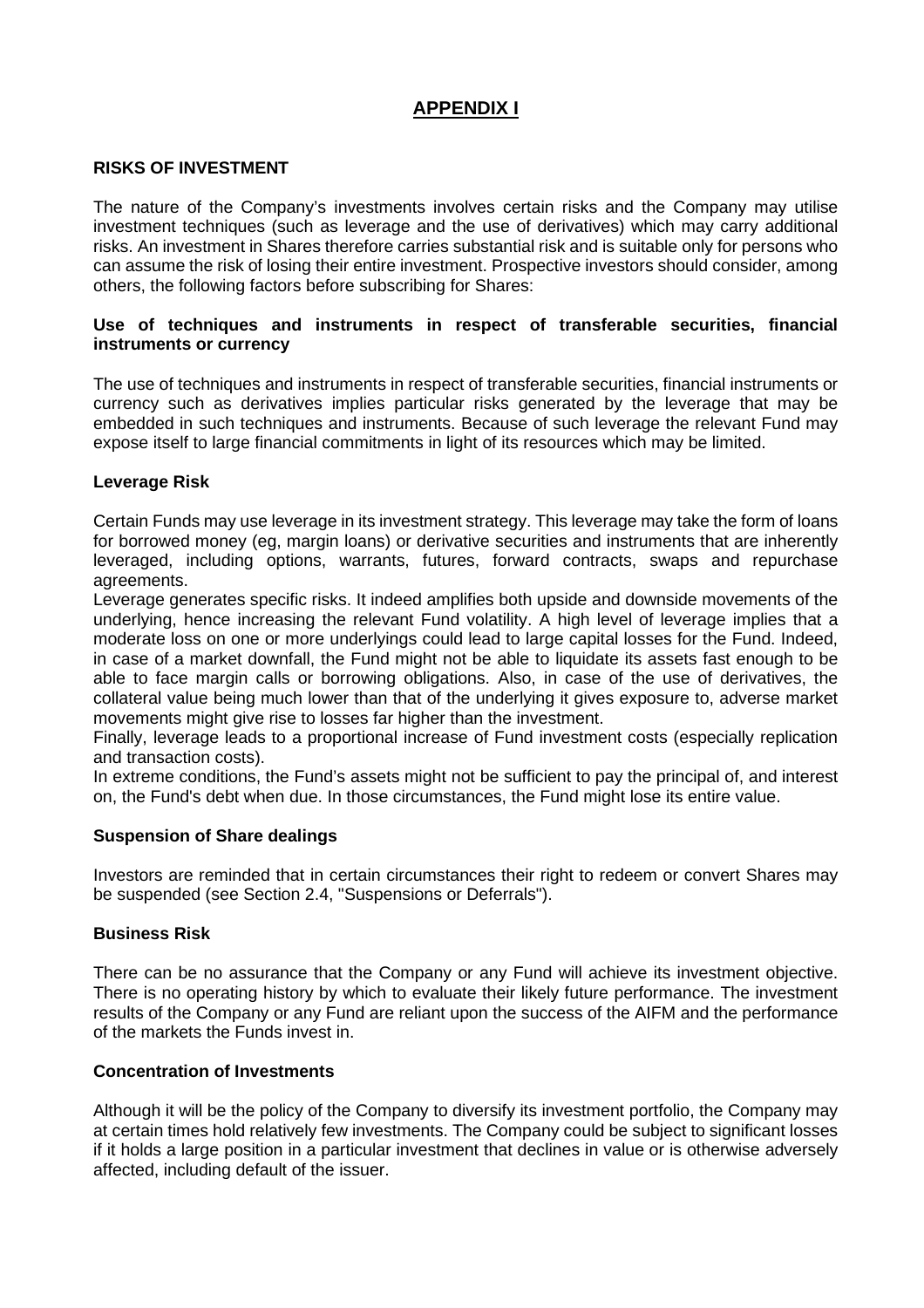# APPENDIX I

## RISKS OF INVESTMENT

The nature of the Company's investments involves certain risks and the Company may utilise investment techniques (such as leverage and the use of derivatives) which may carry additional risks. An investment in Shares therefore carries substantial risk and is suitable only for persons who can assume the risk of losing their entire investment. Prospective investors should consider, among others, the following factors before subscribing for Shares:

### Use of techniques and instruments in respect of transferable securities, financial instruments or currency

The use of techniques and instruments in respect of transferable securities, financial instruments or currency such as derivatives implies particular risks generated by the leverage that may be embedded in such techniques and instruments. Because of such leverage the relevant Fund may expose itself to large financial commitments in light of its resources which may be limited.

### Leverage Risk

Certain Funds may use leverage in its investment strategy. This leverage may take the form of loans for borrowed money (eg, margin loans) or derivative securities and instruments that are inherently leveraged, including options, warrants, futures, forward contracts, swaps and repurchase agreements.

Leverage generates specific risks. It indeed amplifies both upside and downside movements of the underlying, hence increasing the relevant Fund volatility. A high level of leverage implies that a moderate loss on one or more underlyings could lead to large capital losses for the Fund. Indeed, in case of a market downfall, the Fund might not be able to liquidate its assets fast enough to be able to face margin calls or borrowing obligations. Also, in case of the use of derivatives, the collateral value being much lower than that of the underlying it gives exposure to, adverse market movements might give rise to losses far higher than the investment.

Finally, leverage leads to a proportional increase of Fund investment costs (especially replication and transaction costs).

In extreme conditions, the Fund's assets might not be sufficient to pay the principal of, and interest on, the Fund's debt when due. In those circumstances, the Fund might lose its entire value.

### Suspension of Share dealings

Investors are reminded that in certain circumstances their right to redeem or convert Shares may be suspended (see Section 2.4, "Suspensions or Deferrals").

### Business Risk

There can be no assurance that the Company or any Fund will achieve its investment objective. There is no operating history by which to evaluate their likely future performance. The investment results of the Company or any Fund are reliant upon the success of the AIFM and the performance of the markets the Funds invest in.

### Concentration of Investments

Although it will be the policy of the Company to diversify its investment portfolio, the Company may at certain times hold relatively few investments. The Company could be subject to significant losses if it holds a large position in a particular investment that declines in value or is otherwise adversely affected, including default of the issuer.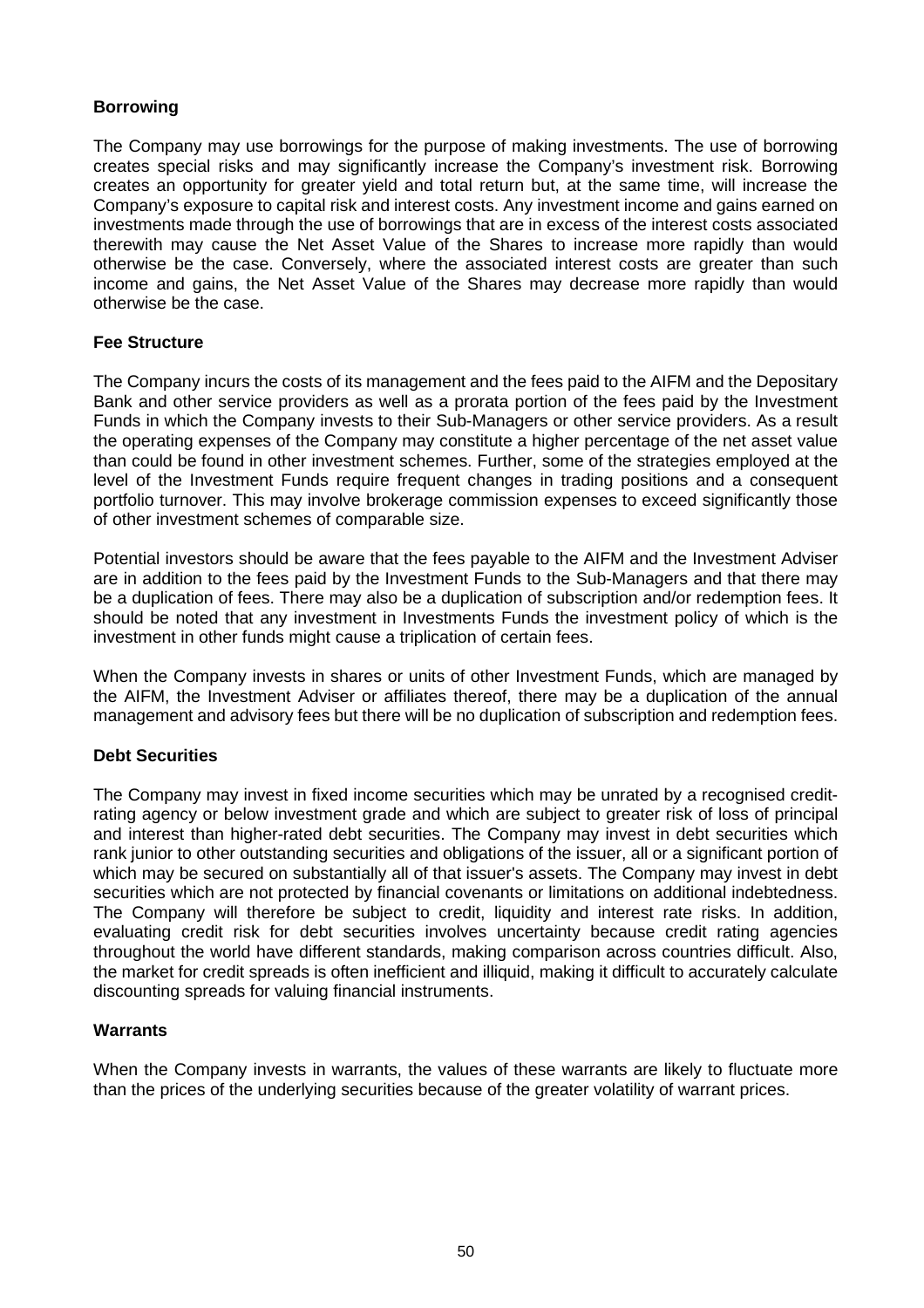**Borrowing**

The Company may use borrowings for the purpose of making investments. The use of borrowing creates special risks and may significantly increase the Company's investment risk. Borrowing creates an opportunity for greater yield and total return but, at the same time, will increase the Company's exposure to capital risk and interest costs. Any investment income and gains earned on investments made through the use of borrowings that are in excess of the interest costs associated therewith may cause the Net Asset Value of the Shares to increase more rapidly than would otherwise be the case. Conversely, where the associated interest costs are greater than such income and gains, the Net Asset Value of the Shares may decrease more rapidly than would otherwise be the case.

**Fee Structure**

The Company incurs the costs of its management and the fees paid to the AIFM and the Depositary Bank and other service providers as well as a prorata portion of the fees paid by the Investment Funds in which the Company invests to their Sub-Managers or other service providers. As a result the operating expenses of the Company may constitute a higher percentage of the net asset value than could be found in other investment schemes. Further, some of the strategies employed at the level of the Investment Funds require frequent changes in trading positions and a consequent portfolio turnover. This may involve brokerage commission expenses to exceed significantly those of other investment schemes of comparable size.

Potential investors should be aware that the fees payable to the AIFM and the Investment Adviser are in addition to the fees paid by the Investment Funds to the Sub-Managers and that there may be a duplication of fees. There may also be a duplication of subscription and/or redemption fees. It should be noted that any investment in Investments Funds the investment policy of which is the investment in other funds might cause a triplication of certain fees.

When the Company invests in shares or units of other Investment Funds, which are managed by the AIFM, the Investment Adviser or affiliates thereof, there may be a duplication of the annual management and advisory fees but there will be no duplication of subscription and redemption fees.

**Debt Securities**

The Company may invest in fixed income securities which may be unrated by a recognised credit-rating agency or below investment grade and which are subject to greater risk of loss of principal and interest than higher-rated debt securities. The Company may invest in debt securities which rank junior to other outstanding securities and obligations of the issuer, all or a significant portion of which may be secured on substantially all of that issuer's assets. The Company may invest in debt securities which are not protected by financial covenants or limitations on additional indebtedness. The Company will therefore be subject to credit, liquidity and interest rate risks. In addition, evaluating credit risk for debt securities involves uncertainty because credit rating agencies throughout the world have different standards, making comparison across countries difficult. Also, the market for credit spreads is often inefficient and illiquid, making it difficult to accurately calculate discounting spreads for valuing financial instruments.

**Warrants**

When the Company invests in warrants, the values of these warrants are likely to fluctuate more than the prices of the underlying securities because of the greater volatility of warrant prices.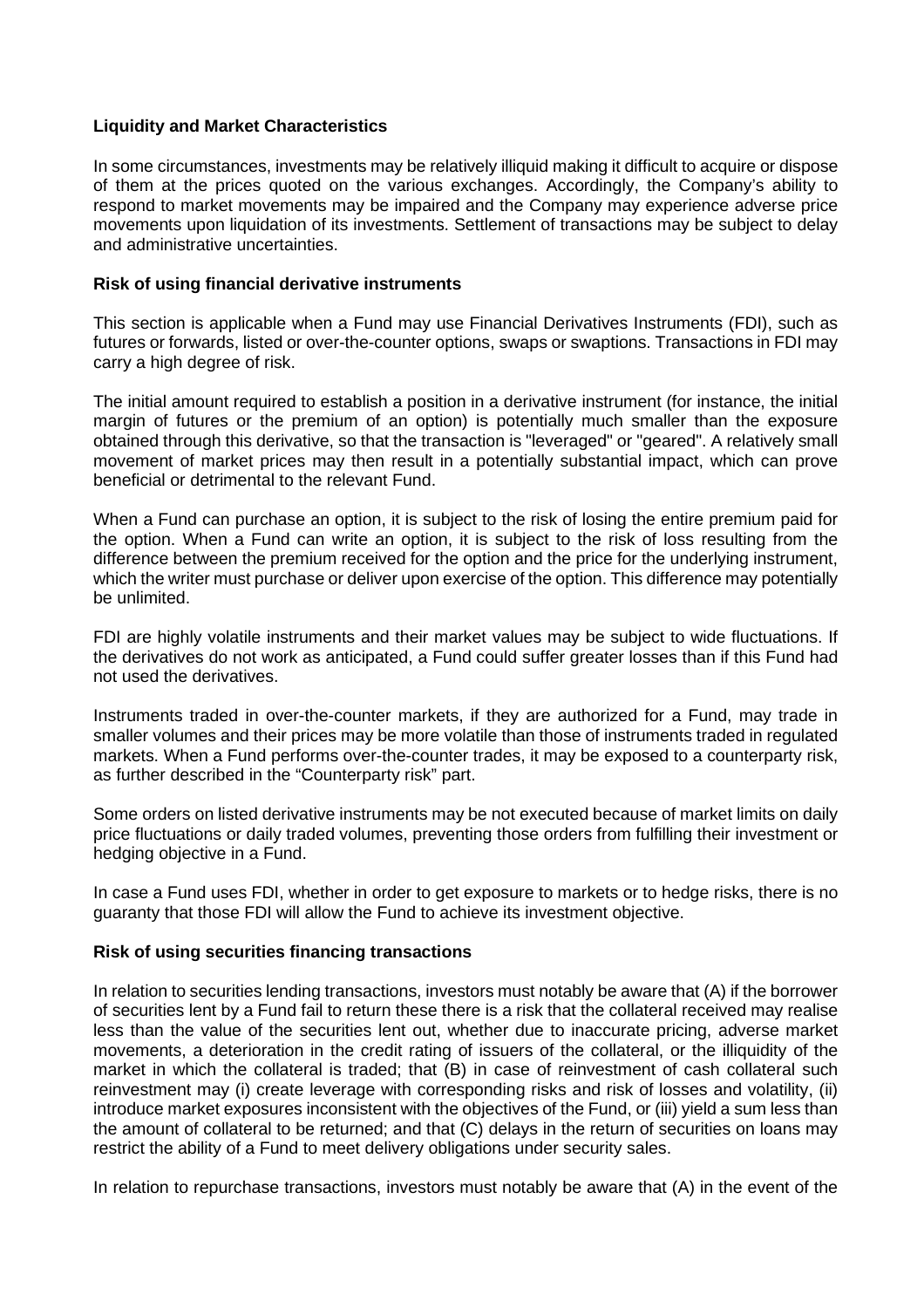**Liquidity and Market Characteristics**

In some circumstances, investments may be relatively illiquid making it difficult to acquire or dispose of them at the prices quoted on the various exchanges. Accordingly, the Company's ability to respond to market movements may be impaired and the Company may experience adverse price movements upon liquidation of its investments. Settlement of transactions may be subject to delay and administrative uncertainties.

**Risk of using financial derivative instruments**

This section is applicable when a Fund may use Financial Derivatives Instruments (FDI), such as futures or forwards, listed or over-the-counter options, swaps or swaptions. Transactions in FDI may carry a high degree of risk.

The initial amount required to establish a position in a derivative instrument (for instance, the initial margin of futures or the premium of an option) is potentially much smaller than the exposure obtained through this derivative, so that the transaction is "leveraged" or "geared". A relatively small movement of market prices may then result in a potentially substantial impact, which can prove beneficial or detrimental to the relevant Fund.

When a Fund can purchase an option, it is subject to the risk of losing the entire premium paid for the option. When a Fund can write an option, it is subject to the risk of loss resulting from the difference between the premium received for the option and the price for the underlying instrument, which the writer must purchase or deliver upon exercise of the option. This difference may potentially be unlimited.

FDI are highly volatile instruments and their market values may be subject to wide fluctuations. If the derivatives do not work as anticipated, a Fund could suffer greater losses than if this Fund had not used the derivatives.

Instruments traded in over-the-counter markets, if they are authorized for a Fund, may trade in smaller volumes and their prices may be more volatile than those of instruments traded in regulated markets. When a Fund performs over-the-counter trades, it may be exposed to a counterparty risk, as further described in the "Counterparty risk" part.

Some orders on listed derivative instruments may be not executed because of market limits on daily price fluctuations or daily traded volumes, preventing those orders from fulfilling their investment or hedging objective in a Fund.

In case a Fund uses FDI, whether in order to get exposure to markets or to hedge risks, there is no guaranty that those FDI will allow the Fund to achieve its investment objective.

**Risk of using securities financing transactions**

In relation to securities lending transactions, investors must notably be aware that (A) if the borrower of securities lent by a Fund fail to return these there is a risk that the collateral received may realise less than the value of the securities lent out, whether due to inaccurate pricing, adverse market movements, a deterioration in the credit rating of issuers of the collateral, or the illiquidity of the market in which the collateral is traded; that (B) in case of reinvestment of cash collateral such reinvestment may (i) create leverage with corresponding risks and risk of losses and volatility, (ii) introduce market exposures inconsistent with the objectives of the Fund, or (iii) yield a sum less than the amount of collateral to be returned; and that (C) delays in the return of securities on loans may restrict the ability of a Fund to meet delivery obligations under security sales.

In relation to repurchase transactions, investors must notably be aware that (A) in the event of the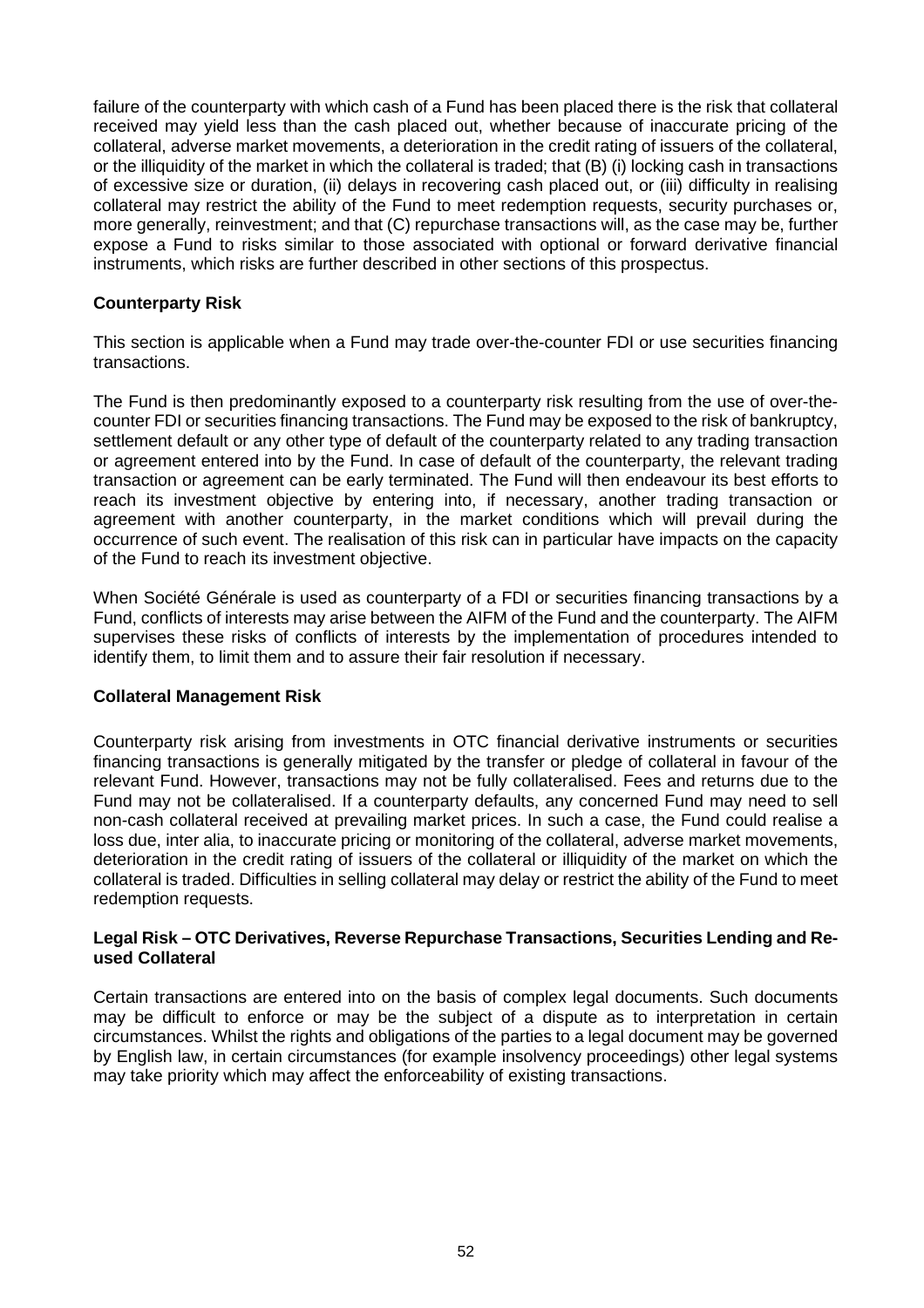failure of the counterparty with which cash of a Fund has been placed there is the risk that collateral received may yield less than the cash placed out, whether because of inaccurate pricing of the collateral, adverse market movements, a deterioration in the credit rating of issuers of the collateral, or the illiquidity of the market in which the collateral is traded; that (B) (i) locking cash in transactions of excessive size or duration, (ii) delays in recovering cash placed out, or (iii) difficulty in realising collateral may restrict the ability of the Fund to meet redemption requests, security purchases or, more generally, reinvestment; and that (C) repurchase transactions will, as the case may be, further expose a Fund to risks similar to those associated with optional or forward derivative financial instruments, which risks are further described in other sections of this prospectus.

**Counterparty Risk**

This section is applicable when a Fund may trade over-the-counter FDI or use securities financing transactions.

The Fund is then predominantly exposed to a counterparty risk resulting from the use of over-the-counter FDI or securities financing transactions. The Fund may be exposed to the risk of bankruptcy, settlement default or any other type of default of the counterparty related to any trading transaction or agreement entered into by the Fund. In case of default of the counterparty, the relevant trading transaction or agreement can be early terminated. The Fund will then endeavour its best efforts to reach its investment objective by entering into, if necessary, another trading transaction or agreement with another counterparty, in the market conditions which will prevail during the occurrence of such event. The realisation of this risk can in particular have impacts on the capacity of the Fund to reach its investment objective.

When Société Générale is used as counterparty of a FDI or securities financing transactions by a Fund, conflicts of interests may arise between the AIFM of the Fund and the counterparty. The AIFM supervises these risks of conflicts of interests by the implementation of procedures intended to identify them, to limit them and to assure their fair resolution if necessary.

**Collateral Management Risk**

Counterparty risk arising from investments in OTC financial derivative instruments or securities financing transactions is generally mitigated by the transfer or pledge of collateral in favour of the relevant Fund. However, transactions may not be fully collateralised. Fees and returns due to the Fund may not be collateralised. If a counterparty defaults, any concerned Fund may need to sell non-cash collateral received at prevailing market prices. In such a case, the Fund could realise a loss due, inter alia, to inaccurate pricing or monitoring of the collateral, adverse market movements, deterioration in the credit rating of issuers of the collateral or illiquidity of the market on which the collateral is traded. Difficulties in selling collateral may delay or restrict the ability of the Fund to meet redemption requests.

**Legal Risk – OTC Derivatives, Reverse Repurchase Transactions, Securities Lending and Re-used Collateral**

Certain transactions are entered into on the basis of complex legal documents. Such documents may be difficult to enforce or may be the subject of a dispute as to interpretation in certain circumstances. Whilst the rights and obligations of the parties to a legal document may be governed by English law, in certain circumstances (for example insolvency proceedings) other legal systems may take priority which may affect the enforceability of existing transactions.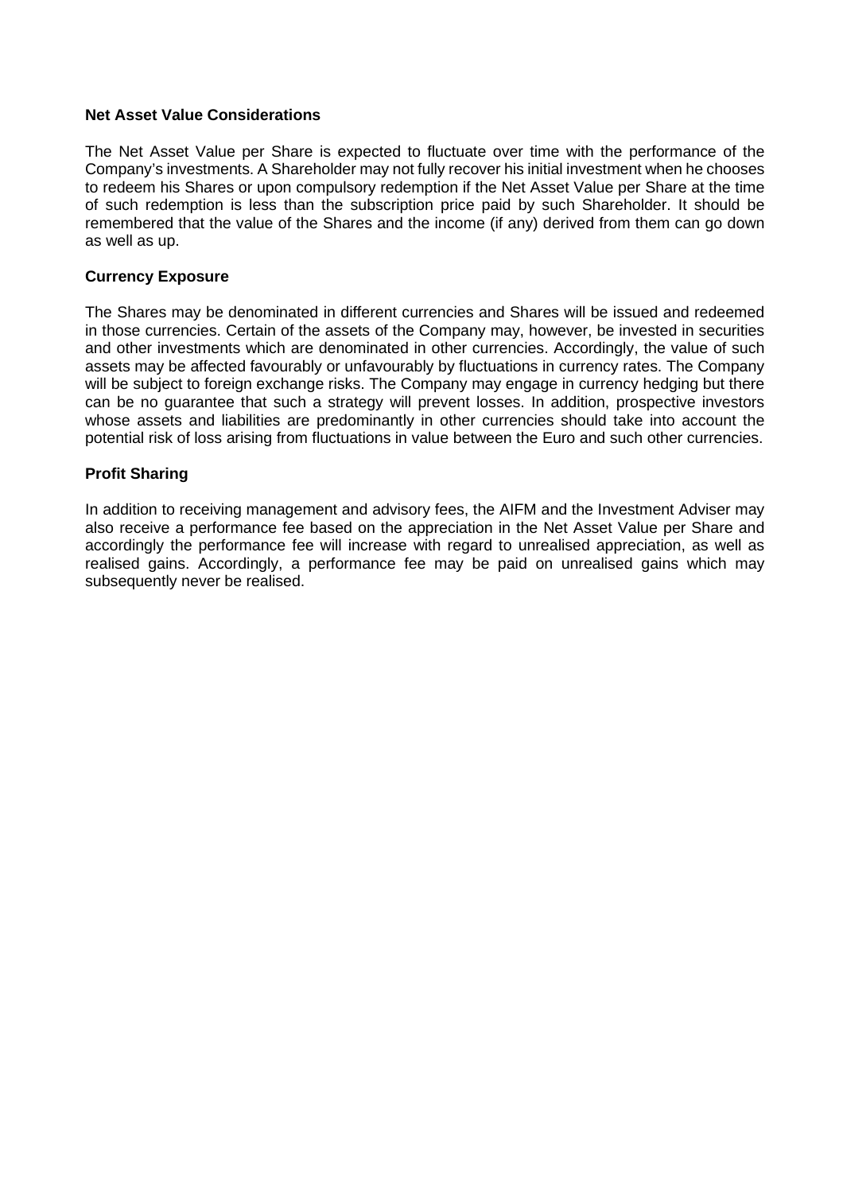**Net Asset Value Considerations**

The Net Asset Value per Share is expected to fluctuate over time with the performance of the Company's investments. A Shareholder may not fully recover his initial investment when he chooses to redeem his Shares or upon compulsory redemption if the Net Asset Value per Share at the time of such redemption is less than the subscription price paid by such Shareholder. It should be remembered that the value of the Shares and the income (if any) derived from them can go down as well as up.

**Currency Exposure**

The Shares may be denominated in different currencies and Shares will be issued and redeemed in those currencies. Certain of the assets of the Company may, however, be invested in securities and other investments which are denominated in other currencies. Accordingly, the value of such assets may be affected favourably or unfavourably by fluctuations in currency rates. The Company will be subject to foreign exchange risks. The Company may engage in currency hedging but there can be no guarantee that such a strategy will prevent losses. In addition, prospective investors whose assets and liabilities are predominantly in other currencies should take into account the potential risk of loss arising from fluctuations in value between the Euro and such other currencies.

**Profit Sharing**

In addition to receiving management and advisory fees, the AIFM and the Investment Adviser may also receive a performance fee based on the appreciation in the Net Asset Value per Share and accordingly the performance fee will increase with regard to unrealised appreciation, as well as realised gains. Accordingly, a performance fee may be paid on unrealised gains which may subsequently never be realised.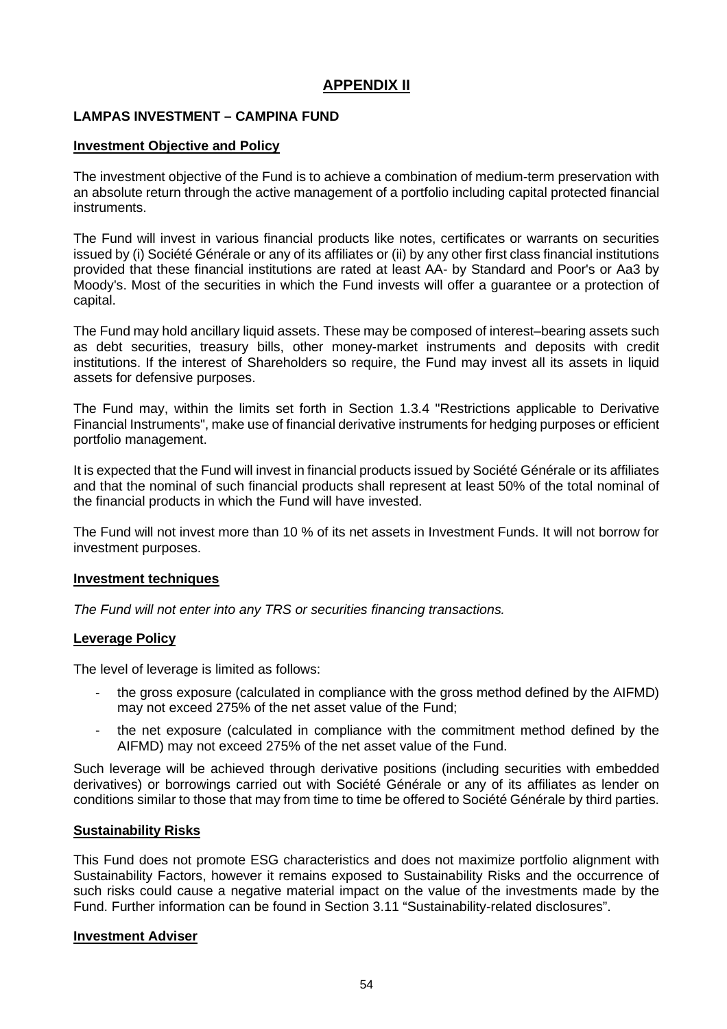# APPENDIX II

## LAMPAS INVESTMENT – CAMPINA FUND

### Investment Objective and Policy

The investment objective of the Fund is to achieve a combination of medium-term preservation with an absolute return through the active management of a portfolio including capital protected financial instruments.

The Fund will invest in various financial products like notes, certificates or warrants on securities issued by (i) Société Générale or any of its affiliates or (ii) by any other first class financial institutions provided that these financial institutions are rated at least AA- by Standard and Poor's or Aa3 by Moody's. Most of the securities in which the Fund invests will offer a guarantee or a protection of capital.

The Fund may hold ancillary liquid assets. These may be composed of interest–bearing assets such as debt securities, treasury bills, other money-market instruments and deposits with credit institutions. If the interest of Shareholders so require, the Fund may invest all its assets in liquid assets for defensive purposes.

The Fund may, within the limits set forth in Section 1.3.4 "Restrictions applicable to Derivative Financial Instruments", make use of financial derivative instruments for hedging purposes or efficient portfolio management.

It is expected that the Fund will invest in financial products issued by Société Générale or its affiliates and that the nominal of such financial products shall represent at least 50% of the total nominal of the financial products in which the Fund will have invested.

The Fund will not invest more than 10 % of its net assets in Investment Funds. It will not borrow for investment purposes.

### Investment techniques

*The Fund will not enter into any TRS or securities financing transactions.*

### Leverage Policy

The level of leverage is limited as follows:

- the gross exposure (calculated in compliance with the gross method defined by the AIFMD) may not exceed 275% of the net asset value of the Fund;
- the net exposure (calculated in compliance with the commitment method defined by the AIFMD) may not exceed 275% of the net asset value of the Fund.

Such leverage will be achieved through derivative positions (including securities with embedded derivatives) or borrowings carried out with Société Générale or any of its affiliates as lender on conditions similar to those that may from time to time be offered to Société Générale by third parties.

### Sustainability Risks

This Fund does not promote ESG characteristics and does not maximize portfolio alignment with Sustainability Factors, however it remains exposed to Sustainability Risks and the occurrence of such risks could cause a negative material impact on the value of the investments made by the Fund. Further information can be found in Section 3.11 "Sustainability-related disclosures".

### Investment Adviser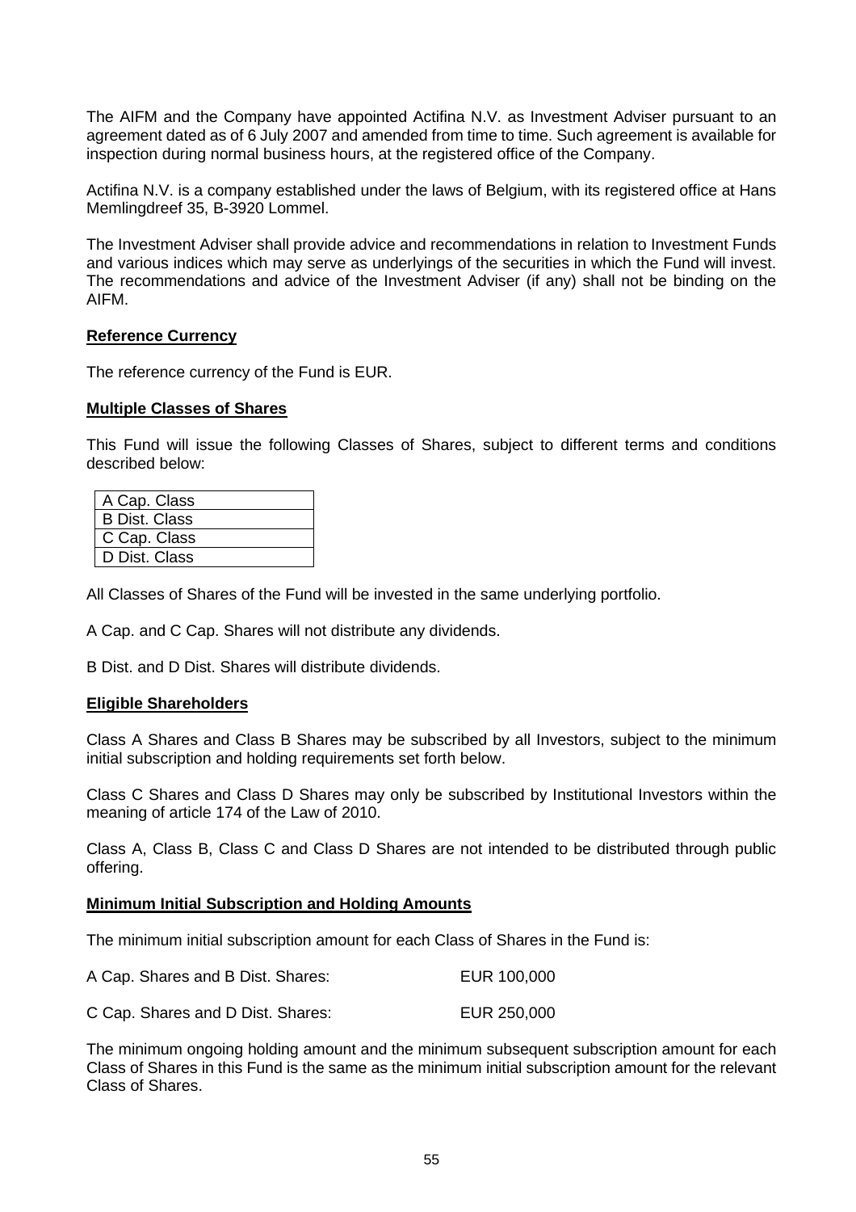The AIFM and the Company have appointed Actifina N.V. as Investment Adviser pursuant to an agreement dated as of 6 July 2007 and amended from time to time. Such agreement is available for inspection during normal business hours, at the registered office of the Company.

Actifina N.V. is a company established under the laws of Belgium, with its registered office at Hans Memlingdreef 35, B-3920 Lommel.

The Investment Adviser shall provide advice and recommendations in relation to Investment Funds and various indices which may serve as underlyings of the securities in which the Fund will invest. The recommendations and advice of the Investment Adviser (if any) shall not be binding on the AIFM.

**Reference Currency**

The reference currency of the Fund is EUR.

**Multiple Classes of Shares**

This Fund will issue the following Classes of Shares, subject to different terms and conditions described below:

| A Cap. Class |
|---|
| B Dist. Class |
| C Cap. Class |
| D Dist. Class |

All Classes of Shares of the Fund will be invested in the same underlying portfolio.

A Cap. and C Cap. Shares will not distribute any dividends.

B Dist. and D Dist. Shares will distribute dividends.

**Eligible Shareholders**

Class A Shares and Class B Shares may be subscribed by all Investors, subject to the minimum initial subscription and holding requirements set forth below.

Class C Shares and Class D Shares may only be subscribed by Institutional Investors within the meaning of article 174 of the Law of 2010.

Class A, Class B, Class C and Class D Shares are not intended to be distributed through public offering.

**Minimum Initial Subscription and Holding Amounts**

The minimum initial subscription amount for each Class of Shares in the Fund is:

A Cap. Shares and B Dist. Shares: EUR 100,000

C Cap. Shares and D Dist. Shares: EUR 250,000

The minimum ongoing holding amount and the minimum subsequent subscription amount for each Class of Shares in this Fund is the same as the minimum initial subscription amount for the relevant Class of Shares.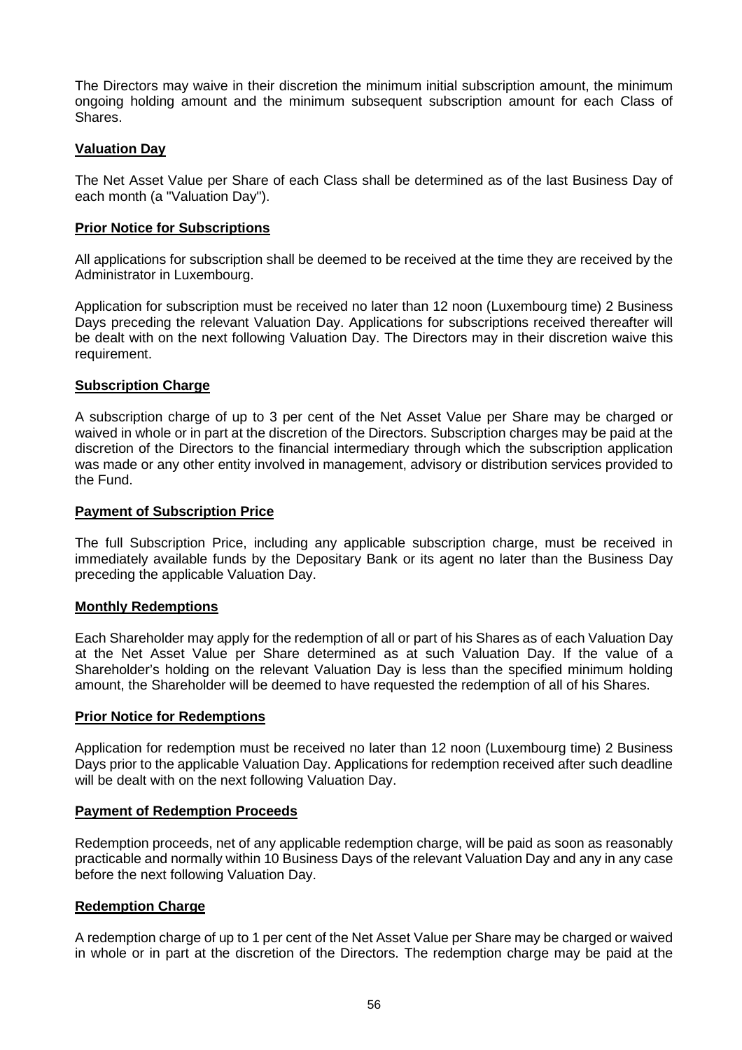The Directors may waive in their discretion the minimum initial subscription amount, the minimum ongoing holding amount and the minimum subsequent subscription amount for each Class of Shares.

**Valuation Day**

The Net Asset Value per Share of each Class shall be determined as of the last Business Day of each month (a "Valuation Day").

**Prior Notice for Subscriptions**

All applications for subscription shall be deemed to be received at the time they are received by the Administrator in Luxembourg.

Application for subscription must be received no later than 12 noon (Luxembourg time) 2 Business Days preceding the relevant Valuation Day. Applications for subscriptions received thereafter will be dealt with on the next following Valuation Day. The Directors may in their discretion waive this requirement.

**Subscription Charge**

A subscription charge of up to 3 per cent of the Net Asset Value per Share may be charged or waived in whole or in part at the discretion of the Directors. Subscription charges may be paid at the discretion of the Directors to the financial intermediary through which the subscription application was made or any other entity involved in management, advisory or distribution services provided to the Fund.

**Payment of Subscription Price**

The full Subscription Price, including any applicable subscription charge, must be received in immediately available funds by the Depositary Bank or its agent no later than the Business Day preceding the applicable Valuation Day.

**Monthly Redemptions**

Each Shareholder may apply for the redemption of all or part of his Shares as of each Valuation Day at the Net Asset Value per Share determined as at such Valuation Day. If the value of a Shareholder's holding on the relevant Valuation Day is less than the specified minimum holding amount, the Shareholder will be deemed to have requested the redemption of all of his Shares.

**Prior Notice for Redemptions**

Application for redemption must be received no later than 12 noon (Luxembourg time) 2 Business Days prior to the applicable Valuation Day. Applications for redemption received after such deadline will be dealt with on the next following Valuation Day.

**Payment of Redemption Proceeds**

Redemption proceeds, net of any applicable redemption charge, will be paid as soon as reasonably practicable and normally within 10 Business Days of the relevant Valuation Day and any in any case before the next following Valuation Day.

**Redemption Charge**

A redemption charge of up to 1 per cent of the Net Asset Value per Share may be charged or waived in whole or in part at the discretion of the Directors. The redemption charge may be paid at the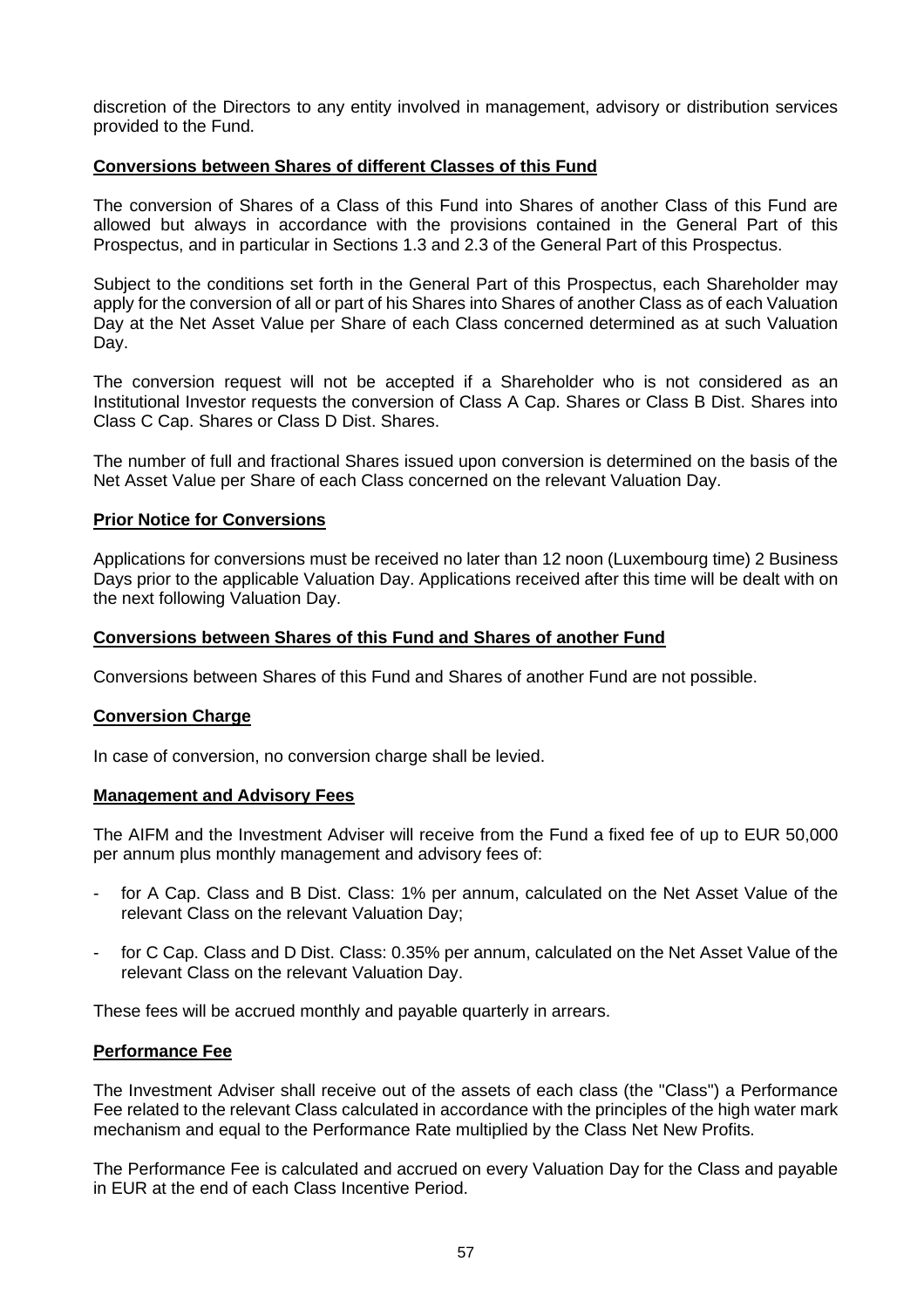discretion of the Directors to any entity involved in management, advisory or distribution services provided to the Fund.

**Conversions between Shares of different Classes of this Fund**

The conversion of Shares of a Class of this Fund into Shares of another Class of this Fund are allowed but always in accordance with the provisions contained in the General Part of this Prospectus, and in particular in Sections 1.3 and 2.3 of the General Part of this Prospectus.

Subject to the conditions set forth in the General Part of this Prospectus, each Shareholder may apply for the conversion of all or part of his Shares into Shares of another Class as of each Valuation Day at the Net Asset Value per Share of each Class concerned determined as at such Valuation Day.

The conversion request will not be accepted if a Shareholder who is not considered as an Institutional Investor requests the conversion of Class A Cap. Shares or Class B Dist. Shares into Class C Cap. Shares or Class D Dist. Shares.

The number of full and fractional Shares issued upon conversion is determined on the basis of the Net Asset Value per Share of each Class concerned on the relevant Valuation Day.

**Prior Notice for Conversions**

Applications for conversions must be received no later than 12 noon (Luxembourg time) 2 Business Days prior to the applicable Valuation Day. Applications received after this time will be dealt with on the next following Valuation Day.

**Conversions between Shares of this Fund and Shares of another Fund**

Conversions between Shares of this Fund and Shares of another Fund are not possible.

**Conversion Charge**

In case of conversion, no conversion charge shall be levied.

**Management and Advisory Fees**

The AIFM and the Investment Adviser will receive from the Fund a fixed fee of up to EUR 50,000 per annum plus monthly management and advisory fees of:

- for A Cap. Class and B Dist. Class: 1% per annum, calculated on the Net Asset Value of the relevant Class on the relevant Valuation Day;
- for C Cap. Class and D Dist. Class: 0.35% per annum, calculated on the Net Asset Value of the relevant Class on the relevant Valuation Day.

These fees will be accrued monthly and payable quarterly in arrears.

**Performance Fee**

The Investment Adviser shall receive out of the assets of each class (the "Class") a Performance Fee related to the relevant Class calculated in accordance with the principles of the high water mark mechanism and equal to the Performance Rate multiplied by the Class Net New Profits.

The Performance Fee is calculated and accrued on every Valuation Day for the Class and payable in EUR at the end of each Class Incentive Period.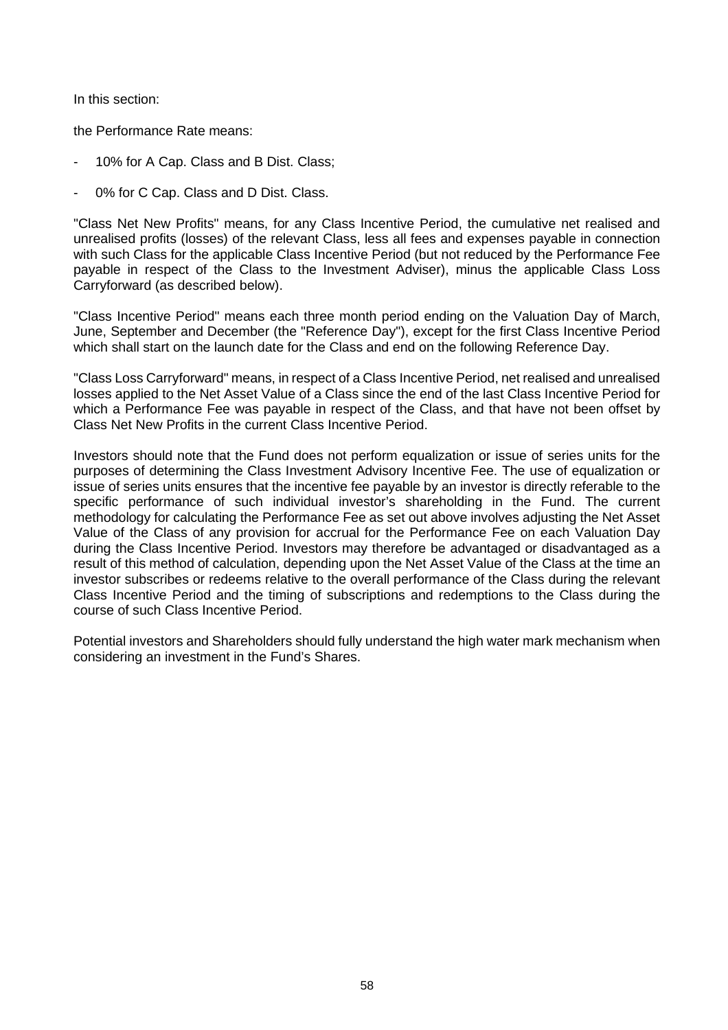In this section:

the Performance Rate means:

- 10% for A Cap. Class and B Dist. Class;
- 0% for C Cap. Class and D Dist. Class.

"Class Net New Profits" means, for any Class Incentive Period, the cumulative net realised and unrealised profits (losses) of the relevant Class, less all fees and expenses payable in connection with such Class for the applicable Class Incentive Period (but not reduced by the Performance Fee payable in respect of the Class to the Investment Adviser), minus the applicable Class Loss Carryforward (as described below).

"Class Incentive Period" means each three month period ending on the Valuation Day of March, June, September and December (the "Reference Day"), except for the first Class Incentive Period which shall start on the launch date for the Class and end on the following Reference Day.

"Class Loss Carryforward" means, in respect of a Class Incentive Period, net realised and unrealised losses applied to the Net Asset Value of a Class since the end of the last Class Incentive Period for which a Performance Fee was payable in respect of the Class, and that have not been offset by Class Net New Profits in the current Class Incentive Period.

Investors should note that the Fund does not perform equalization or issue of series units for the purposes of determining the Class Investment Advisory Incentive Fee. The use of equalization or issue of series units ensures that the incentive fee payable by an investor is directly referable to the specific performance of such individual investor's shareholding in the Fund. The current methodology for calculating the Performance Fee as set out above involves adjusting the Net Asset Value of the Class of any provision for accrual for the Performance Fee on each Valuation Day during the Class Incentive Period. Investors may therefore be advantaged or disadvantaged as a result of this method of calculation, depending upon the Net Asset Value of the Class at the time an investor subscribes or redeems relative to the overall performance of the Class during the relevant Class Incentive Period and the timing of subscriptions and redemptions to the Class during the course of such Class Incentive Period.

Potential investors and Shareholders should fully understand the high water mark mechanism when considering an investment in the Fund's Shares.